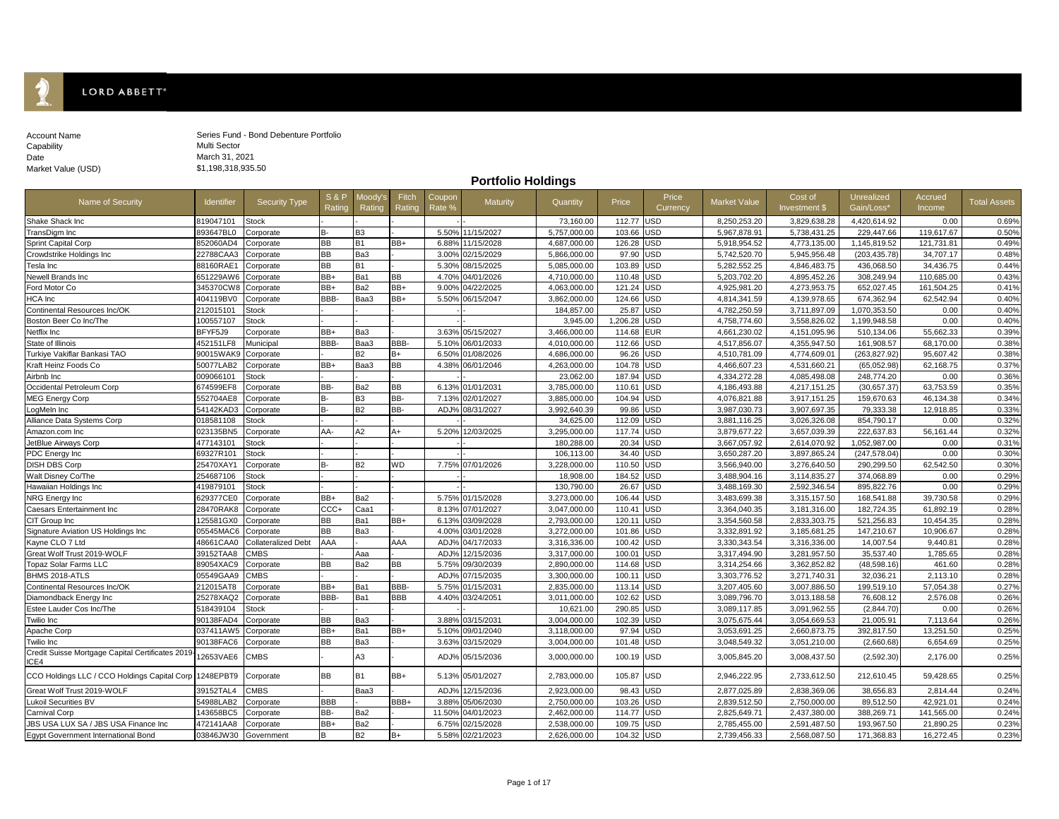LORD ABBETT®

Account Name: Series Fund - Bond Debenture Portfolio
Capability: Multi Sector
Date: March 31, 2021
Market Value (USD): $1,198,318,935.50

## Portfolio Holdings

| Name of Security | Identifier | Security Type | S & P Rating | Moody's Rating | Fitch Rating | Coupon Rate % | Maturity | Quantity | Price | Price Currency | Market Value | Cost of Investment $ | Unrealized Gain/Loss* | Accrued Income | Total Assets |
|---|---|---|---|---|---|---|---|---|---|---|---|---|---|---|---|
| Shake Shack Inc | 819047101 | Stock | - | - | - | - | - | 73,160.00 | 112.77 | USD | 8,250,253.20 | 3,829,638.28 | 4,420,614.92 | 0.00 | 0.69% |
| TransDigm Inc | 893647BL0 | Corporate | B- | B3 | - | 5.50% | 11/15/2027 | 5,757,000.00 | 103.66 | USD | 5,967,878.91 | 5,738,431.25 | 229,447.66 | 119,617.67 | 0.50% |
| Sprint Capital Corp | 852060AD4 | Corporate | BB | B1 | BB+ | 6.88% | 11/15/2028 | 4,687,000.00 | 126.28 | USD | 5,918,954.52 | 4,773,135.00 | 1,145,819.52 | 121,731.81 | 0.49% |
| Crowdstrike Holdings Inc | 22788CAA3 | Corporate | BB | Ba3 | - | 3.00% | 02/15/2029 | 5,866,000.00 | 97.90 | USD | 5,742,520.70 | 5,945,956.48 | (203,435.78) | 34,707.17 | 0.48% |
| Tesla Inc | 88160RAE1 | Corporate | BB | B1 | - | 5.30% | 08/15/2025 | 5,085,000.00 | 103.89 | USD | 5,282,552.25 | 4,846,483.75 | 436,068.50 | 34,436.75 | 0.44% |
| Newell Brands Inc | 651229AW6 | Corporate | BB+ | Ba1 | BB | 4.70% | 04/01/2026 | 4,710,000.00 | 110.48 | USD | 5,203,702.20 | 4,895,452.26 | 308,249.94 | 110,685.00 | 0.43% |
| Ford Motor Co | 345370CW8 | Corporate | BB+ | Ba2 | BB+ | 9.00% | 04/22/2025 | 4,063,000.00 | 121.24 | USD | 4,925,981.20 | 4,273,953.75 | 652,027.45 | 161,504.25 | 0.41% |
| HCA Inc | 404119BV0 | Corporate | BBB- | Baa3 | BB+ | 5.50% | 06/15/2047 | 3,862,000.00 | 124.66 | USD | 4,814,341.59 | 4,139,978.65 | 674,362.94 | 62,542.94 | 0.40% |
| Continental Resources Inc/OK | 212015101 | Stock | - | - | - | - | - | 184,857.00 | 25.87 | USD | 4,782,250.59 | 3,711,897.09 | 1,070,353.50 | 0.00 | 0.40% |
| Boston Beer Co Inc/The | 100557107 | Stock | - | - | - | - | - | 3,945.00 | 1,206.28 | USD | 4,758,774.60 | 3,558,826.02 | 1,199,948.58 | 0.00 | 0.40% |
| Netflix Inc | BFYF5J9 | Corporate | BB+ | Ba3 | - | 3.63% | 05/15/2027 | 3,466,000.00 | 114.68 | EUR | 4,661,230.02 | 4,151,095.96 | 510,134.06 | 55,662.33 | 0.39% |
| State of Illinois | 452151LF8 | Municipal | BBB- | Baa3 | BBB- | 5.10% | 06/01/2033 | 4,010,000.00 | 112.66 | USD | 4,517,856.07 | 4,355,947.50 | 161,908.57 | 68,170.00 | 0.38% |
| Turkiye Vakiflar Bankasi TAO | 90015WAK9 | Corporate | - | B2 | B+ | 6.50% | 01/08/2026 | 4,686,000.00 | 96.26 | USD | 4,510,781.09 | 4,774,609.01 | (263,827.92) | 95,607.42 | 0.38% |
| Kraft Heinz Foods Co | 50077LAB2 | Corporate | BB+ | Baa3 | BB | 4.38% | 06/01/2046 | 4,263,000.00 | 104.78 | USD | 4,466,607.23 | 4,531,660.21 | (65,052.98) | 62,168.75 | 0.37% |
| Airbnb Inc | 009066101 | Stock | - | - | - | - | - | 23,062.00 | 187.94 | USD | 4,334,272.28 | 4,085,498.08 | 248,774.20 | 0.00 | 0.36% |
| Occidental Petroleum Corp | 674599EF8 | Corporate | BB- | Ba2 | BB | 6.13% | 01/01/2031 | 3,785,000.00 | 110.61 | USD | 4,186,493.88 | 4,217,151.25 | (30,657.37) | 63,753.59 | 0.35% |
| MEG Energy Corp | 552704AE8 | Corporate | B- | B3 | BB- | 7.13% | 02/01/2027 | 3,885,000.00 | 104.94 | USD | 4,076,821.88 | 3,917,151.25 | 159,670.63 | 46,134.38 | 0.34% |
| LogMeIn Inc | 54142KAD3 | Corporate | B- | B2 | BB- | ADJ% | 08/31/2027 | 3,992,640.39 | 99.86 | USD | 3,987,030.73 | 3,907,697.35 | 79,333.38 | 12,918.85 | 0.33% |
| Alliance Data Systems Corp | 018581108 | Stock | - | - | - | - | - | 34,625.00 | 112.09 | USD | 3,881,116.25 | 3,026,326.08 | 854,790.17 | 0.00 | 0.32% |
| Amazon.com Inc | 023135BN5 | Corporate | AA- | A2 | A+ | 5.20% | 12/03/2025 | 3,295,000.00 | 117.74 | USD | 3,879,677.22 | 3,657,039.39 | 222,637.83 | 56,161.44 | 0.32% |
| JetBlue Airways Corp | 477143101 | Stock | - | - | - | - | - | 180,288.00 | 20.34 | USD | 3,667,057.92 | 2,614,070.92 | 1,052,987.00 | 0.00 | 0.31% |
| PDC Energy Inc | 69327R101 | Stock | - | - | - | - | - | 106,113.00 | 34.40 | USD | 3,650,287.20 | 3,897,865.24 | (247,578.04) | 0.00 | 0.30% |
| DISH DBS Corp | 25470XAY1 | Corporate | B- | B2 | WD | 7.75% | 07/01/2026 | 3,228,000.00 | 110.50 | USD | 3,566,940.00 | 3,276,640.50 | 290,299.50 | 62,542.50 | 0.30% |
| Walt Disney Co/The | 254687106 | Stock | - | - | - | - | - | 18,908.00 | 184.52 | USD | 3,488,904.16 | 3,114,835.27 | 374,068.89 | 0.00 | 0.29% |
| Hawaiian Holdings Inc | 419879101 | Stock | - | - | - | - | - | 130,790.00 | 26.67 | USD | 3,488,169.30 | 2,592,346.54 | 895,822.76 | 0.00 | 0.29% |
| NRG Energy Inc | 629377CE0 | Corporate | BB+ | Ba2 | - | 5.75% | 01/15/2028 | 3,273,000.00 | 106.44 | USD | 3,483,699.38 | 3,315,157.50 | 168,541.88 | 39,730.58 | 0.29% |
| Caesars Entertainment Inc | 28470RAK8 | Corporate | CCC+ | Caa1 | - | 8.13% | 07/01/2027 | 3,047,000.00 | 110.41 | USD | 3,364,040.35 | 3,181,316.00 | 182,724.35 | 61,892.19 | 0.28% |
| CIT Group Inc | 125581GX0 | Corporate | BB | Ba1 | BB+ | 6.13% | 03/09/2028 | 2,793,000.00 | 120.11 | USD | 3,354,560.58 | 2,833,303.75 | 521,256.83 | 10,454.35 | 0.28% |
| Signature Aviation US Holdings Inc | 05545MAC6 | Corporate | BB | Ba3 | - | 4.00% | 03/01/2028 | 3,272,000.00 | 101.86 | USD | 3,332,891.92 | 3,185,681.25 | 147,210.67 | 10,906.67 | 0.28% |
| Kayne CLO 7 Ltd | 48661CAA0 | Collateralized Debt | AAA | - | AAA | ADJ% | 04/17/2033 | 3,316,336.00 | 100.42 | USD | 3,330,343.54 | 3,316,336.00 | 14,007.54 | 9,440.81 | 0.28% |
| Great Wolf Trust 2019-WOLF | 39152TAA8 | CMBS | - | Aaa | - | ADJ% | 12/15/2036 | 3,317,000.00 | 100.01 | USD | 3,317,494.90 | 3,281,957.50 | 35,537.40 | 1,785.65 | 0.28% |
| Topaz Solar Farms LLC | 89054XAC9 | Corporate | BB | Ba2 | BB | 5.75% | 09/30/2039 | 2,890,000.00 | 114.68 | USD | 3,314,254.66 | 3,362,852.82 | (48,598.16) | 461.60 | 0.28% |
| BHMS 2018-ATLS | 05549GAA9 | CMBS | - | - | - | ADJ% | 07/15/2035 | 3,300,000.00 | 100.11 | USD | 3,303,776.52 | 3,271,740.31 | 32,036.21 | 2,113.10 | 0.28% |
| Continental Resources Inc/OK | 212015AT8 | Corporate | BB+ | Ba1 | BBB- | 5.75% | 01/15/2031 | 2,835,000.00 | 113.14 | USD | 3,207,405.60 | 3,007,886.50 | 199,519.10 | 57,054.38 | 0.27% |
| Diamondback Energy Inc | 25278XAQ2 | Corporate | BBB- | Ba1 | BBB | 4.40% | 03/24/2051 | 3,011,000.00 | 102.62 | USD | 3,089,796.70 | 3,013,188.58 | 76,608.12 | 2,576.08 | 0.26% |
| Estee Lauder Cos Inc/The | 518439104 | Stock | - | - | - | - | - | 10,621.00 | 290.85 | USD | 3,089,117.85 | 3,091,962.55 | (2,844.70) | 0.00 | 0.26% |
| Twilio Inc | 90138FAD4 | Corporate | BB | Ba3 | - | 3.88% | 03/15/2031 | 3,004,000.00 | 102.39 | USD | 3,075,675.44 | 3,054,669.53 | 21,005.91 | 7,113.64 | 0.26% |
| Apache Corp | 037411AW5 | Corporate | BB+ | Ba1 | BB+ | 5.10% | 09/01/2040 | 3,118,000.00 | 97.94 | USD | 3,053,691.25 | 2,660,873.75 | 392,817.50 | 13,251.50 | 0.25% |
| Twilio Inc | 90138FAC6 | Corporate | BB | Ba3 | - | 3.63% | 03/15/2029 | 3,004,000.00 | 101.48 | USD | 3,048,549.32 | 3,051,210.00 | (2,660.68) | 6,654.69 | 0.25% |
| Credit Suisse Mortgage Capital Certificates 2019-ICE4 | 12653VAE6 | CMBS | - | A3 | - | ADJ% | 05/15/2036 | 3,000,000.00 | 100.19 | USD | 3,005,845.20 | 3,008,437.50 | (2,592.30) | 2,176.00 | 0.25% |
| CCO Holdings LLC / CCO Holdings Capital Corp | 1248EPBT9 | Corporate | BB | B1 | BB+ | 5.13% | 05/01/2027 | 2,783,000.00 | 105.87 | USD | 2,946,222.95 | 2,733,612.50 | 212,610.45 | 59,428.65 | 0.25% |
| Great Wolf Trust 2019-WOLF | 39152TAL4 | CMBS | - | Baa3 | - | ADJ% | 12/15/2036 | 2,923,000.00 | 98.43 | USD | 2,877,025.89 | 2,838,369.06 | 38,656.83 | 2,814.44 | 0.24% |
| Lukoil Securities BV | 54988LAB2 | Corporate | BBB | - | BBB+ | 3.88% | 05/06/2030 | 2,750,000.00 | 103.26 | USD | 2,839,512.50 | 2,750,000.00 | 89,512.50 | 42,921.01 | 0.24% |
| Carnival Corp | 143658BC5 | Corporate | BB- | Ba2 | - | 11.50% | 04/01/2023 | 2,462,000.00 | 114.77 | USD | 2,825,649.71 | 2,437,380.00 | 388,269.71 | 141,565.00 | 0.24% |
| JBS USA LUX SA / JBS USA Finance Inc | 472141AA8 | Corporate | BB+ | Ba2 | - | 6.75% | 02/15/2028 | 2,538,000.00 | 109.75 | USD | 2,785,455.00 | 2,591,487.50 | 193,967.50 | 21,890.25 | 0.23% |
| Egypt Government International Bond | 03846JW30 | Government | B | B2 | B+ | 5.58% | 02/21/2023 | 2,626,000.00 | 104.32 | USD | 2,739,456.33 | 2,568,087.50 | 171,368.83 | 16,272.45 | 0.23% |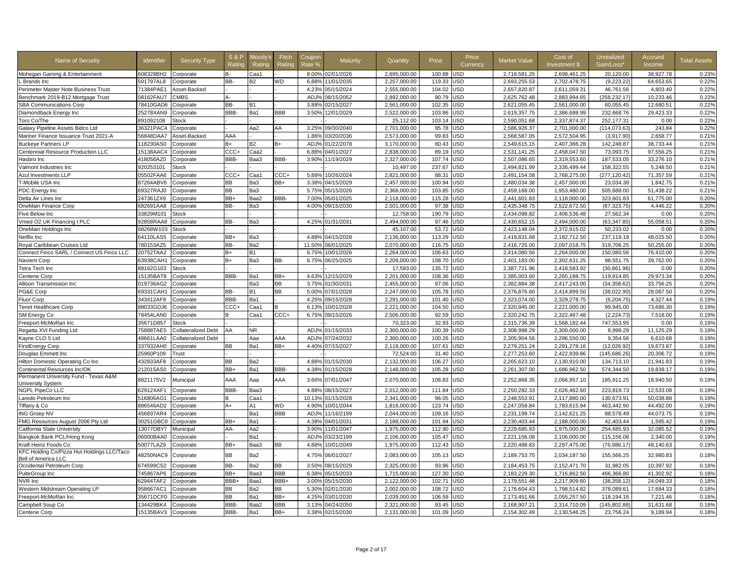| Name of Security | Identifier | Security Type | S & P Rating | Moody's Rating | Fitch Rating | Coupon Rate % | Maturity | Quantity | Price | Price Currency | Market Value | Cost of Investment $ | Unrealized Gain/Loss* | Accrued Income | Total Assets |
|---|---|---|---|---|---|---|---|---|---|---|---|---|---|---|---|
| Mohegan Gaming & Entertainment | 608328BH2 | Corporate | B- | Caa1 | | 8.00% | 02/01/2026 | 2,695,000.00 | 100.88 | USD | 2,718,581.25 | 2,698,461.25 | 20,120.00 | 38,927.78 | 0.23% |
| L Brands Inc | 501797AL8 | Corporate | BB- | B2 | WD | 6.88% | 11/01/2035 | 2,257,000.00 | 119.33 | USD | 2,693,255.53 | 2,702,478.75 | (9,223.22) | 64,653.65 | 0.22% |
| Perimeter Master Note Business Trust | 71384PAE1 | Asset-Backed | - | - | - | 4.23% | 05/15/2024 | 2,555,000.00 | 104.02 | USD | 2,657,820.87 | 2,611,059.31 | 46,761.56 | 4,803.40 | 0.22% |
| Benchmark 2019-B12 Mortgage Trust | 08162FAU7 | CMBS | A- | - | - | ADJ% | 08/15/2052 | 2,892,000.00 | 90.79 | USD | 2,625,762.48 | 2,883,994.65 | (258,232.17) | 10,233.46 | 0.22% |
| SBA Communications Corp | 78410GAD6 | Corporate | BB- | B1 | - | 3.88% | 02/15/2027 | 2,561,000.00 | 102.35 | USD | 2,621,055.45 | 2,561,000.00 | 60,055.45 | 12,680.51 | 0.22% |
| Diamondback Energy Inc | 25278XAN9 | Corporate | BBB- | Ba1 | BBB | 3.50% | 12/01/2029 | 2,522,000.00 | 103.86 | USD | 2,619,357.75 | 2,386,688.99 | 232,668.76 | 29,423.33 | 0.22% |
| Toro Co/The | 891092108 | Stock | - | - | | - | - | 25,112.00 | 103.14 | USD | 2,590,051.68 | 2,337,874.37 | 252,177.31 | 0.00 | 0.22% |
| Galaxy Pipeline Assets Bidco Ltd | 36321PAC4 | Corporate | - | Aa2 | AA | 3.25% | 09/30/2040 | 2,701,000.00 | 95.78 | USD | 2,586,926.37 | 2,701,000.00 | (114,073.63) | 243.84 | 0.22% |
| Mariner Finance Issuance Trust 2021-A | 56848DAA7 | Asset-Backed | AAA | - | - | 1.86% | 03/20/2036 | 2,573,000.00 | 99.83 | USD | 2,568,587.05 | 2,572,504.95 | (3,917.90) | 2,658.77 | 0.21% |
| Buckeye Partners LP | 118230AS0 | Corporate | B+ | B2 | B+ | ADJ% | 01/22/2078 | 3,170,000.00 | 80.43 | USD | 2,549,615.15 | 2,407,366.28 | 142,248.87 | 38,733.44 | 0.21% |
| Centennial Resource Production LLC | 15138AAC4 | Corporate | CCC+ | Caa2 | - | 6.88% | 04/01/2027 | 2,838,000.00 | 89.19 | USD | 2,531,141.25 | 2,458,047.50 | 73,093.75 | 97,556.25 | 0.21% |
| Hasbro Inc | 418056AZ0 | Corporate | BBB- | Baa3 | BBB- | 3.90% | 11/19/2029 | 2,327,000.00 | 107.74 | USD | 2,507,086.65 | 2,319,553.60 | 187,533.05 | 33,276.10 | 0.21% |
| Valmont Industries Inc | 920253101 | Stock | - | - | - | - | - | 10,497.00 | 237.67 | USD | 2,494,821.99 | 2,336,499.44 | 158,322.55 | 5,248.50 | 0.21% |
| Azul Investments LLP | 05502FAA6 | Corporate | CCC+ | Caa1 | CCC+ | 5.88% | 10/26/2024 | 2,821,000.00 | 88.31 | USD | 2,491,154.58 | 2,768,275.00 | (277,120.42) | 71,357.59 | 0.21% |
| T-Mobile USA Inc | 87264ABV6 | Corporate | BB | Ba3 | BB+ | 3.38% | 04/15/2029 | 2,457,000.00 | 100.94 | USD | 2,480,034.38 | 2,457,000.00 | 23,034.38 | 1,842.75 | 0.21% |
| PDC Energy Inc | 69327RAJ0 | Corporate | BB | Ba3 | - | 5.75% | 05/15/2026 | 2,368,000.00 | 103.85 | USD | 2,459,168.00 | 1,953,480.00 | 505,688.00 | 51,438.22 | 0.21% |
| Delta Air Lines Inc | 247361ZX9 | Corporate | BB+ | Baa2 | BBB- | 7.00% | 05/01/2025 | 2,118,000.00 | 115.28 | USD | 2,441,601.83 | 2,118,000.00 | 323,601.83 | 61,775.00 | 0.20% |
| OneMain Finance Corp | 682691AA8 | Corporate | BB- | Ba3 | - | 4.00% | 09/15/2030 | 2,501,000.00 | 97.38 | USD | 2,435,348.75 | 2,522,672.50 | (87,323.75) | 4,446.22 | 0.20% |
| Five Below Inc | 33829M101 | Stock | - | - | - | - | - | 12,758.00 | 190.79 | USD | 2,434,098.82 | 2,406,536.48 | 27,562.34 | 0.00 | 0.20% |
| Vmed O2 UK Financing I PLC | 92858RAA8 | Corporate | BB- | Ba3 | - | 4.25% | 01/31/2031 | 2,494,000.00 | 97.46 | USD | 2,430,652.15 | 2,494,000.00 | (63,347.85) | 55,058.51 | 0.20% |
| OneMain Holdings Inc | 68268W103 | Stock | - | - | - | - | - | 45,107.00 | 53.72 | USD | 2,423,148.04 | 2,372,915.02 | 50,233.02 | 0.00 | 0.20% |
| Netflix Inc | 64110LAS5 | Corporate | BB+ | Ba3 | - | 4.88% | 04/15/2028 | 2,136,000.00 | 113.29 | USD | 2,419,831.68 | 2,182,712.50 | 237,119.18 | 48,015.50 | 0.20% |
| Royal Caribbean Cruises Ltd | 780153AZ5 | Corporate | BB- | Ba2 | - | 11.50% | 06/01/2025 | 2,070,000.00 | 116.75 | USD | 2,416,725.00 | 2,097,018.75 | 319,706.25 | 50,255.00 | 0.20% |
| Connect Finco SARL / Connect US Finco LLC | 20752TAA2 | Corporate | B+ | B1 | - | 6.75% | 10/01/2026 | 2,264,000.00 | 106.63 | USD | 2,414,080.56 | 2,264,000.00 | 150,080.56 | 76,410.00 | 0.20% |
| Navient Corp | 63938CAH1 | Corporate | B+ | Ba3 | BB- | 6.75% | 06/25/2025 | 2,209,000.00 | 108.70 | USD | 2,401,183.00 | 2,302,631.25 | 98,551.75 | 39,762.00 | 0.20% |
| Tetra Tech Inc | 88162G103 | Stock | - | - | - | - | - | 17,593.00 | 135.72 | USD | 2,387,721.96 | 2,418,583.92 | (30,861.96) | 0.00 | 0.20% |
| Centene Corp | 15135BAT8 | Corporate | BBB- | Ba1 | BB+ | 4.63% | 12/15/2029 | 2,201,000.00 | 108.36 | USD | 2,385,003.60 | 2,265,188.75 | 119,814.85 | 29,973.34 | 0.20% |
| Allison Transmission Inc | 019736AG2 | Corporate | - | Ba3 | BB | 3.75% | 01/30/2031 | 2,455,000.00 | 97.06 | USD | 2,382,884.38 | 2,417,243.00 | (34,358.62) | 33,756.25 | 0.20% |
| PG&E Corp | 69331CAH1 | Corporate | BB- | B1 | BB | 5.00% | 07/01/2028 | 2,247,000.00 | 105.78 | USD | 2,376,876.60 | 2,414,899.50 | (38,022.90) | 28,087.50 | 0.20% |
| Fluor Corp | 343412AF9 | Corporate | BBB- | Ba1 | - | 4.25% | 09/15/2028 | 2,291,000.00 | 101.40 | USD | 2,323,074.00 | 2,329,278.75 | (6,204.75) | 4,327.44 | 0.19% |
| Tenet Healthcare Corp | 88033GDJ6 | Corporate | CCC+ | Caa1 | B | 6.13% | 10/01/2028 | 2,221,000.00 | 104.50 | USD | 2,320,945.00 | 2,221,000.00 | 99,945.00 | 73,686.30 | 0.19% |
| SM Energy Co | 78454LAN0 | Corporate | B | Caa1 | CCC+ | 6.75% | 09/15/2026 | 2,506,000.00 | 92.59 | USD | 2,320,242.75 | 2,322,467.48 | (2,224.73) | 7,518.00 | 0.19% |
| Freeport-McMoRan Inc | 35671D857 | Stock | - | - | - | - | - | 70,323.00 | 32.93 | USD | 2,315,736.39 | 1,568,182.44 | 747,553.95 | 0.00 | 0.19% |
| Regatta XVI Funding Ltd | 75888TAE5 | Collateralized Debt | AA | NR | - | ADJ% | 01/15/2033 | 2,300,000.00 | 100.39 | USD | 2,308,998.29 | 2,300,000.00 | 8,998.29 | 11,125.29 | 0.19% |
| Kayne CLO 5 Ltd | 48661LAA0 | Collateralized Debt | - | Aaa | AAA | ADJ% | 07/24/2032 | 2,300,000.00 | 100.26 | USD | 2,305,904.56 | 2,296,550.00 | 9,354.56 | 6,610.68 | 0.19% |
| FirstEnergy Corp | 337932AH0 | Corporate | BB | Ba1 | BB+ | 4.40% | 07/15/2027 | 2,118,000.00 | 107.61 | USD | 2,279,251.24 | 2,291,278.16 | (12,026.92) | 19,673.87 | 0.19% |
| Douglas Emmett Inc | 25960P109 | Trust | - | - | - | - | - | 72,524.00 | 31.40 | USD | 2,277,253.60 | 2,422,939.86 | (145,686.26) | 20,306.72 | 0.19% |
| Hilton Domestic Operating Co Inc | 432833AF8 | Corporate | BB | Ba2 | - | 4.88% | 01/15/2030 | 2,132,000.00 | 106.27 | USD | 2,265,623.10 | 2,130,910.00 | 134,713.10 | 21,941.83 | 0.19% |
| Continental Resources Inc/OK | 212015AS0 | Corporate | BB+ | Ba1 | BBB- | 4.38% | 01/15/2028 | 2,148,000.00 | 105.28 | USD | 2,261,307.00 | 1,686,962.50 | 574,344.50 | 19,839.17 | 0.19% |
| Permanent University Fund - Texas A&M University System | 8821175V2 | Municipal | AAA | Aaa | AAA | 3.66% | 07/01/2047 | 2,070,000.00 | 108.83 | USD | 2,252,868.35 | 2,066,957.10 | 185,911.25 | 18,940.50 | 0.19% |
| NGPL PipeCo LLC | 62912XAF1 | Corporate | BBB- | Baa3 | - | 4.88% | 08/15/2027 | 2,012,000.00 | 111.84 | USD | 2,250,282.33 | 2,026,462.60 | 223,819.73 | 12,533.08 | 0.19% |
| Laredo Petroleum Inc | 516806AG1 | Corporate | B | Caa1 | - | 10.13% | 01/15/2028 | 2,341,000.00 | 96.05 | USD | 2,248,553.91 | 2,117,880.00 | 130,673.91 | 50,038.88 | 0.19% |
| Tiffany & Co | 886546AD2 | Corporate | A+ | A1 | WD | 4.90% | 10/01/2044 | 1,816,000.00 | 123.74 | USD | 2,247,058.84 | 1,783,615.94 | 463,442.90 | 44,492.00 | 0.19% |
| ING Groep NV | 456837AR4 | Corporate | - | Ba1 | BBB | ADJ% | 11/16/2199 | 2,044,000.00 | 109.16 | USD | 2,231,199.74 | 2,142,621.25 | 88,578.49 | 44,073.75 | 0.19% |
| FMG Resources August 2006 Pty Ltd | 30251GBC0 | Corporate | BB+ | Ba1 | - | 4.38% | 04/01/2031 | 2,188,000.00 | 101.94 | USD | 2,230,403.44 | 2,188,000.00 | 42,403.44 | 1,595.42 | 0.19% |
| California State University | 13077DBY7 | Municipal | AA- | Aa2 | - | 3.90% | 11/01/2047 | 1,975,000.00 | 112.90 | USD | 2,229,685.93 | 1,975,000.00 | 254,685.93 | 32,085.52 | 0.19% |
| Bangkok Bank PCL/Hong Kong | 06000BAA0 | Corporate | - | Ba1 | - | ADJ% | 03/23/2199 | 2,106,000.00 | 105.47 | USD | 2,221,156.08 | 2,106,000.00 | 115,156.08 | 2,340.00 | 0.19% |
| Kraft Heinz Foods Co | 50077LAZ9 | Corporate | BB+ | Baa3 | BB | 4.88% | 10/01/2049 | 1,975,000.00 | 112.43 | USD | 2,220,488.83 | 2,297,475.00 | (76,986.17) | 48,140.63 | 0.19% |
| KFC Holding Co/Pizza Hut Holdings LLC/Taco Bell of America LLC | 48250NAC9 | Corporate | BB | Ba2 | - | 4.75% | 06/01/2027 | 2,083,000.00 | 105.13 | USD | 2,189,753.75 | 2,034,187.50 | 155,566.25 | 32,980.83 | 0.18% |
| Occidental Petroleum Corp | 674599CS2 | Corporate | BB- | Ba2 | BB | 3.50% | 08/15/2029 | 2,325,000.00 | 93.96 | USD | 2,184,453.75 | 2,152,471.70 | 31,982.05 | 10,397.92 | 0.18% |
| PulteGroup Inc | 745867AP6 | Corporate | BB+ | Baa3 | BBB | 6.38% | 05/15/2033 | 1,715,000.00 | 127.30 | USD | 2,183,229.30 | 1,716,862.50 | 466,366.80 | 41,302.92 | 0.18% |
| NVR Inc | 62944TAF2 | Corporate | BBB+ | Baa1 | BBB+ | 3.00% | 05/15/2030 | 2,122,000.00 | 102.71 | USD | 2,179,551.48 | 2,217,909.60 | (38,358.12) | 24,049.33 | 0.18% |
| Western Midstream Operating LP | 958667AC1 | Corporate | BB | Ba2 | BB | 5.30% | 02/01/2030 | 2,002,000.00 | 108.72 | USD | 2,176,604.43 | 1,798,514.82 | 378,089.61 | 17,684.33 | 0.18% |
| Freeport-McMoRan Inc | 35671DCF0 | Corporate | BB | Ba1 | BB+ | 4.25% | 03/01/2030 | 2,039,000.00 | 106.59 | USD | 2,173,451.66 | 2,055,257.50 | 118,194.16 | 7,221.46 | 0.18% |
| Campbell Soup Co | 134429BK4 | Corporate | BBB- | Baa2 | BBB | 3.13% | 04/24/2050 | 2,321,000.00 | 93.45 | USD | 2,168,907.21 | 2,314,710.09 | (145,802.88) | 31,631.68 | 0.18% |
| Centene Corp | 15135BAV3 | Corporate | BBB- | Ba1 | BB+ | 3.38% | 02/15/2030 | 2,131,000.00 | 101.09 | USD | 2,154,302.49 | 2,130,546.25 | 23,756.24 | 9,189.94 | 0.18% |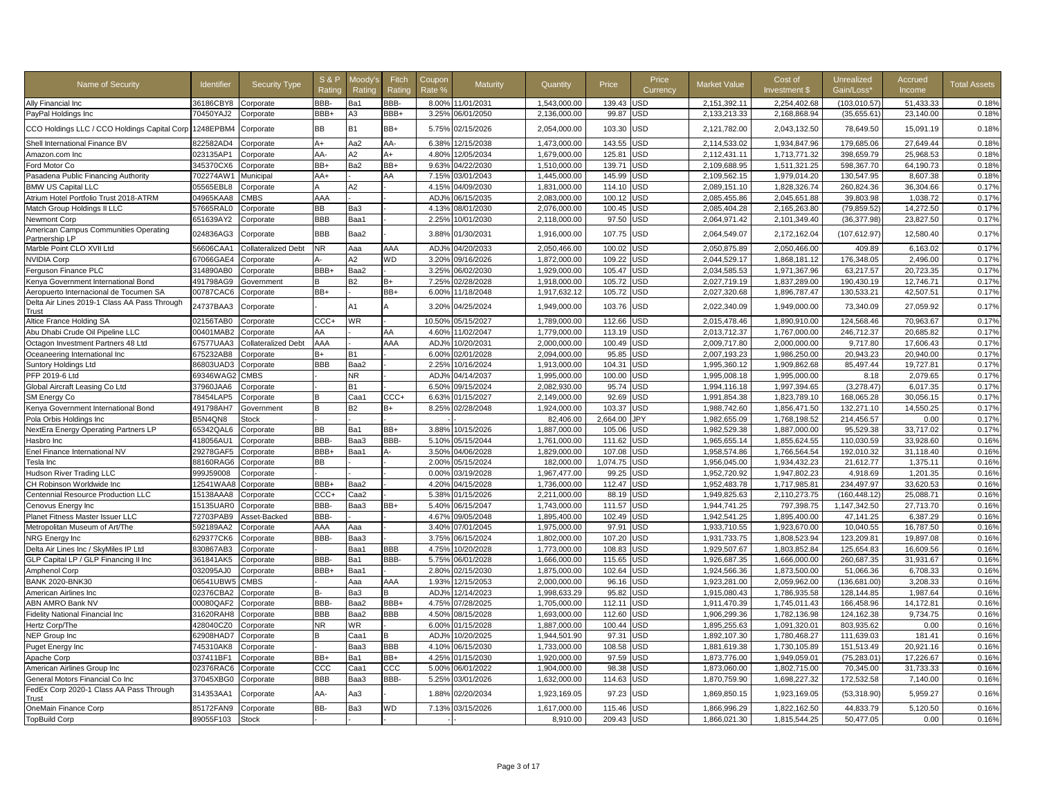| Name of Security | Identifier | Security Type | S & P Rating | Moody's Rating | Fitch Rating | Coupon Rate % | Maturity | Quantity | Price | Price Currency | Market Value | Cost of Investment $ | Unrealized Gain/Loss* | Accrued Income | Total Assets |
|---|---|---|---|---|---|---|---|---|---|---|---|---|---|---|---|
| Ally Financial Inc | 36186CBY8 | Corporate | BBB- | Ba1 | BBB- | 8.00% | 11/01/2031 | 1,543,000.00 | 139.43 | USD | 2,151,392.11 | 2,254,402.68 | (103,010.57) | 51,433.33 | 0.18% |
| PayPal Holdings Inc | 70450YAJ2 | Corporate | BBB+ | A3 | BBB+ | 3.25% | 06/01/2050 | 2,136,000.00 | 99.87 | USD | 2,133,213.33 | 2,168,868.94 | (35,655.61) | 23,140.00 | 0.18% |
| CCO Holdings LLC / CCO Holdings Capital Corp | 1248EPBM4 | Corporate | BB | B1 | BB+ | 5.75% | 02/15/2026 | 2,054,000.00 | 103.30 | USD | 2,121,782.00 | 2,043,132.50 | 78,649.50 | 15,091.19 | 0.18% |
| Shell International Finance BV | 822582AD4 | Corporate | A+ | Aa2 | AA- | 6.38% | 12/15/2038 | 1,473,000.00 | 143.55 | USD | 2,114,533.02 | 1,934,847.96 | 179,685.06 | 27,649.44 | 0.18% |
| Amazon.com Inc | 023135AP1 | Corporate | AA- | A2 | A+ | 4.80% | 12/05/2034 | 1,679,000.00 | 125.81 | USD | 2,112,431.11 | 1,713,771.32 | 398,659.79 | 25,968.53 | 0.18% |
| Ford Motor Co | 345370CX6 | Corporate | BB+ | Ba2 | BB+ | 9.63% | 04/22/2030 | 1,510,000.00 | 139.71 | USD | 2,109,688.95 | 1,511,321.25 | 598,367.70 | 64,190.73 | 0.18% |
| Pasadena Public Financing Authority | 702274AW1 | Municipal | AA+ | - | AA | 7.15% | 03/01/2043 | 1,445,000.00 | 145.99 | USD | 2,109,562.15 | 1,979,014.20 | 130,547.95 | 8,607.38 | 0.18% |
| BMW US Capital LLC | 05565EBL8 | Corporate | A | A2 | - | 4.15% | 04/09/2030 | 1,831,000.00 | 114.10 | USD | 2,089,151.10 | 1,828,326.74 | 260,824.36 | 36,304.66 | 0.17% |
| Atrium Hotel Portfolio Trust 2018-ATRM | 04965KAA8 | CMBS | AAA | - | - | ADJ% | 06/15/2035 | 2,083,000.00 | 100.12 | USD | 2,085,455.86 | 2,045,651.88 | 39,803.98 | 1,038.72 | 0.17% |
| Match Group Holdings II LLC | 57665RAL0 | Corporate | BB | Ba3 | - | 4.13% | 08/01/2030 | 2,076,000.00 | 100.45 | USD | 2,085,404.28 | 2,165,263.80 | (79,859.52) | 14,272.50 | 0.17% |
| Newmont Corp | 651639AY2 | Corporate | BBB | Baa1 | - | 2.25% | 10/01/2030 | 2,118,000.00 | 97.50 | USD | 2,064,971.42 | 2,101,349.40 | (36,377.98) | 23,827.50 | 0.17% |
| American Campus Communities Operating Partnership LP | 024836AG3 | Corporate | BBB | Baa2 | - | 3.88% | 01/30/2031 | 1,916,000.00 | 107.75 | USD | 2,064,549.07 | 2,172,162.04 | (107,612.97) | 12,580.40 | 0.17% |
| Marble Point CLO XVII Ltd | 56606CAA1 | Collateralized Debt | NR | Aaa | AAA | ADJ% | 04/20/2033 | 2,050,466.00 | 100.02 | USD | 2,050,875.89 | 2,050,466.00 | 409.89 | 6,163.02 | 0.17% |
| NVIDIA Corp | 67066GAE4 | Corporate | A- | A2 | WD | 3.20% | 09/16/2026 | 1,872,000.00 | 109.22 | USD | 2,044,529.17 | 1,868,181.12 | 176,348.05 | 2,496.00 | 0.17% |
| Ferguson Finance PLC | 314890AB0 | Corporate | BBB+ | Baa2 | - | 3.25% | 06/02/2030 | 1,929,000.00 | 105.47 | USD | 2,034,585.53 | 1,971,367.96 | 63,217.57 | 20,723.35 | 0.17% |
| Kenya Government International Bond | 491798AG9 | Government | B | B2 | B+ | 7.25% | 02/28/2028 | 1,918,000.00 | 105.72 | USD | 2,027,719.19 | 1,837,289.00 | 190,430.19 | 12,746.71 | 0.17% |
| Aeropuerto Internacional de Tocumen SA | 00787CAC6 | Corporate | BB+ | - | BB+ | 6.00% | 11/18/2048 | 1,917,632.12 | 105.72 | USD | 2,027,320.68 | 1,896,787.47 | 130,533.21 | 42,507.51 | 0.17% |
| Delta Air Lines 2019-1 Class AA Pass Through Trust | 24737BAA3 | Corporate | - | A1 | A | 3.20% | 04/25/2024 | 1,949,000.00 | 103.76 | USD | 2,022,340.09 | 1,949,000.00 | 73,340.09 | 27,059.92 | 0.17% |
| Altice France Holding SA | 02156TAB0 | Corporate | CCC+ | WR | - | 10.50% | 05/15/2027 | 1,789,000.00 | 112.66 | USD | 2,015,478.46 | 1,890,910.00 | 124,568.46 | 70,963.67 | 0.17% |
| Abu Dhabi Crude Oil Pipeline LLC | 00401MAB2 | Corporate | AA | - | AA | 4.60% | 11/02/2047 | 1,779,000.00 | 113.19 | USD | 2,013,712.37 | 1,767,000.00 | 246,712.37 | 20,685.82 | 0.17% |
| Octagon Investment Partners 48 Ltd | 67577UAA3 | Collateralized Debt | AAA | - | AAA | ADJ% | 10/20/2031 | 2,000,000.00 | 100.49 | USD | 2,009,717.80 | 2,000,000.00 | 9,717.80 | 17,606.43 | 0.17% |
| Oceaneering International Inc | 675232AB8 | Corporate | B+ | B1 | - | 6.00% | 02/01/2028 | 2,094,000.00 | 95.85 | USD | 2,007,193.23 | 1,986,250.00 | 20,943.23 | 20,940.00 | 0.17% |
| Suntory Holdings Ltd | 86803UAD3 | Corporate | BBB | Baa2 | - | 2.25% | 10/16/2024 | 1,913,000.00 | 104.31 | USD | 1,995,360.12 | 1,909,862.68 | 85,497.44 | 19,727.81 | 0.17% |
| PFP 2019-6 Ltd | 69346WAG2 | CMBS | - | NR | - | ADJ% | 04/14/2037 | 1,995,000.00 | 100.00 | USD | 1,995,008.18 | 1,995,000.00 | 8.18 | 2,079.65 | 0.17% |
| Global Aircraft Leasing Co Ltd | 37960JAA6 | Corporate | - | B1 | - | 6.50% | 09/15/2024 | 2,082,930.00 | 95.74 | USD | 1,994,116.18 | 1,997,394.65 | (3,278.47) | 6,017.35 | 0.17% |
| SM Energy Co | 78454LAP5 | Corporate | B | Caa1 | CCC+ | 6.63% | 01/15/2027 | 2,149,000.00 | 92.69 | USD | 1,991,854.38 | 1,823,789.10 | 168,065.28 | 30,056.15 | 0.17% |
| Kenya Government International Bond | 491798AH7 | Government | B | B2 | B+ | 8.25% | 02/28/2048 | 1,924,000.00 | 103.37 | USD | 1,988,742.60 | 1,856,471.50 | 132,271.10 | 14,550.25 | 0.17% |
| Pola Orbis Holdings Inc | B5N4QN8 | Stock | - | - | - | - | - | 82,406.00 | 2,664.00 | JPY | 1,982,655.09 | 1,768,198.52 | 214,456.57 | 0.00 | 0.17% |
| NextEra Energy Operating Partners LP | 65342QAL6 | Corporate | BB | Ba1 | BB+ | 3.88% | 10/15/2026 | 1,887,000.00 | 105.06 | USD | 1,982,529.38 | 1,887,000.00 | 95,529.38 | 33,717.02 | 0.17% |
| Hasbro Inc | 418056AU1 | Corporate | BBB- | Baa3 | BBB- | 5.10% | 05/15/2044 | 1,761,000.00 | 111.62 | USD | 1,965,655.14 | 1,855,624.55 | 110,030.59 | 33,928.60 | 0.16% |
| Enel Finance International NV | 29278GAF5 | Corporate | BBB+ | Baa1 | A- | 3.50% | 04/06/2028 | 1,829,000.00 | 107.08 | USD | 1,958,574.86 | 1,766,564.54 | 192,010.32 | 31,118.40 | 0.16% |
| Tesla Inc | 88160RAG6 | Corporate | BB | - | - | 2.00% | 05/15/2024 | 182,000.00 | 1,074.75 | USD | 1,956,045.00 | 1,934,432.23 | 21,612.77 | 1,375.11 | 0.16% |
| Hudson River Trading LLC | 999J59008 | Corporate | - | - | - | 0.00% | 03/19/2028 | 1,967,477.00 | 99.25 | USD | 1,952,720.92 | 1,947,802.23 | 4,918.69 | 1,201.35 | 0.16% |
| CH Robinson Worldwide Inc | 12541WAA8 | Corporate | BBB+ | Baa2 | - | 4.20% | 04/15/2028 | 1,736,000.00 | 112.47 | USD | 1,952,483.78 | 1,717,985.81 | 234,497.97 | 33,620.53 | 0.16% |
| Centennial Resource Production LLC | 15138AAA8 | Corporate | CCC+ | Caa2 | - | 5.38% | 01/15/2026 | 2,211,000.00 | 88.19 | USD | 1,949,825.63 | 2,110,273.75 | (160,448.12) | 25,088.71 | 0.16% |
| Cenovus Energy Inc | 15135UAR0 | Corporate | BBB- | Baa3 | BB+ | 5.40% | 06/15/2047 | 1,743,000.00 | 111.57 | USD | 1,944,741.25 | 797,398.75 | 1,147,342.50 | 27,713.70 | 0.16% |
| Planet Fitness Master Issuer LLC | 72703PAB9 | Asset-Backed | BBB- | - | - | 4.67% | 09/05/2048 | 1,895,400.00 | 102.49 | USD | 1,942,541.25 | 1,895,400.00 | 47,141.25 | 6,387.29 | 0.16% |
| Metropolitan Museum of Art/The | 592189AA2 | Corporate | AAA | Aaa | - | 3.40% | 07/01/2045 | 1,975,000.00 | 97.91 | USD | 1,933,710.55 | 1,923,670.00 | 10,040.55 | 16,787.50 | 0.16% |
| NRG Energy Inc | 629377CK6 | Corporate | BBB- | Baa3 | - | 3.75% | 06/15/2024 | 1,802,000.00 | 107.20 | USD | 1,931,733.75 | 1,808,523.94 | 123,209.81 | 19,897.08 | 0.16% |
| Delta Air Lines Inc / SkyMiles IP Ltd | 830867AB3 | Corporate | - | Baa1 | BBB | 4.75% | 10/20/2028 | 1,773,000.00 | 108.83 | USD | 1,929,507.67 | 1,803,852.84 | 125,654.83 | 16,609.56 | 0.16% |
| GLP Capital LP / GLP Financing II Inc | 361841AK5 | Corporate | BBB- | Ba1 | BBB- | 5.75% | 06/01/2028 | 1,666,000.00 | 115.65 | USD | 1,926,687.35 | 1,666,000.00 | 260,687.35 | 31,931.67 | 0.16% |
| Amphenol Corp | 032095AJ0 | Corporate | BBB+ | Baa1 | - | 2.80% | 02/15/2030 | 1,875,000.00 | 102.64 | USD | 1,924,566.36 | 1,873,500.00 | 51,066.36 | 6,708.33 | 0.16% |
| BANK 2020-BNK30 | 06541UBW5 | CMBS | - | Aaa | AAA | 1.93% | 12/15/2053 | 2,000,000.00 | 96.16 | USD | 1,923,281.00 | 2,059,962.00 | (136,681.00) | 3,208.33 | 0.16% |
| American Airlines Inc | 02376CBA2 | Corporate | B- | Ba3 | B | ADJ% | 12/14/2023 | 1,998,633.29 | 95.82 | USD | 1,915,080.43 | 1,786,935.58 | 128,144.85 | 1,987.64 | 0.16% |
| ABN AMRO Bank NV | 00080QAF2 | Corporate | BBB- | Baa2 | BBB+ | 4.75% | 07/28/2025 | 1,705,000.00 | 112.11 | USD | 1,911,470.39 | 1,745,011.43 | 166,458.96 | 14,172.81 | 0.16% |
| Fidelity National Financial Inc | 31620RAH8 | Corporate | BBB | Baa2 | BBB | 4.50% | 08/15/2028 | 1,693,000.00 | 112.60 | USD | 1,906,299.36 | 1,782,136.98 | 124,162.38 | 9,734.75 | 0.16% |
| Hertz Corp/The | 428040CZ0 | Corporate | NR | WR | - | 6.00% | 01/15/2028 | 1,887,000.00 | 100.44 | USD | 1,895,255.63 | 1,091,320.01 | 803,935.62 | 0.00 | 0.16% |
| NEP Group Inc | 62908HAD7 | Corporate | B | Caa1 | B | ADJ% | 10/20/2025 | 1,944,501.90 | 97.31 | USD | 1,892,107.30 | 1,780,468.27 | 111,639.03 | 181.41 | 0.16% |
| Puget Energy Inc | 745310AK8 | Corporate | - | Baa3 | BBB | 4.10% | 06/15/2030 | 1,733,000.00 | 108.58 | USD | 1,881,619.38 | 1,730,105.89 | 151,513.49 | 20,921.16 | 0.16% |
| Apache Corp | 037411BF1 | Corporate | BB+ | Ba1 | BB+ | 4.25% | 01/15/2030 | 1,920,000.00 | 97.59 | USD | 1,873,776.00 | 1,949,059.01 | (75,283.01) | 17,226.67 | 0.16% |
| American Airlines Group Inc | 02376RAC6 | Corporate | CCC | Caa1 | CCC | 5.00% | 06/01/2022 | 1,904,000.00 | 98.38 | USD | 1,873,060.00 | 1,802,715.00 | 70,345.00 | 31,733.33 | 0.16% |
| General Motors Financial Co Inc | 37045XBG0 | Corporate | BBB | Baa3 | BBB- | 5.25% | 03/01/2026 | 1,632,000.00 | 114.63 | USD | 1,870,759.90 | 1,698,227.32 | 172,532.58 | 7,140.00 | 0.16% |
| FedEx Corp 2020-1 Class AA Pass Through Trust | 314353AA1 | Corporate | AA- | Aa3 | - | 1.88% | 02/20/2034 | 1,923,169.05 | 97.23 | USD | 1,869,850.15 | 1,923,169.05 | (53,318.90) | 5,959.27 | 0.16% |
| OneMain Finance Corp | 85172FAN9 | Corporate | BB- | Ba3 | WD | 7.13% | 03/15/2026 | 1,617,000.00 | 115.46 | USD | 1,866,996.29 | 1,822,162.50 | 44,833.79 | 5,120.50 | 0.16% |
| TopBuild Corp | 89055F103 | Stock | - | - | - | - | - | 8,910.00 | 209.43 | USD | 1,866,021.30 | 1,815,544.25 | 50,477.05 | 0.00 | 0.16% |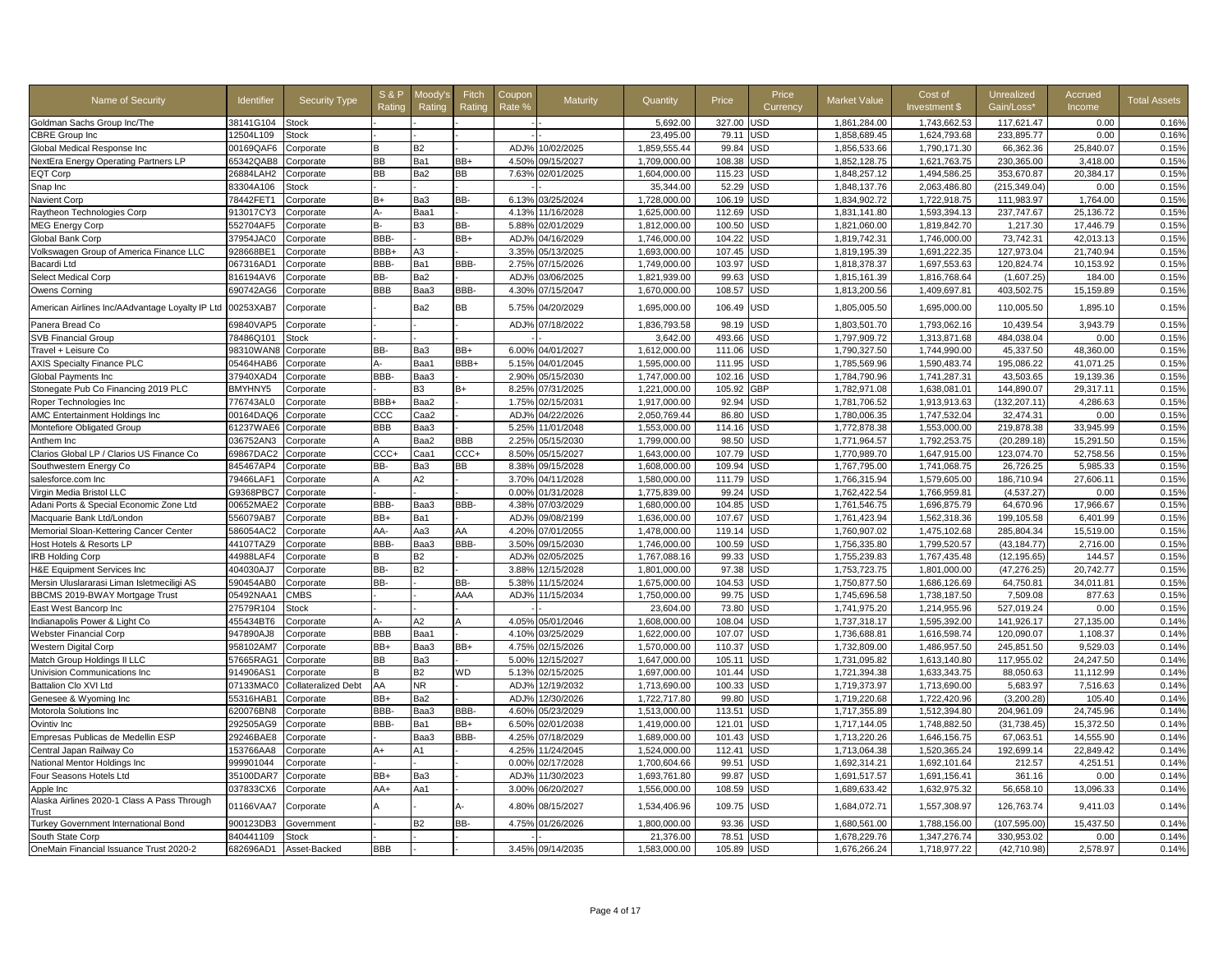| Name of Security | Identifier | Security Type | S & P Rating | Moody's Rating | Fitch Rating | Coupon Rate % | Maturity | Quantity | Price | Price Currency | Market Value | Cost of Investment $ | Unrealized Gain/Loss* | Accrued Income | Total Assets |
|---|---|---|---|---|---|---|---|---|---|---|---|---|---|---|---|
| Goldman Sachs Group Inc/The | 38141G104 | Stock | - | - | - | - | - | 5,692.00 | 327.00 | USD | 1,861,284.00 | 1,743,662.53 | 117,621.47 | 0.00 | 0.16% |
| CBRE Group Inc | 12504L109 | Stock | - | - | - | - | - | 23,495.00 | 79.11 | USD | 1,858,689.45 | 1,624,793.68 | 233,895.77 | 0.00 | 0.16% |
| Global Medical Response Inc | 00169QAF6 | Corporate | B | B2 | - | ADJ% | 10/02/2025 | 1,859,555.44 | 99.84 | USD | 1,856,533.66 | 1,790,171.30 | 66,362.36 | 25,840.07 | 0.15% |
| NextEra Energy Operating Partners LP | 65342QAB8 | Corporate | BB | Ba1 | BB+ | 4.50% | 09/15/2027 | 1,709,000.00 | 108.38 | USD | 1,852,128.75 | 1,621,763.75 | 230,365.00 | 3,418.00 | 0.15% |
| EQT Corp | 26884LAH2 | Corporate | BB | Ba2 | BB | 7.63% | 02/01/2025 | 1,604,000.00 | 115.23 | USD | 1,848,257.12 | 1,494,586.25 | 353,670.87 | 20,384.17 | 0.15% |
| Snap Inc | 83304A106 | Stock | - | - | - | - | - | 35,344.00 | 52.29 | USD | 1,848,137.76 | 2,063,486.80 | (215,349.04) | 0.00 | 0.15% |
| Navient Corp | 78442FET1 | Corporate | B+ | Ba3 | BB- | 6.13% | 03/25/2024 | 1,728,000.00 | 106.19 | USD | 1,834,902.72 | 1,722,918.75 | 111,983.97 | 1,764.00 | 0.15% |
| Raytheon Technologies Corp | 913017CY3 | Corporate | A- | Baa1 | - | 4.13% | 11/16/2028 | 1,625,000.00 | 112.69 | USD | 1,831,141.80 | 1,593,394.13 | 237,747.67 | 25,136.72 | 0.15% |
| MEG Energy Corp | 552704AF5 | Corporate | B- | B3 | BB- | 5.88% | 02/01/2029 | 1,812,000.00 | 100.50 | USD | 1,821,060.00 | 1,819,842.70 | 1,217.30 | 17,446.79 | 0.15% |
| Global Bank Corp | 37954JAC0 | Corporate | BBB- | - | BB+ | ADJ% | 04/16/2029 | 1,746,000.00 | 104.22 | USD | 1,819,742.31 | 1,746,000.00 | 73,742.31 | 42,013.13 | 0.15% |
| Volkswagen Group of America Finance LLC | 928668BE1 | Corporate | BBB+ | A3 | - | 3.35% | 05/13/2025 | 1,693,000.00 | 107.45 | USD | 1,819,195.39 | 1,691,222.35 | 127,973.04 | 21,740.94 | 0.15% |
| Bacardi Ltd | 067316AD1 | Corporate | BBB- | Ba1 | BBB- | 2.75% | 07/15/2026 | 1,749,000.00 | 103.97 | USD | 1,818,378.37 | 1,697,553.63 | 120,824.74 | 10,153.92 | 0.15% |
| Select Medical Corp | 816194AV6 | Corporate | BB- | Ba2 | - | ADJ% | 03/06/2025 | 1,821,939.00 | 99.63 | USD | 1,815,161.39 | 1,816,768.64 | (1,607.25) | 184.00 | 0.15% |
| Owens Corning | 690742AG6 | Corporate | BBB | Baa3 | BBB- | 4.30% | 07/15/2047 | 1,670,000.00 | 108.57 | USD | 1,813,200.56 | 1,409,697.81 | 403,502.75 | 15,159.89 | 0.15% |
| American Airlines Inc/AAdvantage Loyalty IP Ltd | 00253XAB7 | Corporate | - | Ba2 | BB | 5.75% | 04/20/2029 | 1,695,000.00 | 106.49 | USD | 1,805,005.50 | 1,695,000.00 | 110,005.50 | 1,895.10 | 0.15% |
| Panera Bread Co | 69840VAP5 | Corporate | - | - | - | ADJ% | 07/18/2022 | 1,836,793.58 | 98.19 | USD | 1,803,501.70 | 1,793,062.16 | 10,439.54 | 3,943.79 | 0.15% |
| SVB Financial Group | 78486Q101 | Stock | - | - | - | - | - | 3,642.00 | 493.66 | USD | 1,797,909.72 | 1,313,871.68 | 484,038.04 | 0.00 | 0.15% |
| Travel + Leisure Co | 98310WAN8 | Corporate | BB- | Ba3 | BB+ | 6.00% | 04/01/2027 | 1,612,000.00 | 111.06 | USD | 1,790,327.50 | 1,744,990.00 | 45,337.50 | 48,360.00 | 0.15% |
| AXIS Specialty Finance PLC | 05464HAB6 | Corporate | A- | Baa1 | BBB+ | 5.15% | 04/01/2045 | 1,595,000.00 | 111.95 | USD | 1,785,569.96 | 1,590,483.74 | 195,086.22 | 41,071.25 | 0.15% |
| Global Payments Inc | 37940XAD4 | Corporate | BBB- | Baa3 | - | 2.90% | 05/15/2030 | 1,747,000.00 | 102.16 | USD | 1,784,790.96 | 1,741,287.31 | 43,503.65 | 19,139.36 | 0.15% |
| Stonegate Pub Co Financing 2019 PLC | BMYHNY5 | Corporate | - | B3 | B+ | 8.25% | 07/31/2025 | 1,221,000.00 | 105.92 | GBP | 1,782,971.08 | 1,638,081.01 | 144,890.07 | 29,317.11 | 0.15% |
| Roper Technologies Inc | 776743AL0 | Corporate | BBB+ | Baa2 | - | 1.75% | 02/15/2031 | 1,917,000.00 | 92.94 | USD | 1,781,706.52 | 1,913,913.63 | (132,207.11) | 4,286.63 | 0.15% |
| AMC Entertainment Holdings Inc | 00164DAQ6 | Corporate | CCC | Caa2 | - | ADJ% | 04/22/2026 | 2,050,769.44 | 86.80 | USD | 1,780,006.35 | 1,747,532.04 | 32,474.31 | 0.00 | 0.15% |
| Montefiore Obligated Group | 61237WAE6 | Corporate | BBB | Baa3 | - | 5.25% | 11/01/2048 | 1,553,000.00 | 114.16 | USD | 1,772,878.38 | 1,553,000.00 | 219,878.38 | 33,945.99 | 0.15% |
| Anthem Inc | 036752AN3 | Corporate | A | Baa2 | BBB | 2.25% | 05/15/2030 | 1,799,000.00 | 98.50 | USD | 1,771,964.57 | 1,792,253.75 | (20,289.18) | 15,291.50 | 0.15% |
| Clarios Global LP / Clarios US Finance Co | 69867DAC2 | Corporate | CCC+ | Caa1 | CCC+ | 8.50% | 05/15/2027 | 1,643,000.00 | 107.79 | USD | 1,770,989.70 | 1,647,915.00 | 123,074.70 | 52,758.56 | 0.15% |
| Southwestern Energy Co | 845467AP4 | Corporate | BB- | Ba3 | BB | 8.38% | 09/15/2028 | 1,608,000.00 | 109.94 | USD | 1,767,795.00 | 1,741,068.75 | 26,726.25 | 5,985.33 | 0.15% |
| salesforce.com Inc | 79466LAF1 | Corporate | A | A2 | - | 3.70% | 04/11/2028 | 1,580,000.00 | 111.79 | USD | 1,766,315.94 | 1,579,605.00 | 186,710.94 | 27,606.11 | 0.15% |
| Virgin Media Bristol LLC | G9368PBC7 | Corporate | - | - | - | 0.00% | 01/31/2028 | 1,775,839.00 | 99.24 | USD | 1,762,422.54 | 1,766,959.81 | (4,537.27) | 0.00 | 0.15% |
| Adani Ports & Special Economic Zone Ltd | 00652MAE2 | Corporate | BBB- | Baa3 | BBB- | 4.38% | 07/03/2029 | 1,680,000.00 | 104.85 | USD | 1,761,546.75 | 1,696,875.79 | 64,670.96 | 17,966.67 | 0.15% |
| Macquarie Bank Ltd/London | 556079AB7 | Corporate | BB+ | Ba1 | - | ADJ% | 09/08/2199 | 1,636,000.00 | 107.67 | USD | 1,761,423.94 | 1,562,318.36 | 199,105.58 | 6,401.99 | 0.15% |
| Memorial Sloan-Kettering Cancer Center | 586054AC2 | Corporate | AA- | Aa3 | AA | 4.20% | 07/01/2055 | 1,478,000.00 | 119.14 | USD | 1,760,907.02 | 1,475,102.68 | 285,804.34 | 15,519.00 | 0.15% |
| Host Hotels & Resorts LP | 44107TAZ9 | Corporate | BBB- | Baa3 | BBB- | 3.50% | 09/15/2030 | 1,746,000.00 | 100.59 | USD | 1,756,335.80 | 1,799,520.57 | (43,184.77) | 2,716.00 | 0.15% |
| IRB Holding Corp | 44988LAF4 | Corporate | B | B2 | - | ADJ% | 02/05/2025 | 1,767,088.16 | 99.33 | USD | 1,755,239.83 | 1,767,435.48 | (12,195.65) | 144.57 | 0.15% |
| H&E Equipment Services Inc | 404030AJ7 | Corporate | BB- | B2 | - | 3.88% | 12/15/2028 | 1,801,000.00 | 97.38 | USD | 1,753,723.75 | 1,801,000.00 | (47,276.25) | 20,742.77 | 0.15% |
| Mersin Uluslararasi Liman Isletmeciligi AS | 590454AB0 | Corporate | BB- | - | BB- | 5.38% | 11/15/2024 | 1,675,000.00 | 104.53 | USD | 1,750,877.50 | 1,686,126.69 | 64,750.81 | 34,011.81 | 0.15% |
| BBCMS 2019-BWAY Mortgage Trust | 05492NAA1 | CMBS | - | - | AAA | ADJ% | 11/15/2034 | 1,750,000.00 | 99.75 | USD | 1,745,696.58 | 1,738,187.50 | 7,509.08 | 877.63 | 0.15% |
| East West Bancorp Inc | 27579R104 | Stock | - | - | - | - | - | 23,604.00 | 73.80 | USD | 1,741,975.20 | 1,214,955.96 | 527,019.24 | 0.00 | 0.15% |
| Indianapolis Power & Light Co | 455434BT6 | Corporate | A- | A2 | A | 4.05% | 05/01/2046 | 1,608,000.00 | 108.04 | USD | 1,737,318.17 | 1,595,392.00 | 141,926.17 | 27,135.00 | 0.14% |
| Webster Financial Corp | 947890AJ8 | Corporate | BBB | Baa1 | - | 4.10% | 03/25/2029 | 1,622,000.00 | 107.07 | USD | 1,736,688.81 | 1,616,598.74 | 120,090.07 | 1,108.37 | 0.14% |
| Western Digital Corp | 958102AM7 | Corporate | BB+ | Baa3 | BB+ | 4.75% | 02/15/2026 | 1,570,000.00 | 110.37 | USD | 1,732,809.00 | 1,486,957.50 | 245,851.50 | 9,529.03 | 0.14% |
| Match Group Holdings II LLC | 57665RAG1 | Corporate | BB | Ba3 | - | 5.00% | 12/15/2027 | 1,647,000.00 | 105.11 | USD | 1,731,095.82 | 1,613,140.80 | 117,955.02 | 24,247.50 | 0.14% |
| Univision Communications Inc | 914906AS1 | Corporate | B | B2 | WD | 5.13% | 02/15/2025 | 1,697,000.00 | 101.44 | USD | 1,721,394.38 | 1,633,343.75 | 88,050.63 | 11,112.99 | 0.14% |
| Battalion Clo XVI Ltd | 07133MAC0 | Collateralized Debt | AA | NR | - | ADJ% | 12/19/2032 | 1,713,690.00 | 100.33 | USD | 1,719,373.97 | 1,713,690.00 | 5,683.97 | 7,516.63 | 0.14% |
| Genesee & Wyoming Inc | 55316HAB1 | Corporate | BB+ | Ba2 | - | ADJ% | 12/30/2026 | 1,722,717.80 | 99.80 | USD | 1,719,220.68 | 1,722,420.96 | (3,200.28) | 105.40 | 0.14% |
| Motorola Solutions Inc | 620076BN8 | Corporate | BBB- | Baa3 | BBB- | 4.60% | 05/23/2029 | 1,513,000.00 | 113.51 | USD | 1,717,355.89 | 1,512,394.80 | 204,961.09 | 24,745.96 | 0.14% |
| Ovintiv Inc | 292505AG9 | Corporate | BBB- | Ba1 | BB+ | 6.50% | 02/01/2038 | 1,419,000.00 | 121.01 | USD | 1,717,144.05 | 1,748,882.50 | (31,738.45) | 15,372.50 | 0.14% |
| Empresas Publicas de Medellin ESP | 29246BAE8 | Corporate | - | Baa3 | BBB- | 4.25% | 07/18/2029 | 1,689,000.00 | 101.43 | USD | 1,713,220.26 | 1,646,156.75 | 67,063.51 | 14,555.90 | 0.14% |
| Central Japan Railway Co | 153766AA8 | Corporate | A+ | A1 | - | 4.25% | 11/24/2045 | 1,524,000.00 | 112.41 | USD | 1,713,064.38 | 1,520,365.24 | 192,699.14 | 22,849.42 | 0.14% |
| National Mentor Holdings Inc | 999901044 | Corporate | - | - | - | 0.00% | 02/17/2028 | 1,700,604.66 | 99.51 | USD | 1,692,314.21 | 1,692,101.64 | 212.57 | 4,251.51 | 0.14% |
| Four Seasons Hotels Ltd | 35100DAR7 | Corporate | BB+ | Ba3 | - | ADJ% | 11/30/2023 | 1,693,761.80 | 99.87 | USD | 1,691,517.57 | 1,691,156.41 | 361.16 | 0.00 | 0.14% |
| Apple Inc | 037833CX6 | Corporate | AA+ | Aa1 | - | 3.00% | 06/20/2027 | 1,556,000.00 | 108.59 | USD | 1,689,633.42 | 1,632,975.32 | 56,658.10 | 13,096.33 | 0.14% |
| Alaska Airlines 2020-1 Class A Pass Through Trust | 01166VAA7 | Corporate | A | - | A- | 4.80% | 08/15/2027 | 1,534,406.96 | 109.75 | USD | 1,684,072.71 | 1,557,308.97 | 126,763.74 | 9,411.03 | 0.14% |
| Turkey Government International Bond | 900123DB3 | Government | - | B2 | BB- | 4.75% | 01/26/2026 | 1,800,000.00 | 93.36 | USD | 1,680,561.00 | 1,788,156.00 | (107,595.00) | 15,437.50 | 0.14% |
| South State Corp | 840441109 | Stock | - | - | - | - | - | 21,376.00 | 78.51 | USD | 1,678,229.76 | 1,347,276.74 | 330,953.02 | 0.00 | 0.14% |
| OneMain Financial Issuance Trust 2020-2 | 682696AD1 | Asset-Backed | BBB | - | - | 3.45% | 09/14/2035 | 1,583,000.00 | 105.89 | USD | 1,676,266.24 | 1,718,977.22 | (42,710.98) | 2,578.97 | 0.14% |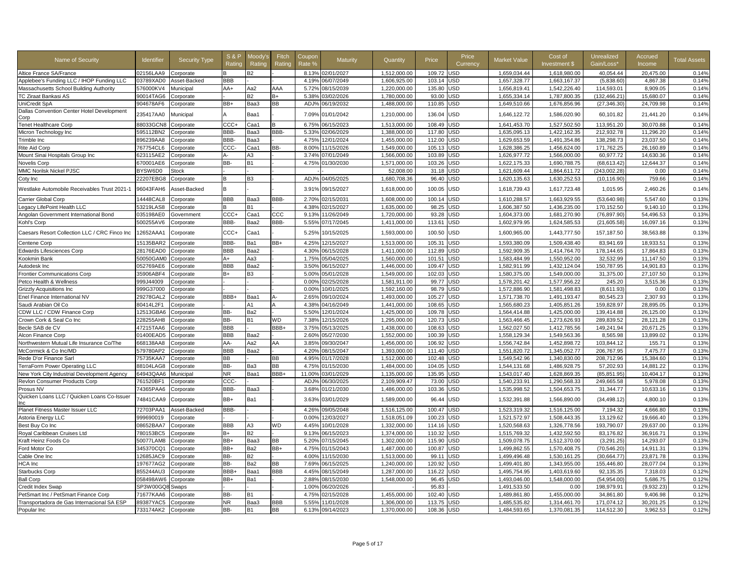| Name of Security | Identifier | Security Type | S & P Rating | Moody's Rating | Fitch Rating | Coupon Rate % | Maturity | Quantity | Price | Price Currency | Market Value | Cost of Investment $ | Unrealized Gain/Loss* | Accrued Income | Total Assets |
|---|---|---|---|---|---|---|---|---|---|---|---|---|---|---|---|
| Altice France SA/France | 02156LAA9 | Corporate | B | B2 | - | 8.13% | 02/01/2027 | 1,512,000.00 | 109.72 | USD | 1,659,034.44 | 1,618,980.00 | 40,054.44 | 20,475.00 | 0.14% |
| Applebee's Funding LLC / IHOP Funding LLC | 03789XAD0 | Asset-Backed | BBB | - | - | 4.19% | 06/07/2049 | 1,606,925.00 | 103.14 | USD | 1,657,328.77 | 1,663,167.37 | (5,838.60) | 4,867.38 | 0.14% |
| Massachusetts School Building Authority | 576000KV4 | Municipal | AA+ | Aa2 | AAA | 5.72% | 08/15/2039 | 1,220,000.00 | 135.80 | USD | 1,656,819.41 | 1,542,226.40 | 114,593.01 | 8,909.05 | 0.14% |
| TC Ziraat Bankasi AS | 90014TAG6 | Corporate | - | B2 | B+ | 5.38% | 03/02/2026 | 1,780,000.00 | 93.00 | USD | 1,655,334.14 | 1,787,800.35 | (132,466.21) | 15,680.07 | 0.14% |
| UniCredit SpA | 904678AF6 | Corporate | BB+ | Baa3 | BB | ADJ% | 06/19/2032 | 1,488,000.00 | 110.85 | USD | 1,649,510.66 | 1,676,856.96 | (27,346.30) | 24,709.98 | 0.14% |
| Dallas Convention Center Hotel Development Corp | 235417AA0 | Municipal | A | Baa1 | - | 7.09% | 01/01/2042 | 1,210,000.00 | 136.04 | USD | 1,646,122.72 | 1,586,020.90 | 60,101.82 | 21,441.20 | 0.14% |
| Tenet Healthcare Corp | 88033GCN8 | Corporate | CCC+ | Caa1 | B | 6.75% | 06/15/2023 | 1,513,000.00 | 108.49 | USD | 1,641,453.70 | 1,527,502.50 | 113,951.20 | 30,070.88 | 0.14% |
| Micron Technology Inc | 595112BN2 | Corporate | BBB- | Baa3 | BBB- | 5.33% | 02/06/2029 | 1,388,000.00 | 117.80 | USD | 1,635,095.13 | 1,422,162.35 | 212,932.78 | 11,296.20 | 0.14% |
| Trimble Inc | 896239AA8 | Corporate | BBB- | Baa3 | - | 4.75% | 12/01/2024 | 1,455,000.00 | 112.00 | USD | 1,629,653.59 | 1,491,354.86 | 138,298.73 | 23,037.50 | 0.14% |
| Rite Aid Corp | 767754CL6 | Corporate | CCC- | Caa1 | BB- | 8.00% | 11/15/2026 | 1,549,000.00 | 105.13 | USD | 1,628,386.25 | 1,456,624.00 | 171,762.25 | 26,160.89 | 0.14% |
| Mount Sinai Hospitals Group Inc | 623115AE2 | Corporate | A- | A3 | - | 3.74% | 07/01/2049 | 1,566,000.00 | 103.89 | USD | 1,626,977.72 | 1,566,000.00 | 60,977.72 | 14,630.36 | 0.14% |
| Novelis Corp | 670001AE6 | Corporate | BB- | B1 | - | 4.75% | 01/30/2030 | 1,571,000.00 | 103.26 | USD | 1,622,175.33 | 1,690,788.75 | (68,613.42) | 12,644.37 | 0.14% |
| MMC Norilsk Nickel PJSC | BYSW6D0 | Stock | - | - | - | - | - | 52,008.00 | 31.18 | USD | 1,621,609.44 | 1,864,611.72 | (243,002.28) | 0.00 | 0.14% |
| Coty Inc | 22207EBG8 | Corporate | B | B3 | - | ADJ% | 04/05/2025 | 1,680,708.36 | 96.40 | USD | 1,620,135.63 | 1,630,252.53 | (10,116.90) | 759.66 | 0.14% |
| Westlake Automobile Receivables Trust 2021-1 | 96043FAH6 | Asset-Backed | B | - | - | 3.91% | 09/15/2027 | 1,618,000.00 | 100.05 | USD | 1,618,739.43 | 1,617,723.48 | 1,015.95 | 2,460.26 | 0.14% |
| Carrier Global Corp | 14448CAL8 | Corporate | BBB | Baa3 | BBB- | 2.70% | 02/15/2031 | 1,608,000.00 | 100.14 | USD | 1,610,288.57 | 1,663,929.55 | (53,640.98) | 5,547.60 | 0.13% |
| Legacy LifePoint Health LLC | 53219LAS8 | Corporate | B | B1 | - | 4.38% | 02/15/2027 | 1,635,000.00 | 98.25 | USD | 1,606,387.50 | 1,436,235.00 | 170,152.50 | 9,140.10 | 0.13% |
| Angolan Government International Bond | 035198AE0 | Government | CCC+ | Caa1 | CCC | 9.13% | 11/26/2049 | 1,720,000.00 | 93.28 | USD | 1,604,373.00 | 1,681,270.90 | (76,897.90) | 54,496.53 | 0.13% |
| Kohl's Corp | 500255AV6 | Corporate | BBB- | Baa2 | BBB- | 5.55% | 07/17/2045 | 1,411,000.00 | 113.61 | USD | 1,602,979.95 | 1,624,585.53 | (21,605.58) | 16,097.16 | 0.13% |
| Caesars Resort Collection LLC / CRC Finco Inc | 12652AAA1 | Corporate | CCC+ | Caa1 | - | 5.25% | 10/15/2025 | 1,593,000.00 | 100.50 | USD | 1,600,965.00 | 1,443,777.50 | 157,187.50 | 38,563.88 | 0.13% |
| Centene Corp | 15135BAR2 | Corporate | BBB- | Ba1 | BB+ | 4.25% | 12/15/2027 | 1,513,000.00 | 105.31 | USD | 1,593,380.09 | 1,509,438.40 | 83,941.69 | 18,933.51 | 0.13% |
| Edwards Lifesciences Corp | 28176EAD0 | Corporate | BBB | Baa2 | - | 4.30% | 06/15/2028 | 1,411,000.00 | 112.89 | USD | 1,592,909.35 | 1,414,764.70 | 178,144.65 | 17,864.83 | 0.13% |
| Kookmin Bank | 50050GAM0 | Corporate | A+ | Aa3 | - | 1.75% | 05/04/2025 | 1,560,000.00 | 101.51 | USD | 1,583,484.99 | 1,550,952.00 | 32,532.99 | 11,147.50 | 0.13% |
| Autodesk Inc | 052769AE6 | Corporate | BBB | Baa2 | - | 3.50% | 06/15/2027 | 1,446,000.00 | 109.47 | USD | 1,582,911.99 | 1,432,124.04 | 150,787.95 | 14,901.83 | 0.13% |
| Frontier Communications Corp | 35906ABF4 | Corporate | B+ | B3 | - | 5.00% | 05/01/2028 | 1,549,000.00 | 102.03 | USD | 1,580,375.00 | 1,549,000.00 | 31,375.00 | 27,107.50 | 0.13% |
| Petco Health & Wellness | 999J44009 | Corporate | - | - | - | 0.00% | 02/25/2028 | 1,581,911.00 | 99.77 | USD | 1,578,201.42 | 1,577,956.22 | 245.20 | 3,515.36 | 0.13% |
| Grizzly Acquisitions Inc | 999G37000 | Corporate | - | - | - | 0.00% | 10/01/2025 | 1,592,160.00 | 98.79 | USD | 1,572,886.90 | 1,581,498.83 | (8,611.93) | 0.00 | 0.13% |
| Enel Finance International NV | 29278GAL2 | Corporate | BBB+ | Baa1 | A- | 2.65% | 09/10/2024 | 1,493,000.00 | 105.27 | USD | 1,571,738.70 | 1,491,193.47 | 80,545.23 | 2,307.93 | 0.13% |
| Saudi Arabian Oil Co | 80414L2F1 | Corporate | - | A1 | A | 4.38% | 04/16/2049 | 1,441,000.00 | 108.65 | USD | 1,565,680.23 | 1,405,851.26 | 159,828.97 | 28,895.05 | 0.13% |
| CDW LLC / CDW Finance Corp | 12513GBA6 | Corporate | BB- | Ba2 | - | 5.50% | 12/01/2024 | 1,425,000.00 | 109.78 | USD | 1,564,414.88 | 1,425,000.00 | 139,414.88 | 26,125.00 | 0.13% |
| Crown Cork & Seal Co Inc | 228255AH8 | Corporate | BB- | B1 | WD | 7.38% | 12/15/2026 | 1,295,000.00 | 120.73 | USD | 1,563,466.45 | 1,273,626.93 | 289,839.52 | 28,121.28 | 0.13% |
| Becle SAB de CV | 47215TAA6 | Corporate | BBB | - | BBB+ | 3.75% | 05/13/2025 | 1,438,000.00 | 108.63 | USD | 1,562,027.50 | 1,412,785.56 | 149,241.94 | 20,671.25 | 0.13% |
| Alcon Finance Corp | 01400EAD5 | Corporate | BBB | Baa2 | - | 2.60% | 05/27/2030 | 1,552,000.00 | 100.39 | USD | 1,558,129.34 | 1,549,563.36 | 8,565.98 | 13,899.02 | 0.13% |
| Northwestern Mutual Life Insurance Co/The | 668138AA8 | Corporate | AA- | Aa2 | AA | 3.85% | 09/30/2047 | 1,456,000.00 | 106.92 | USD | 1,556,742.84 | 1,452,898.72 | 103,844.12 | 155.71 | 0.13% |
| McCormick & Co Inc/MD | 579780AP2 | Corporate | BBB | Baa2 | - | 4.20% | 08/15/2047 | 1,393,000.00 | 111.40 | USD | 1,551,820.72 | 1,345,052.77 | 206,767.95 | 7,475.77 | 0.13% |
| Rede D'or Finance Sarl | 75735KAA7 | Corporate | BB | - | BB | 4.95% | 01/17/2028 | 1,512,000.00 | 102.48 | USD | 1,549,542.96 | 1,340,830.00 | 208,712.96 | 15,384.60 | 0.13% |
| TerraForm Power Operating LLC | 88104LAG8 | Corporate | BB- | Ba3 | BB | 4.75% | 01/15/2030 | 1,484,000.00 | 104.05 | USD | 1,544,131.68 | 1,486,928.75 | 57,202.93 | 14,881.22 | 0.13% |
| New York City Industrial Development Agency | 64943QAA6 | Municipal | NR | Baa1 | BBB+ | 11.00% | 03/01/2029 | 1,135,000.00 | 135.95 | USD | 1,543,017.40 | 1,628,869.35 | (85,851.95) | 10,404.17 | 0.13% |
| Revlon Consumer Products Corp | 761520BF1 | Corporate | CCC- | - | - | ADJ% | 06/30/2025 | 2,109,909.47 | 73.00 | USD | 1,540,233.91 | 1,290,568.33 | 249,665.58 | 5,978.08 | 0.13% |
| Prosus NV | 74365PAA6 | Corporate | BBB- | Baa3 | - | 3.68% | 01/21/2030 | 1,486,000.00 | 103.36 | USD | 1,535,998.52 | 1,504,653.75 | 31,344.77 | 10,633.16 | 0.13% |
| Quicken Loans LLC / Quicken Loans Co-Issuer Inc | 74841CAA9 | Corporate | BB+ | Ba1 | - | 3.63% | 03/01/2029 | 1,589,000.00 | 96.44 | USD | 1,532,391.88 | 1,566,890.00 | (34,498.12) | 4,800.10 | 0.13% |
| Planet Fitness Master Issuer LLC | 72703PAA1 | Asset-Backed | BBB- | - | - | 4.26% | 09/05/2048 | 1,516,125.00 | 100.47 | USD | 1,523,319.32 | 1,516,125.00 | 7,194.32 | 4,666.80 | 0.13% |
| Astoria Energy LLC | 999690019 | Corporate | - | - | - | 0.00% | 12/03/2027 | 1,518,051.09 | 100.23 | USD | 1,521,572.97 | 1,508,443.35 | 13,129.62 | 19,666.40 | 0.13% |
| Best Buy Co Inc | 08652BAA7 | Corporate | BBB | A3 | WD | 4.45% | 10/01/2028 | 1,332,000.00 | 114.16 | USD | 1,520,568.63 | 1,326,778.56 | 193,790.07 | 29,637.00 | 0.13% |
| Royal Caribbean Cruises Ltd | 780153BC5 | Corporate | B+ | B2 | - | 9.13% | 06/15/2023 | 1,374,000.00 | 110.32 | USD | 1,515,769.32 | 1,432,592.50 | 83,176.82 | 36,916.71 | 0.13% |
| Kraft Heinz Foods Co | 50077LAM8 | Corporate | BB+ | Baa3 | BB | 5.20% | 07/15/2045 | 1,302,000.00 | 115.90 | USD | 1,509,078.75 | 1,512,370.00 | (3,291.25) | 14,293.07 | 0.13% |
| Ford Motor Co | 345370CQ1 | Corporate | BB+ | Ba2 | BB+ | 4.75% | 01/15/2043 | 1,487,000.00 | 100.87 | USD | 1,499,862.55 | 1,570,408.75 | (70,546.20) | 14,911.31 | 0.13% |
| Cable One Inc | 12685JAC9 | Corporate | BB- | B2 | - | 4.00% | 11/15/2030 | 1,513,000.00 | 99.11 | USD | 1,499,496.48 | 1,530,161.25 | (30,664.77) | 23,871.78 | 0.13% |
| HCA Inc | 197677AG2 | Corporate | BB- | Ba2 | BB | 7.69% | 06/15/2025 | 1,240,000.00 | 120.92 | USD | 1,499,401.80 | 1,343,955.00 | 155,446.80 | 28,077.04 | 0.13% |
| Starbucks Corp | 855244AU3 | Corporate | BBB+ | Baa1 | BBB | 4.45% | 08/15/2049 | 1,287,000.00 | 116.22 | USD | 1,495,754.95 | 1,403,619.60 | 92,135.35 | 7,318.03 | 0.12% |
| Ball Corp | 058498AW6 | Corporate | BB+ | Ba1 | - | 2.88% | 08/15/2030 | 1,548,000.00 | 96.45 | USD | 1,493,046.00 | 1,548,000.00 | (54,954.00) | 5,686.75 | 0.12% |
| Credit Index Swap | SP3W00GQ8 | Swaps | - | - | - | 1.00% | 06/20/2026 | - | 95.83 | - | 1,491,533.50 | 0.00 | 198,979.91 | (9,932.23) | 0.12% |
| PetSmart Inc / PetSmart Finance Corp | 71677KAA6 | Corporate | BB- | B1 | - | 4.75% | 02/15/2028 | 1,455,000.00 | 102.40 | USD | 1,489,861.80 | 1,455,000.00 | 34,861.80 | 9,406.98 | 0.12% |
| Transportadora de Gas Internacional SA ESP | 89387YAC5 | Corporate | NR | Baa3 | BBB | 5.55% | 11/01/2028 | 1,306,000.00 | 113.75 | USD | 1,485,535.82 | 1,314,461.70 | 171,074.12 | 30,201.25 | 0.12% |
| Popular Inc | 733174AK2 | Corporate | BB- | B1 | BB | 6.13% | 09/14/2023 | 1,370,000.00 | 108.36 | USD | 1,484,593.65 | 1,370,081.35 | 114,512.30 | 3,962.53 | 0.12% |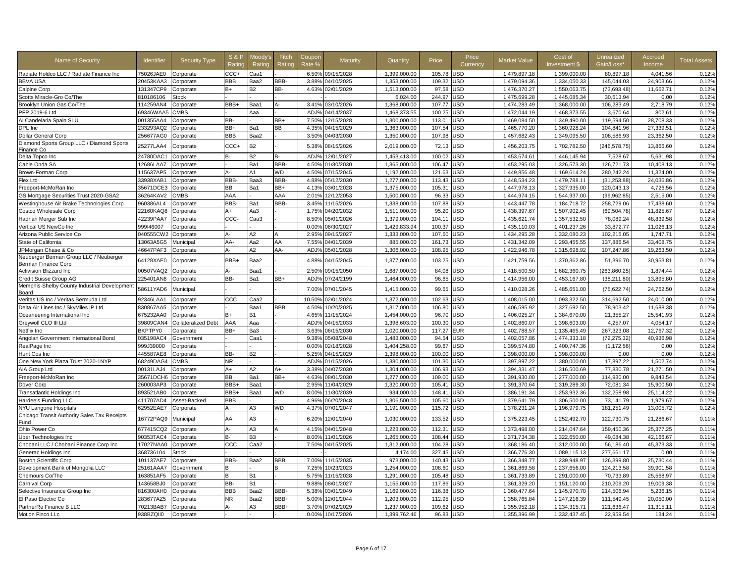| Name of Security | Identifier | Security Type | S & P Rating | Moody's Rating | Fitch Rating | Coupon Rate % | Maturity | Quantity | Price | Price Currency | Market Value | Cost of Investment $ | Unrealized Gain/Loss* | Accrued Income | Total Assets |
|---|---|---|---|---|---|---|---|---|---|---|---|---|---|---|---|
| Radiate Holdco LLC / Radiate Finance Inc | 75026JAE0 | Corporate | CCC+ | Caa1 | | 6.50% | 09/15/2028 | 1,399,000.00 | 105.78 | USD | 1,479,897.18 | 1,399,000.00 | 80,897.18 | 4,041.56 | 0.12% |
| BBVA USA | 20453KAA3 | Corporate | BBB | Baa2 | BBB- | 3.88% | 04/10/2025 | 1,353,000.00 | 109.32 | USD | 1,479,094.36 | 1,334,050.33 | 145,044.03 | 24,903.66 | 0.12% |
| Calpine Corp | 131347CP9 | Corporate | B+ | B2 | BB- | 4.63% | 02/01/2029 | 1,513,000.00 | 97.58 | USD | 1,476,370.27 | 1,550,063.75 | (73,693.48) | 11,662.71 | 0.12% |
| Scotts Miracle-Gro Co/The | 810186106 | Stock | | | | | | 6,024.00 | 244.97 | USD | 1,475,699.28 | 1,445,085.34 | 30,613.94 | 0.00 | 0.12% |
| Brooklyn Union Gas Co/The | 114259AN4 | Corporate | BBB+ | Baa1 | A- | 3.41% | 03/10/2026 | 1,368,000.00 | 107.77 | USD | 1,474,283.49 | 1,368,000.00 | 106,283.49 | 2,718.79 | 0.12% |
| PFP 2019-6 Ltd | 69346WAA5 | CMBS | | Aaa | | ADJ% | 04/14/2037 | 1,468,373.55 | 100.25 | USD | 1,472,044.19 | 1,468,373.55 | 3,670.64 | 802.61 | 0.12% |
| AI Candelaria Spain SLU | 001355AA4 | Corporate | BB- | | BB+ | 7.50% | 12/15/2028 | 1,300,000.00 | 113.01 | USD | 1,469,084.50 | 1,349,490.00 | 119,594.50 | 28,708.33 | 0.12% |
| DPL Inc | 233293AQ2 | Corporate | BB+ | Ba1 | BB | 4.35% | 04/15/2029 | 1,363,000.00 | 107.54 | USD | 1,465,770.20 | 1,360,928.24 | 104,841.96 | 27,339.51 | 0.12% |
| Dollar General Corp | 256677AG0 | Corporate | BBB | Baa2 | | 3.50% | 04/03/2030 | 1,350,000.00 | 107.98 | USD | 1,457,682.43 | 1,349,095.50 | 108,586.93 | 23,362.50 | 0.12% |
| Diamond Sports Group LLC / Diamond Sports Finance Co | 25277LAA4 | Corporate | CCC+ | B2 | | 5.38% | 08/15/2026 | 2,019,000.00 | 72.13 | USD | 1,456,203.75 | 1,702,782.50 | (246,578.75) | 13,866.60 | 0.12% |
| Delta Topco Inc | 24780DAC1 | Corporate | B- | B2 | B- | ADJ% | 12/01/2027 | 1,453,413.00 | 100.02 | USD | 1,453,674.61 | 1,446,145.94 | 7,528.67 | 5,631.98 | 0.12% |
| Cable Onda SA | 12686LAA7 | Corporate | | Ba1 | BBB- | 4.50% | 01/30/2030 | 1,365,000.00 | 106.47 | USD | 1,453,295.03 | 1,326,573.30 | 126,721.73 | 10,408.13 | 0.12% |
| Brown-Forman Corp | 115637AP5 | Corporate | A- | A1 | WD | 4.50% | 07/15/2045 | 1,192,000.00 | 121.63 | USD | 1,449,856.48 | 1,169,614.24 | 280,242.24 | 11,324.00 | 0.12% |
| Flex Ltd | 33938XAB1 | Corporate | BBB- | Baa3 | BBB- | 4.88% | 05/12/2030 | 1,277,000.00 | 113.43 | USD | 1,448,534.23 | 1,479,788.11 | (31,253.88) | 24,036.86 | 0.12% |
| Freeport-McMoRan Inc | 35671DCE3 | Corporate | BB | Ba1 | BB+ | 4.13% | 03/01/2028 | 1,375,000.00 | 105.31 | USD | 1,447,978.13 | 1,327,935.00 | 120,043.13 | 4,726.56 | 0.12% |
| GS Mortgage Securities Trust 2020-GSA2 | 36264KAV2 | CMBS | AAA | | AAA | 2.01% | 12/12/2053 | 1,500,000.00 | 96.33 | USD | 1,444,974.15 | 1,544,937.00 | (99,962.85) | 2,515.00 | 0.12% |
| Westinghouse Air Brake Technologies Corp | 960386AL4 | Corporate | BBB- | Ba1 | BBB- | 3.45% | 11/15/2026 | 1,338,000.00 | 107.88 | USD | 1,443,447.78 | 1,184,718.72 | 258,729.06 | 17,438.60 | 0.12% |
| Costco Wholesale Corp | 22160KAQ8 | Corporate | A+ | Aa3 | | 1.75% | 04/20/2032 | 1,511,000.00 | 95.20 | USD | 1,438,397.67 | 1,507,902.45 | (69,504.78) | 11,825.67 | 0.12% |
| Hadrian Merger Sub Inc | 42239PAA7 | Corporate | CCC- | Caa3 | | 8.50% | 05/01/2026 | 1,379,000.00 | 104.11 | USD | 1,435,621.74 | 1,357,532.50 | 78,089.24 | 48,839.58 | 0.12% |
| Vertical US NewCo Inc | 999I46007 | Corporate | | | | 0.00% | 06/30/2027 | 1,429,833.94 | 100.37 | USD | 1,435,110.03 | 1,401,237.26 | 33,872.77 | 11,026.13 | 0.12% |
| Arizona Public Service Co | 040555CW2 | Corporate | A- | A2 | A | 2.95% | 09/15/2027 | 1,333,000.00 | 107.60 | USD | 1,434,295.28 | 1,332,080.23 | 102,215.05 | 1,747.71 | 0.12% |
| State of California | 13063A5G5 | Municipal | AA- | Aa2 | AA | 7.55% | 04/01/2039 | 885,000.00 | 161.73 | USD | 1,431,342.09 | 1,293,455.55 | 137,886.54 | 33,408.75 | 0.12% |
| JPMorgan Chase & Co | 46647PAF3 | Corporate | A- | A2 | AA- | ADJ% | 05/01/2028 | 1,306,000.00 | 108.95 | USD | 1,422,946.78 | 1,315,698.92 | 107,247.86 | 19,263.50 | 0.12% |
| Neuberger Berman Group LLC / Neuberger Berman Finance Corp | 64128XAE0 | Corporate | BBB+ | Baa2 | | 4.88% | 04/15/2045 | 1,377,000.00 | 103.25 | USD | 1,421,759.56 | 1,370,362.86 | 51,396.70 | 30,953.81 | 0.12% |
| Activision Blizzard Inc | 00507VAQ2 | Corporate | A- | Baa1 | | 2.50% | 09/15/2050 | 1,687,000.00 | 84.08 | USD | 1,418,500.50 | 1,682,360.75 | (263,860.25) | 1,874.44 | 0.12% |
| Credit Suisse Group AG | 225401AN8 | Corporate | BB- | Ba1 | BB+ | ADJ% | 07/24/2199 | 1,464,000.00 | 96.65 | USD | 1,414,956.00 | 1,453,167.80 | (38,211.80) | 13,895.80 | 0.12% |
| Memphis-Shelby County Industrial Development Board | 58611YAD6 | Municipal | | | | 7.00% | 07/01/2045 | 1,415,000.00 | 99.65 | USD | 1,410,028.26 | 1,485,651.00 | (75,622.74) | 24,762.50 | 0.12% |
| Veritas US Inc / Veritas Bermuda Ltd | 92346LAA1 | Corporate | CCC | Caa2 | | 10.50% | 02/01/2024 | 1,372,000.00 | 102.63 | USD | 1,408,015.00 | 1,093,322.50 | 314,692.50 | 24,010.00 | 0.12% |
| Delta Air Lines Inc / SkyMiles IP Ltd | 830867AA5 | Corporate | | Baa1 | BBB | 4.50% | 10/20/2025 | 1,317,000.00 | 106.80 | USD | 1,406,595.92 | 1,327,692.50 | 78,903.42 | 11,688.38 | 0.12% |
| Oceaneering International Inc | 675232AA0 | Corporate | B+ | B1 | | 4.65% | 11/15/2024 | 1,454,000.00 | 96.70 | USD | 1,406,025.27 | 1,384,670.00 | 21,355.27 | 25,541.93 | 0.12% |
| Greywolf CLO III Ltd | 39809CAN4 | Collateralized Debt | AAA | Aaa | | ADJ% | 04/15/2033 | 1,398,603.00 | 100.30 | USD | 1,402,860.07 | 1,398,603.00 | 4,257.07 | 4,054.17 | 0.12% |
| Netflix Inc | BKPTPY0 | Corporate | BB+ | Ba3 | | 3.63% | 06/15/2030 | 1,020,000.00 | 117.27 | EUR | 1,402,788.57 | 1,135,465.49 | 267,323.08 | 12,767.32 | 0.12% |
| Angolan Government International Bond | 035198AC4 | Government | | Caa1 | | 9.38% | 05/08/2048 | 1,483,000.00 | 94.54 | USD | 1,402,057.86 | 1,474,333.18 | (72,275.32) | 40,936.98 | 0.12% |
| RealPage Inc | 999J39000 | Corporate | | | | 0.00% | 02/18/2028 | 1,404,258.00 | 99.67 | USD | 1,399,574.80 | 1,400,747.36 | (1,172.56) | 0.00 | 0.12% |
| Hunt Cos Inc | 445587AE8 | Corporate | BB- | B2 | | 5.25% | 04/15/2029 | 1,398,000.00 | 100.00 | USD | 1,398,000.00 | 1,398,000.00 | 0.00 | 0.00 | 0.12% |
| One New York Plaza Trust 2020-1NYP | 68249DAG4 | CMBS | NR | | | ADJ% | 01/15/2026 | 1,380,000.00 | 101.30 | USD | 1,397,897.22 | 1,380,000.00 | 17,897.22 | 1,502.74 | 0.12% |
| AIA Group Ltd | 00131LAJ4 | Corporate | A+ | A2 | A+ | 3.38% | 04/07/2030 | 1,304,000.00 | 106.93 | USD | 1,394,331.47 | 1,316,500.69 | 77,830.78 | 21,271.50 | 0.12% |
| Freeport-McMoRan Inc | 35671DCH6 | Corporate | BB | Ba1 | BB+ | 4.63% | 08/01/2030 | 1,277,000.00 | 109.00 | USD | 1,391,930.00 | 1,277,000.00 | 114,930.00 | 9,843.54 | 0.12% |
| Dover Corp | 260003AP3 | Corporate | BBB+ | Baa1 | | 2.95% | 11/04/2029 | 1,320,000.00 | 105.41 | USD | 1,391,370.64 | 1,319,289.30 | 72,081.34 | 15,900.50 | 0.12% |
| Transatlantic Holdings Inc | 893521AB0 | Corporate | BBB+ | Baa1 | WD | 8.00% | 11/30/2039 | 934,000.00 | 148.41 | USD | 1,386,191.34 | 1,253,932.36 | 132,258.98 | 25,114.22 | 0.12% |
| Hardee's Funding LLC | 411707AD4 | Asset-Backed | BBB | | | 4.96% | 06/20/2048 | 1,306,500.00 | 105.60 | USD | 1,379,641.79 | 1,306,500.00 | 73,141.79 | 1,979.67 | 0.12% |
| NYU Langone Hospitals | 62952EAE7 | Corporate | A | A3 | WD | 4.37% | 07/01/2047 | 1,191,000.00 | 115.72 | USD | 1,378,231.24 | 1,196,979.75 | 181,251.49 | 13,005.72 | 0.12% |
| Chicago Transit Authority Sales Tax Receipts Fund | 16772PAQ9 | Municipal | AA | A3 | | 6.20% | 12/01/2040 | 1,030,000.00 | 133.52 | USD | 1,375,223.45 | 1,252,492.70 | 122,730.75 | 21,286.67 | 0.11% |
| Ohio Power Co | 677415CQ2 | Corporate | A- | A3 | A | 4.15% | 04/01/2048 | 1,223,000.00 | 112.31 | USD | 1,373,498.00 | 1,214,047.64 | 159,450.36 | 25,377.25 | 0.11% |
| Uber Technologies Inc | 90353TAC4 | Corporate | B- | B3 | | 8.00% | 11/01/2026 | 1,265,000.00 | 108.44 | USD | 1,371,734.38 | 1,322,650.00 | 49,084.38 | 42,166.67 | 0.11% |
| Chobani LLC / Chobani Finance Corp Inc | 17027NAA0 | Corporate | CCC | Caa2 | | 7.50% | 04/15/2025 | 1,312,000.00 | 104.28 | USD | 1,368,186.40 | 1,312,000.00 | 56,186.40 | 45,373.33 | 0.11% |
| Generac Holdings Inc | 368736104 | Stock | | | | | | 4,174.00 | 327.45 | USD | 1,366,776.30 | 1,089,115.13 | 277,661.17 | 0.00 | 0.11% |
| Boston Scientific Corp | 101137AE7 | Corporate | BBB- | Baa2 | BBB | 7.00% | 11/15/2035 | 973,000.00 | 140.43 | USD | 1,366,348.77 | 1,239,948.97 | 126,399.80 | 25,730.44 | 0.11% |
| Development Bank of Mongolia LLC | 25161AAA7 | Government | B | | B | 7.25% | 10/23/2023 | 1,254,000.00 | 108.60 | USD | 1,361,869.58 | 1,237,656.00 | 124,213.58 | 39,901.58 | 0.11% |
| Chemours Co/The | 163851AF5 | Corporate | B | B1 | | 5.75% | 11/15/2028 | 1,291,000.00 | 105.48 | USD | 1,361,733.89 | 1,291,000.00 | 70,733.89 | 25,568.97 | 0.11% |
| Carnival Corp | 143658BJ0 | Corporate | BB- | B1 | | 9.88% | 08/01/2027 | 1,155,000.00 | 117.86 | USD | 1,361,329.20 | 1,151,120.00 | 210,209.20 | 19,009.38 | 0.11% |
| Selective Insurance Group Inc | 816300AH0 | Corporate | BBB | Baa2 | BBB+ | 5.38% | 03/01/2049 | 1,169,000.00 | 116.38 | USD | 1,360,477.64 | 1,145,970.70 | 214,506.94 | 5,236.15 | 0.11% |
| El Paso Electric Co | 283677AZ5 | Corporate | NR | Baa2 | BBB+ | 5.00% | 12/01/2044 | 1,203,000.00 | 112.95 | USD | 1,358,765.84 | 1,247,216.39 | 111,549.45 | 20,050.00 | 0.11% |
| PartnerRe Finance B LLC | 70213BAB7 | Corporate | A- | A3 | BBB+ | 3.70% | 07/02/2029 | 1,237,000.00 | 109.62 | USD | 1,355,952.18 | 1,234,315.71 | 121,636.47 | 11,315.11 | 0.11% |
| Motion Finco LLc | 938BZQII0 | Corporate | | | | 0.00% | 10/17/2026 | 1,399,762.46 | 96.83 | USD | 1,355,396.99 | 1,332,437.45 | 22,959.54 | 134.24 | 0.11% |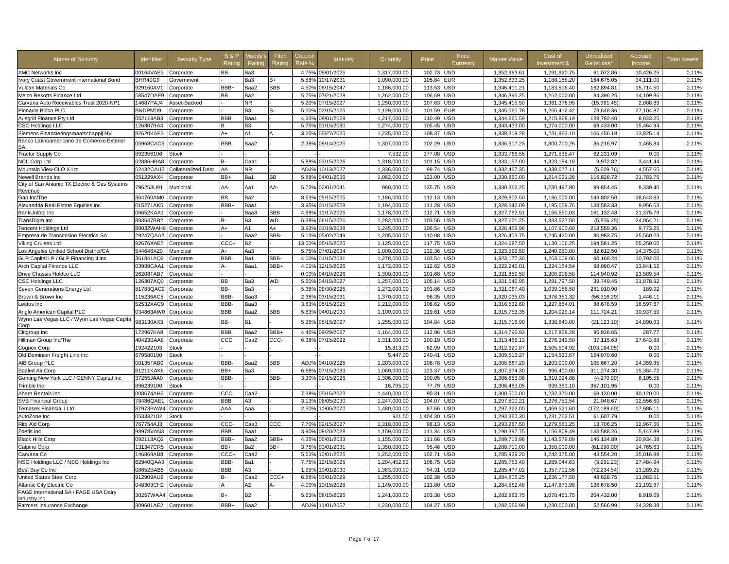| Name of Security | Identifier | Security Type | S & P Rating | Moody's Rating | Fitch Rating | Coupon Rate % | Maturity | Quantity | Price | Price Currency | Market Value | Cost of Investment $ | Unrealized Gain/Loss* | Accrued Income | Total Assets |
|---|---|---|---|---|---|---|---|---|---|---|---|---|---|---|---|
| AMC Networks Inc | 00164VAE3 | Corporate | BB | Ba3 | | 4.75% | 08/01/2025 | 1,317,000.00 | 102.73 | USD | 1,352,993.61 | 1,291,920.75 | 61,072.86 | 10,426.25 | 0.11% |
| Ivory Coast Government International Bond | BHR40G9 | Government | - | Ba3 | B+ | 5.88% | 10/17/2031 | 1,090,000.00 | 105.84 | EUR | 1,352,833.25 | 1,188,158.20 | 164,675.05 | 34,111.00 | 0.11% |
| Vulcan Materials Co | 929160AV1 | Corporate | BBB+ | Baa2 | BBB | 4.50% | 06/15/2047 | 1,186,000.00 | 113.53 | USD | 1,346,411.21 | 1,183,516.40 | 162,894.81 | 15,714.50 | 0.11% |
| Melco Resorts Finance Ltd | 58547DAE9 | Corporate | BB | Ba2 | - | 5.75% | 07/21/2028 | 1,262,000.00 | 106.69 | USD | 1,346,396.25 | 1,262,000.00 | 84,396.25 | 14,109.86 | 0.11% |
| Carvana Auto Receivables Trust 2020-NP1 | 14687PAJ4 | Asset-Backed | - | NR | - | 5.20% | 07/15/2027 | 1,250,000.00 | 107.63 | USD | 1,345,415.50 | 1,361,376.95 | (15,961.45) | 2,888.89 | 0.11% |
| Pinnacle Bidco PLC | BNDPMD9 | Corporate | - | B3 | B- | 5.50% | 02/15/2025 | 1,129,000.00 | 101.59 | EUR | 1,345,060.78 | 1,266,412.42 | 78,648.36 | 27,104.87 | 0.11% |
| Ausgrid Finance Pty Ltd | 052113AB3 | Corporate | BBB | Baa1 | - | 4.35% | 08/01/2028 | 1,217,000.00 | 110.49 | USD | 1,344,660.59 | 1,215,868.19 | 128,792.40 | 8,823.25 | 0.11% |
| CSC Holdings LLC | 126307BA4 | Corporate | B | B3 | - | 5.75% | 01/15/2030 | 1,274,000.00 | 105.45 | USD | 1,343,433.00 | 1,274,000.00 | 69,433.00 | 15,464.94 | 0.11% |
| Siemens Financieringsmaatschappij NV | 82620KAE3 | Corporate | A+ | A1 | A | 3.25% | 05/27/2025 | 1,235,000.00 | 108.37 | USD | 1,338,319.28 | 1,231,863.10 | 106,456.18 | 13,825.14 | 0.11% |
| Banco Latinoamericano de Comercio Exterior SA | 05968CAC6 | Corporate | BBB | Baa2 | - | 2.38% | 09/14/2025 | 1,307,000.00 | 102.29 | USD | 1,336,917.23 | 1,300,700.26 | 36,216.97 | 1,465.84 | 0.11% |
| Tractor Supply Co | 892356106 | Stock | - | - | - | - | - | 7,532.00 | 177.08 | USD | 1,333,766.56 | 1,271,535.47 | 62,231.09 | 0.00 | 0.11% |
| NCL Corp Ltd | 62886HBA8 | Corporate | B- | Caa1 | - | 5.88% | 03/15/2026 | 1,318,000.00 | 101.15 | USD | 1,333,157.00 | 1,323,184.18 | 9,972.82 | 3,441.44 | 0.11% |
| Mountain View CLO X Ltd | 62432CAU5 | Collateralized Debt | AA | NR | - | ADJ% | 10/13/2027 | 1,336,000.00 | 99.74 | USD | 1,332,467.35 | 1,338,077.11 | (5,609.76) | 4,557.65 | 0.11% |
| Newell Brands Inc | 651229AX4 | Corporate | BB+ | Ba1 | BB | 5.88% | 04/01/2036 | 1,082,000.00 | 123.00 | USD | 1,330,860.00 | 1,214,031.28 | 116,828.72 | 31,783.75 | 0.11% |
| City of San Antonio TX Electric & Gas Systems Revenue | 796253U91 | Municipal | AA- | Aa1 | AA- | 5.72% | 02/01/2041 | 980,000.00 | 135.75 | USD | 1,330,352.25 | 1,230,497.80 | 99,854.45 | 9,339.40 | 0.11% |
| Gap Inc/The | 364760AM0 | Corporate | BB | Ba2 | - | 8.63% | 05/15/2025 | 1,186,000.00 | 112.13 | USD | 1,329,802.50 | 1,186,000.00 | 143,802.50 | 38,643.83 | 0.11% |
| Alexandria Real Estate Equities Inc | 015271AK5 | Corporate | BBB+ | Baa1 | - | 3.95% | 01/15/2028 | 1,194,000.00 | 111.28 | USD | 1,328,642.09 | 1,195,058.76 | 133,583.33 | 9,956.63 | 0.11% |
| BankUnited Inc | 06652KAA1 | Corporate | - | Baa3 | BBB | 4.88% | 11/17/2025 | 1,178,000.00 | 112.71 | USD | 1,327,782.51 | 1,166,650.03 | 161,132.48 | 21,375.79 | 0.11% |
| TransDigm Inc | 893647BB2 | Corporate | B- | B3 | WD | 6.38% | 06/15/2026 | 1,282,000.00 | 103.56 | USD | 1,327,671.25 | 1,333,527.50 | (5,856.25) | 24,064.21 | 0.11% |
| Tencent Holdings Ltd | 88032WAH9 | Corporate | A+ | A1 | A+ | 3.93% | 01/19/2038 | 1,245,000.00 | 106.54 | USD | 1,326,459.96 | 1,107,900.60 | 218,559.36 | 9,773.25 | 0.11% |
| Empresa de Transmision Electrica SA | 29247QAA2 | Corporate | - | Baa2 | BBB- | 5.13% | 05/02/2049 | 1,205,000.00 | 110.08 | USD | 1,326,403.75 | 1,245,420.00 | 80,983.75 | 25,560.23 | 0.11% |
| Viking Cruises Ltd | 92676XAE7 | Corporate | CCC+ | B2 | - | 13.00% | 05/15/2025 | 1,125,000.00 | 117.75 | USD | 1,324,687.50 | 1,130,106.25 | 194,581.25 | 55,250.00 | 0.11% |
| Los Angeles Unified School District/CA | 544646XZ0 | Municipal | A+ | Aa3 | - | 5.75% | 07/01/2034 | 1,000,000.00 | 132.36 | USD | 1,323,562.50 | 1,240,950.00 | 82,612.50 | 14,375.00 | 0.11% |
| GLP Capital LP / GLP Financing II Inc | 361841AQ2 | Corporate | BBB- | Ba1 | BBB- | 4.00% | 01/15/2031 | 1,278,000.00 | 103.54 | USD | 1,323,177.30 | 1,263,009.06 | 60,168.24 | 10,792.00 | 0.11% |
| Arch Capital Finance LLC | 03939CAA1 | Corporate | A- | Baa1 | BBB+ | 4.01% | 12/15/2026 | 1,172,000.00 | 112.82 | USD | 1,322,245.01 | 1,224,154.54 | 98,090.47 | 13,841.52 | 0.11% |
| Drive Chassis Holdco LLC | 26208TAB7 | Corporate | - | - | - | 0.00% | 04/10/2026 | 1,300,000.00 | 101.68 | USD | 1,321,859.50 | 1,206,918.58 | 114,940.92 | 23,589.54 | 0.11% |
| CSC Holdings LLC | 126307AQ0 | Corporate | BB | Ba3 | WD | 5.50% | 04/15/2027 | 1,257,000.00 | 105.14 | USD | 1,321,546.95 | 1,281,797.50 | 39,749.45 | 31,878.92 | 0.11% |
| Seven Generations Energy Ltd | 81783QAC9 | Corporate | BB- | Ba3 | - | 5.38% | 09/30/2025 | 1,272,000.00 | 103.86 | USD | 1,321,067.40 | 1,039,156.50 | 281,910.90 | 189.92 | 0.11% |
| Brown & Brown Inc | 115236AC5 | Corporate | BBB- | Baa3 | - | 2.38% | 03/15/2031 | 1,370,000.00 | 96.35 | USD | 1,320,035.03 | 1,376,351.32 | (56,316.29) | 1,446.11 | 0.11% |
| Leidos Inc | 52532XAC9 | Corporate | BBB- | Baa3 | - | 3.63% | 05/15/2025 | 1,212,000.00 | 108.62 | USD | 1,316,532.60 | 1,227,854.01 | 88,678.59 | 16,597.67 | 0.11% |
| Anglo American Capital PLC | 034863AW0 | Corporate | BBB | Baa2 | BBB | 5.63% | 04/01/2030 | 1,100,000.00 | 119.61 | USD | 1,315,753.35 | 1,204,029.14 | 111,724.21 | 30,937.50 | 0.11% |
| Wynn Las Vegas LLC / Wynn Las Vegas Capital Corp | 983130AX3 | Corporate | BB- | B1 | - | 5.25% | 05/15/2027 | 1,255,000.00 | 104.84 | USD | 1,315,716.90 | 1,336,840.00 | (21,123.10) | 24,890.83 | 0.11% |
| Citigroup Inc | 172967KA8 | Corporate | BBB | Baa2 | BBB+ | 4.45% | 09/29/2027 | 1,164,000.00 | 112.96 | USD | 1,314,796.93 | 1,217,858.28 | 96,938.65 | 287.77 | 0.11% |
| Hillman Group Inc/The | 40423BAA8 | Corporate | CCC | Caa2 | CCC- | 6.38% | 07/15/2022 | 1,311,000.00 | 100.19 | USD | 1,313,458.13 | 1,276,342.50 | 37,115.63 | 17,643.88 | 0.11% |
| Cognex Corp | 192422103 | Stock | - | - | - | - | - | 15,813.00 | 82.99 | USD | 1,312,320.87 | 1,505,504.92 | (193,184.05) | 0.00 | 0.11% |
| Old Dominion Freight Line Inc | 679580100 | Stock | - | - | - | - | - | 5,447.00 | 240.41 | USD | 1,309,513.27 | 1,154,533.67 | 154,979.60 | 0.00 | 0.11% |
| AIB Group PLC | 00135TAB0 | Corporate | BBB- | Baa2 | BBB | ADJ% | 04/10/2025 | 1,203,000.00 | 108.78 | USD | 1,308,667.20 | 1,203,000.00 | 105,667.20 | 24,359.85 | 0.11% |
| Sealed Air Corp | 81211KAK6 | Corporate | BB+ | Ba3 | - | 6.88% | 07/15/2033 | 1,060,000.00 | 123.37 | USD | 1,307,674.30 | 996,400.00 | 311,274.30 | 15,384.72 | 0.11% |
| Genting New York LLC / GENNY Capital Inc | 37255JAA0 | Corporate | BBB- | - | BBB- | 3.30% | 02/15/2026 | 1,306,000.00 | 100.05 | USD | 1,306,653.98 | 1,310,924.88 | (4,270.90) | 6,105.55 | 0.11% |
| Trimble Inc | 896239100 | Stock | - | - | - | - | - | 16,795.00 | 77.79 | USD | 1,306,483.05 | 939,381.10 | 367,101.95 | 0.00 | 0.11% |
| Ahern Rentals Inc | 008674AH6 | Corporate | CCC | Caa2 | - | 7.38% | 05/15/2023 | 1,440,000.00 | 90.31 | USD | 1,300,500.00 | 1,232,370.00 | 68,130.00 | 40,120.00 | 0.11% |
| SVB Financial Group | 78486QAE1 | Corporate | BBB | A3 | - | 3.13% | 06/05/2030 | 1,247,000.00 | 104.07 | USD | 1,297,800.21 | 1,276,751.54 | 21,048.67 | 12,556.60 | 0.11% |
| Temasek Financial I Ltd | 87973PAW4 | Corporate | AAA | Aaa | - | 2.50% | 10/06/2070 | 1,480,000.00 | 87.66 | USD | 1,297,322.00 | 1,469,521.60 | (172,199.60) | 17,986.11 | 0.11% |
| AutoZone Inc | 053332102 | Stock | - | - | - | - | - | 921.00 | 1,404.30 | USD | 1,293,360.30 | 1,231,752.51 | 61,607.79 | 0.00 | 0.11% |
| Rite Aid Corp | 767754AJ3 | Corporate | CCC- | Caa3 | CCC | 7.70% | 02/15/2027 | 1,318,000.00 | 98.13 | USD | 1,293,287.50 | 1,279,581.25 | 13,706.25 | 12,967.66 | 0.11% |
| Zoetis Inc | 98978VAN3 | Corporate | BBB | Baa1 | - | 3.90% | 08/20/2028 | 1,159,000.00 | 111.34 | USD | 1,290,397.75 | 1,156,809.49 | 133,588.26 | 5,147.89 | 0.11% |
| Black Hills Corp | 092113AQ2 | Corporate | BBB+ | Baa2 | BBB+ | 4.35% | 05/01/2033 | 1,155,000.00 | 111.66 | USD | 1,289,713.98 | 1,143,579.09 | 146,134.89 | 20,934.38 | 0.11% |
| Calpine Corp | 131347CR5 | Corporate | BB+ | Ba2 | BB+ | 3.75% | 03/01/2031 | 1,350,000.00 | 95.46 | USD | 1,288,710.00 | 1,350,000.00 | (61,290.00) | 14,765.63 | 0.11% |
| Carvana Co | 146869AB8 | Corporate | CCC+ | Caa2 | - | 5.63% | 10/01/2025 | 1,252,000.00 | 102.71 | USD | 1,285,929.20 | 1,242,375.00 | 43,554.20 | 35,016.88 | 0.11% |
| NSG Holdings LLC / NSG Holdings Inc | 62940QAA3 | Corporate | BBB- | Ba1 | - | 7.75% | 12/15/2025 | 1,204,452.83 | 106.75 | USD | 1,285,753.40 | 1,289,044.63 | (3,291.23) | 27,484.94 | 0.11% |
| Best Buy Co Inc | 08652BAB5 | Corporate | BBB | A3 | - | 1.95% | 10/01/2030 | 1,363,000.00 | 94.31 | USD | 1,285,477.02 | 1,357,711.56 | (72,234.54) | 13,289.25 | 0.11% |
| United States Steel Corp | 912909AU2 | Corporate | B- | Caa2 | CCC+ | 6.88% | 03/01/2029 | 1,255,000.00 | 102.38 | USD | 1,284,806.25 | 1,236,177.50 | 48,628.75 | 11,983.51 | 0.11% |
| Atlantic City Electric Co | 048303CH2 | Corporate | A | A2 | A- | 4.00% | 10/15/2028 | 1,149,000.00 | 111.80 | USD | 1,284,552.48 | 1,147,873.98 | 136,678.50 | 21,192.67 | 0.11% |
| FAGE International SA / FAGE USA Dairy Industry Inc | 30257WAA4 | Corporate | B+ | B2 | - | 5.63% | 08/15/2026 | 1,241,000.00 | 103.38 | USD | 1,282,883.75 | 1,078,451.75 | 204,432.00 | 8,919.69 | 0.11% |
| Farmers Insurance Exchange | 309601AE2 | Corporate | BBB+ | Baa2 | - | ADJ% | 11/01/2057 | 1,230,000.00 | 104.27 | USD | 1,282,566.99 | 1,230,000.00 | 52,566.99 | 24,328.38 | 0.11% |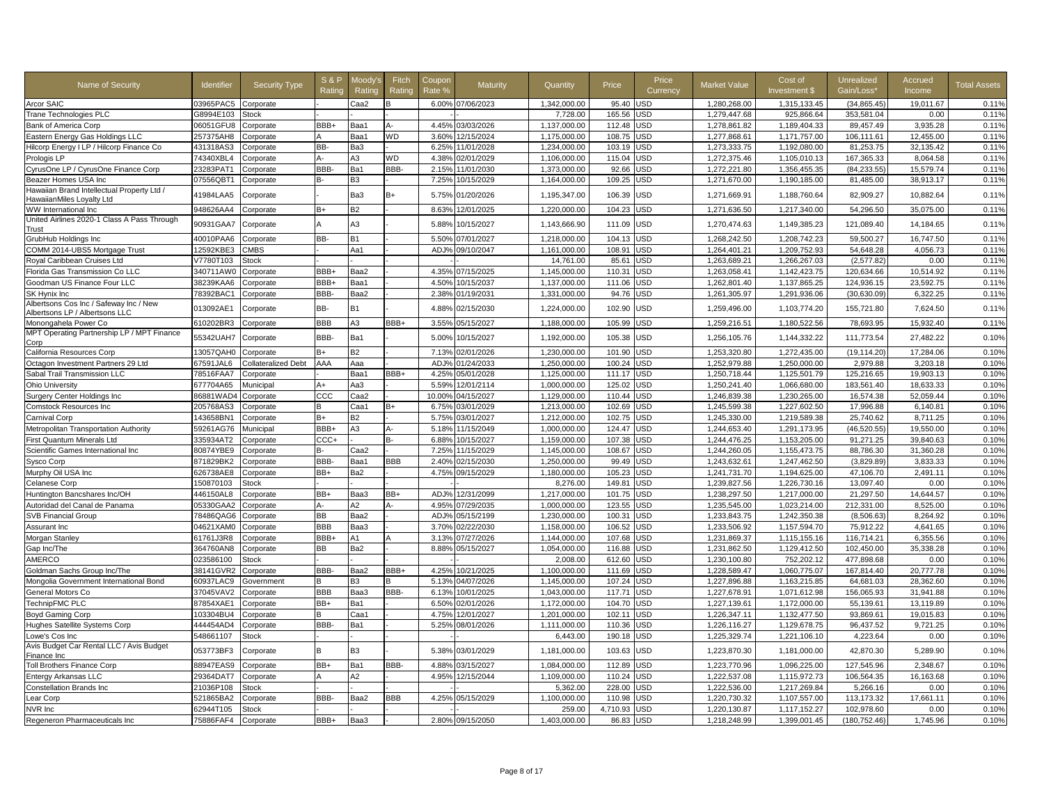| Name of Security | Identifier | Security Type | S & P Rating | Moody's Rating | Fitch Rating | Coupon Rate % | Maturity | Quantity | Price | Price Currency | Market Value | Cost of Investment $ | Unrealized Gain/Loss* | Accrued Income | Total Assets |
|---|---|---|---|---|---|---|---|---|---|---|---|---|---|---|---|
| Arcor SAIC | 03965PAC5 | Corporate | | Caa2 | B | 6.00% | 07/06/2023 | 1,342,000.00 | 95.40 | USD | 1,280,268.00 | 1,315,133.45 | (34,865.45) | 19,011.67 | 0.11% |
| Trane Technologies PLC | G8994E103 | Stock | - | - | - | | - | 7,728.00 | 165.56 | USD | 1,279,447.68 | 925,866.64 | 353,581.04 | 0.00 | 0.11% |
| Bank of America Corp | 06051GFU8 | Corporate | BBB+ | Baa1 | A- | 4.45% | 03/03/2026 | 1,137,000.00 | 112.48 | USD | 1,278,861.82 | 1,189,404.33 | 89,457.49 | 3,935.28 | 0.11% |
| Eastern Energy Gas Holdings LLC | 257375AH8 | Corporate | A | Baa1 | WD | 3.60% | 12/15/2024 | 1,175,000.00 | 108.75 | USD | 1,277,868.61 | 1,171,757.00 | 106,111.61 | 12,455.00 | 0.11% |
| Hilcorp Energy I LP / Hilcorp Finance Co | 431318AS3 | Corporate | BB- | Ba3 | - | 6.25% | 11/01/2028 | 1,234,000.00 | 103.19 | USD | 1,273,333.75 | 1,192,080.00 | 81,253.75 | 32,135.42 | 0.11% |
| Prologis LP | 74340XBL4 | Corporate | A- | A3 | WD | 4.38% | 02/01/2029 | 1,106,000.00 | 115.04 | USD | 1,272,375.46 | 1,105,010.13 | 167,365.33 | 8,064.58 | 0.11% |
| CyrusOne LP / CyrusOne Finance Corp | 23283PAT1 | Corporate | BBB- | Ba1 | BBB- | 2.15% | 11/01/2030 | 1,373,000.00 | 92.66 | USD | 1,272,221.80 | 1,356,455.35 | (84,233.55) | 15,579.74 | 0.11% |
| Beazer Homes USA Inc | 07556QBT1 | Corporate | B- | B3 | - | 7.25% | 10/15/2029 | 1,164,000.00 | 109.25 | USD | 1,271,670.00 | 1,190,185.00 | 81,485.00 | 38,913.17 | 0.11% |
| Hawaiian Brand Intellectual Property Ltd / HawaiianMiles Loyalty Ltd | 41984LAA5 | Corporate | | Ba3 | B+ | 5.75% | 01/20/2026 | 1,195,347.00 | 106.39 | USD | 1,271,669.91 | 1,188,760.64 | 82,909.27 | 10,882.64 | 0.11% |
| WW International Inc | 948626AA4 | Corporate | B+ | B2 | - | 8.63% | 12/01/2025 | 1,220,000.00 | 104.23 | USD | 1,271,636.50 | 1,217,340.00 | 54,296.50 | 35,075.00 | 0.11% |
| United Airlines 2020-1 Class A Pass Through Trust | 90931GAA7 | Corporate | A | A3 | - | 5.88% | 10/15/2027 | 1,143,666.90 | 111.09 | USD | 1,270,474.63 | 1,149,385.23 | 121,089.40 | 14,184.65 | 0.11% |
| GrubHub Holdings Inc | 40010PAA6 | Corporate | BB- | B1 | - | 5.50% | 07/01/2027 | 1,218,000.00 | 104.13 | USD | 1,268,242.50 | 1,208,742.23 | 59,500.27 | 16,747.50 | 0.11% |
| COMM 2014-UBS5 Mortgage Trust | 12592KBE3 | CMBS | - | Aa1 | - | ADJ% | 09/10/2047 | 1,161,000.00 | 108.91 | USD | 1,264,401.21 | 1,209,752.93 | 54,648.28 | 4,056.73 | 0.11% |
| Royal Caribbean Cruises Ltd | V7780T103 | Stock | - | - | - | | - | 14,761.00 | 85.61 | USD | 1,263,689.21 | 1,266,267.03 | (2,577.82) | 0.00 | 0.11% |
| Florida Gas Transmission Co LLC | 340711AW0 | Corporate | BBB+ | Baa2 | - | 4.35% | 07/15/2025 | 1,145,000.00 | 110.31 | USD | 1,263,058.41 | 1,142,423.75 | 120,634.66 | 10,514.92 | 0.11% |
| Goodman US Finance Four LLC | 38239KAA6 | Corporate | BBB+ | Baa1 | - | 4.50% | 10/15/2037 | 1,137,000.00 | 111.06 | USD | 1,262,801.40 | 1,137,865.25 | 124,936.15 | 23,592.75 | 0.11% |
| SK Hynix Inc | 78392BAC1 | Corporate | BBB- | Baa2 | - | 2.38% | 01/19/2031 | 1,331,000.00 | 94.76 | USD | 1,261,305.97 | 1,291,936.06 | (30,630.09) | 6,322.25 | 0.11% |
| Albertsons Cos Inc / Safeway Inc / New Albertsons LP / Albertsons LLC | 013092AE1 | Corporate | BB- | B1 | - | 4.88% | 02/15/2030 | 1,224,000.00 | 102.90 | USD | 1,259,496.00 | 1,103,774.20 | 155,721.80 | 7,624.50 | 0.11% |
| Monongahela Power Co | 610202BR3 | Corporate | BBB | A3 | BBB+ | 3.55% | 05/15/2027 | 1,188,000.00 | 105.99 | USD | 1,259,216.51 | 1,180,522.56 | 78,693.95 | 15,932.40 | 0.11% |
| MPT Operating Partnership LP / MPT Finance Corp | 55342UAH7 | Corporate | BBB- | Ba1 | - | 5.00% | 10/15/2027 | 1,192,000.00 | 105.38 | USD | 1,256,105.76 | 1,144,332.22 | 111,773.54 | 27,482.22 | 0.10% |
| California Resources Corp | 13057QAH0 | Corporate | B+ | B2 | - | 7.13% | 02/01/2026 | 1,230,000.00 | 101.90 | USD | 1,253,320.80 | 1,272,435.00 | (19,114.20) | 17,284.06 | 0.10% |
| Octagon Investment Partners 29 Ltd | 67591JAL6 | Collateralized Debt | AAA | Aaa | - | ADJ% | 01/24/2033 | 1,250,000.00 | 100.24 | USD | 1,252,979.88 | 1,250,000.00 | 2,979.88 | 3,203.18 | 0.10% |
| Sabal Trail Transmission LLC | 78516FAA7 | Corporate | - | Baa1 | BBB+ | 4.25% | 05/01/2028 | 1,125,000.00 | 111.17 | USD | 1,250,718.44 | 1,125,501.79 | 125,216.65 | 19,903.13 | 0.10% |
| Ohio University | 677704A65 | Municipal | A+ | Aa3 | - | 5.59% | 12/01/2114 | 1,000,000.00 | 125.02 | USD | 1,250,241.40 | 1,066,680.00 | 183,561.40 | 18,633.33 | 0.10% |
| Surgery Center Holdings Inc | 86881WAD4 | Corporate | CCC | Caa2 | - | 10.00% | 04/15/2027 | 1,129,000.00 | 110.44 | USD | 1,246,839.38 | 1,230,265.00 | 16,574.38 | 52,059.44 | 0.10% |
| Comstock Resources Inc | 205768AS3 | Corporate | B | Caa1 | B+ | 6.75% | 03/01/2029 | 1,213,000.00 | 102.69 | USD | 1,245,599.38 | 1,227,602.50 | 17,996.88 | 6,140.81 | 0.10% |
| Carnival Corp | 143658BN1 | Corporate | B+ | B2 | - | 5.75% | 03/01/2027 | 1,212,000.00 | 102.75 | USD | 1,245,330.00 | 1,219,589.38 | 25,740.62 | 8,711.25 | 0.10% |
| Metropolitan Transportation Authority | 59261AG76 | Municipal | BBB+ | A3 | A- | 5.18% | 11/15/2049 | 1,000,000.00 | 124.47 | USD | 1,244,653.40 | 1,291,173.95 | (46,520.55) | 19,550.00 | 0.10% |
| First Quantum Minerals Ltd | 335934AT2 | Corporate | CCC+ | - | B- | 6.88% | 10/15/2027 | 1,159,000.00 | 107.38 | USD | 1,244,476.25 | 1,153,205.00 | 91,271.25 | 39,840.63 | 0.10% |
| Scientific Games International Inc | 80874YBE9 | Corporate | B- | Caa2 | - | 7.25% | 11/15/2029 | 1,145,000.00 | 108.67 | USD | 1,244,260.05 | 1,155,473.75 | 88,786.30 | 31,360.28 | 0.10% |
| Sysco Corp | 871829BK2 | Corporate | BBB- | Baa1 | BBB | 2.40% | 02/15/2030 | 1,250,000.00 | 99.49 | USD | 1,243,632.61 | 1,247,462.50 | (3,829.89) | 3,833.33 | 0.10% |
| Murphy Oil USA Inc | 626738AE8 | Corporate | BB+ | Ba2 | - | 4.75% | 09/15/2029 | 1,180,000.00 | 105.23 | USD | 1,241,731.70 | 1,194,625.00 | 47,106.70 | 2,491.11 | 0.10% |
| Celanese Corp | 150870103 | Stock | - | - | - | | - | 8,276.00 | 149.81 | USD | 1,239,827.56 | 1,226,730.16 | 13,097.40 | 0.00 | 0.10% |
| Huntington Bancshares Inc/OH | 446150AL8 | Corporate | BB+ | Baa3 | BB+ | ADJ% | 12/31/2099 | 1,217,000.00 | 101.75 | USD | 1,238,297.50 | 1,217,000.00 | 21,297.50 | 14,644.57 | 0.10% |
| Autoridad del Canal de Panama | 05330GAA2 | Corporate | A- | A2 | A- | 4.95% | 07/29/2035 | 1,000,000.00 | 123.55 | USD | 1,235,545.00 | 1,023,214.00 | 212,331.00 | 8,525.00 | 0.10% |
| SVB Financial Group | 78486QAG6 | Corporate | BB | Baa2 | - | ADJ% | 05/15/2199 | 1,230,000.00 | 100.31 | USD | 1,233,843.75 | 1,242,350.38 | (8,506.63) | 8,264.92 | 0.10% |
| Assurant Inc | 04621XAM0 | Corporate | BBB | Baa3 | - | 3.70% | 02/22/2030 | 1,158,000.00 | 106.52 | USD | 1,233,506.92 | 1,157,594.70 | 75,912.22 | 4,641.65 | 0.10% |
| Morgan Stanley | 61761J3R8 | Corporate | BBB+ | A1 | A | 3.13% | 07/27/2026 | 1,144,000.00 | 107.68 | USD | 1,231,869.37 | 1,115,155.16 | 116,714.21 | 6,355.56 | 0.10% |
| Gap Inc/The | 364760AN8 | Corporate | BB | Ba2 | - | 8.88% | 05/15/2027 | 1,054,000.00 | 116.88 | USD | 1,231,862.50 | 1,129,412.50 | 102,450.00 | 35,338.28 | 0.10% |
| AMERCO | 023586100 | Stock | - | - | - | | - | 2,008.00 | 612.60 | USD | 1,230,100.80 | 752,202.12 | 477,898.68 | 0.00 | 0.10% |
| Goldman Sachs Group Inc/The | 38141GVR2 | Corporate | BBB- | Baa2 | BBB+ | 4.25% | 10/21/2025 | 1,100,000.00 | 111.69 | USD | 1,228,589.47 | 1,060,775.07 | 167,814.40 | 20,777.78 | 0.10% |
| Mongolia Government International Bond | 60937LAC9 | Government | B | B3 | B | 5.13% | 04/07/2026 | 1,145,000.00 | 107.24 | USD | 1,227,896.88 | 1,163,215.85 | 64,681.03 | 28,362.60 | 0.10% |
| General Motors Co | 37045VAV2 | Corporate | BBB | Baa3 | BBB- | 6.13% | 10/01/2025 | 1,043,000.00 | 117.71 | USD | 1,227,678.91 | 1,071,612.98 | 156,065.93 | 31,941.88 | 0.10% |
| TechnipFMC PLC | 87854XAE1 | Corporate | BB+ | Ba1 | - | 6.50% | 02/01/2026 | 1,172,000.00 | 104.70 | USD | 1,227,139.61 | 1,172,000.00 | 55,139.61 | 13,119.89 | 0.10% |
| Boyd Gaming Corp | 103304BU4 | Corporate | B | Caa1 | - | 4.75% | 12/01/2027 | 1,201,000.00 | 102.11 | USD | 1,226,347.11 | 1,132,477.50 | 93,869.61 | 19,015.83 | 0.10% |
| Hughes Satellite Systems Corp | 444454AD4 | Corporate | BBB- | Ba1 | - | 5.25% | 08/01/2026 | 1,111,000.00 | 110.36 | USD | 1,226,116.27 | 1,129,678.75 | 96,437.52 | 9,721.25 | 0.10% |
| Lowe's Cos Inc | 548661107 | Stock | - | - | - | | - | 6,443.00 | 190.18 | USD | 1,225,329.74 | 1,221,106.10 | 4,223.64 | 0.00 | 0.10% |
| Avis Budget Car Rental LLC / Avis Budget Finance Inc | 053773BF3 | Corporate | B | B3 | - | 5.38% | 03/01/2029 | 1,181,000.00 | 103.63 | USD | 1,223,870.30 | 1,181,000.00 | 42,870.30 | 5,289.90 | 0.10% |
| Toll Brothers Finance Corp | 88947EAS9 | Corporate | BB+ | Ba1 | BBB- | 4.88% | 03/15/2027 | 1,084,000.00 | 112.89 | USD | 1,223,770.96 | 1,096,225.00 | 127,545.96 | 2,348.67 | 0.10% |
| Entergy Arkansas LLC | 29364DAT7 | Corporate | A | A2 | - | 4.95% | 12/15/2044 | 1,109,000.00 | 110.24 | USD | 1,222,537.08 | 1,115,972.73 | 106,564.35 | 16,163.68 | 0.10% |
| Constellation Brands Inc | 21036P108 | Stock | - | - | - | | - | 5,362.00 | 228.00 | USD | 1,222,536.00 | 1,217,269.84 | 5,266.16 | 0.00 | 0.10% |
| Lear Corp | 521865BA2 | Corporate | BBB- | Baa2 | BBB | 4.25% | 05/15/2029 | 1,100,000.00 | 110.98 | USD | 1,220,730.32 | 1,107,557.00 | 113,173.32 | 17,661.11 | 0.10% |
| NVR Inc | 62944T105 | Stock | - | - | - | | - | 259.00 | 4,710.93 | USD | 1,220,130.87 | 1,117,152.27 | 102,978.60 | 0.00 | 0.10% |
| Regeneron Pharmaceuticals Inc | 75886FAF4 | Corporate | BBB+ | Baa3 | - | 2.80% | 09/15/2050 | 1,403,000.00 | 86.83 | USD | 1,218,248.99 | 1,399,001.45 | (180,752.46) | 1,745.96 | 0.10% |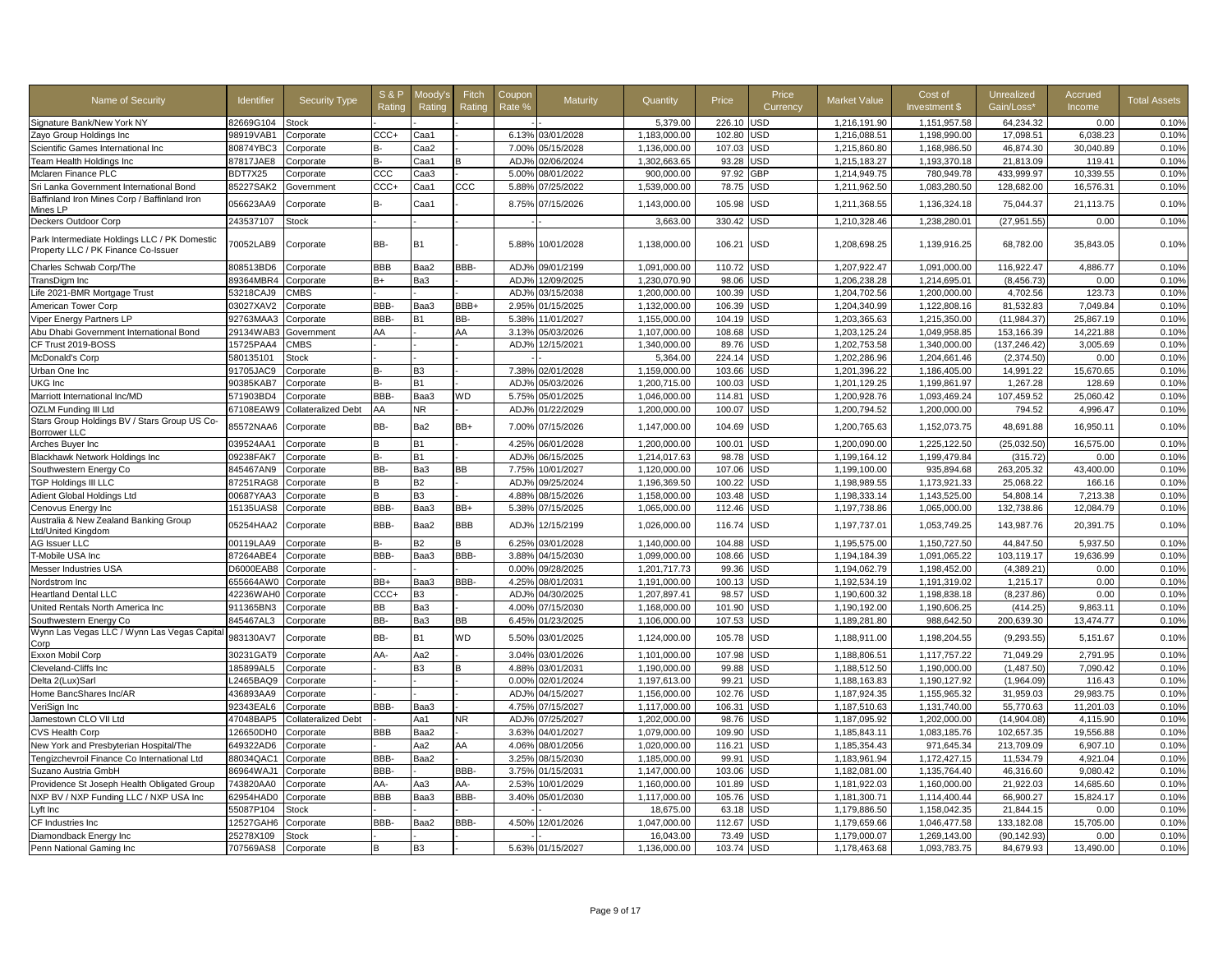| Name of Security | Identifier | Security Type | S & P Rating | Moody's Rating | Fitch Rating | Coupon Rate % | Maturity | Quantity | Price | Price Currency | Market Value | Cost of Investment $ | Unrealized Gain/Loss* | Accrued Income | Total Assets |
|---|---|---|---|---|---|---|---|---|---|---|---|---|---|---|---|
| Signature Bank/New York NY | 82669G104 | Stock | - | - | - | - | - | 5,379.00 | 226.10 | USD | 1,216,191.90 | 1,151,957.58 | 64,234.32 | 0.00 | 0.10% |
| Zayo Group Holdings Inc | 98919VAB1 | Corporate | CCC+ | Caa1 | - | 6.13% | 03/01/2028 | 1,183,000.00 | 102.80 | USD | 1,216,088.51 | 1,198,990.00 | 17,098.51 | 6,038.23 | 0.10% |
| Scientific Games International Inc | 80874YBC3 | Corporate | B- | Caa2 | - | 7.00% | 05/15/2028 | 1,136,000.00 | 107.03 | USD | 1,215,860.80 | 1,168,986.50 | 46,874.30 | 30,040.89 | 0.10% |
| Team Health Holdings Inc | 87817JAE8 | Corporate | B- | Caa1 | B | ADJ% | 02/06/2024 | 1,302,663.65 | 93.28 | USD | 1,215,183.27 | 1,193,370.18 | 21,813.09 | 119.41 | 0.10% |
| Mclaren Finance PLC | BDT7X25 | Corporate | CCC | Caa3 | - | 5.00% | 08/01/2022 | 900,000.00 | 97.92 | GBP | 1,214,949.75 | 780,949.78 | 433,999.97 | 10,339.55 | 0.10% |
| Sri Lanka Government International Bond | 85227SAK2 | Government | CCC+ | Caa1 | CCC | 5.88% | 07/25/2022 | 1,539,000.00 | 78.75 | USD | 1,211,962.50 | 1,083,280.50 | 128,682.00 | 16,576.31 | 0.10% |
| Baffinland Iron Mines Corp / Baffinland Iron Mines LP | 056623AA9 | Corporate | B- | Caa1 | - | 8.75% | 07/15/2026 | 1,143,000.00 | 105.98 | USD | 1,211,368.55 | 1,136,324.18 | 75,044.37 | 21,113.75 | 0.10% |
| Deckers Outdoor Corp | 243537107 | Stock | - | - | - | - | - | 3,663.00 | 330.42 | USD | 1,210,328.46 | 1,238,280.01 | (27,951.55) | 0.00 | 0.10% |
| Park Intermediate Holdings LLC / PK Domestic Property LLC / PK Finance Co-Issuer | 70052LAB9 | Corporate | BB- | B1 | - | 5.88% | 10/01/2028 | 1,138,000.00 | 106.21 | USD | 1,208,698.25 | 1,139,916.25 | 68,782.00 | 35,843.05 | 0.10% |
| Charles Schwab Corp/The | 808513BD6 | Corporate | BBB | Baa2 | BBB- | ADJ% | 09/01/2199 | 1,091,000.00 | 110.72 | USD | 1,207,922.47 | 1,091,000.00 | 116,922.47 | 4,886.77 | 0.10% |
| TransDigm Inc | 89364MBR4 | Corporate | B+ | Ba3 | - | ADJ% | 12/09/2025 | 1,230,070.90 | 98.06 | USD | 1,206,238.28 | 1,214,695.01 | (8,456.73) | 0.00 | 0.10% |
| Life 2021-BMR Mortgage Trust | 53218CAJ9 | CMBS | - | - | - | ADJ% | 03/15/2038 | 1,200,000.00 | 100.39 | USD | 1,204,702.56 | 1,200,000.00 | 4,702.56 | 123.73 | 0.10% |
| American Tower Corp | 03027XAV2 | Corporate | BBB- | Baa3 | BBB+ | 2.95% | 01/15/2025 | 1,132,000.00 | 106.39 | USD | 1,204,340.99 | 1,122,808.16 | 81,532.83 | 7,049.84 | 0.10% |
| Viper Energy Partners LP | 92763MAA3 | Corporate | BBB- | B1 | BB- | 5.38% | 11/01/2027 | 1,155,000.00 | 104.19 | USD | 1,203,365.63 | 1,215,350.00 | (11,984.37) | 25,867.19 | 0.10% |
| Abu Dhabi Government International Bond | 29134WAB3 | Government | AA | - | AA | 3.13% | 05/03/2026 | 1,107,000.00 | 108.68 | USD | 1,203,125.24 | 1,049,958.85 | 153,166.39 | 14,221.88 | 0.10% |
| CF Trust 2019-BOSS | 15725PAA4 | CMBS | - | - | - | ADJ% | 12/15/2021 | 1,340,000.00 | 89.76 | USD | 1,202,753.58 | 1,340,000.00 | (137,246.42) | 3,005.69 | 0.10% |
| McDonald's Corp | 580135101 | Stock | - | - | - | - | - | 5,364.00 | 224.14 | USD | 1,202,286.96 | 1,204,661.46 | (2,374.50) | 0.00 | 0.10% |
| Urban One Inc | 91705JAC9 | Corporate | B- | B3 | - | 7.38% | 02/01/2028 | 1,159,000.00 | 103.66 | USD | 1,201,396.22 | 1,186,405.00 | 14,991.22 | 15,670.65 | 0.10% |
| UKG Inc | 90385KAB7 | Corporate | B- | B1 | - | ADJ% | 05/03/2026 | 1,200,715.00 | 100.03 | USD | 1,201,129.25 | 1,199,861.97 | 1,267.28 | 128.69 | 0.10% |
| Marriott International Inc/MD | 571903BD4 | Corporate | BBB- | Baa3 | WD | 5.75% | 05/01/2025 | 1,046,000.00 | 114.81 | USD | 1,200,928.76 | 1,093,469.24 | 107,459.52 | 25,060.42 | 0.10% |
| OZLM Funding III Ltd | 67108EAW9 | Collateralized Debt | AA | NR | - | ADJ% | 01/22/2029 | 1,200,000.00 | 100.07 | USD | 1,200,794.52 | 1,200,000.00 | 794.52 | 4,996.47 | 0.10% |
| Stars Group Holdings BV / Stars Group US Co-Borrower LLC | 85572NAA6 | Corporate | BB- | Ba2 | BB+ | 7.00% | 07/15/2026 | 1,147,000.00 | 104.69 | USD | 1,200,765.63 | 1,152,073.75 | 48,691.88 | 16,950.11 | 0.10% |
| Arches Buyer Inc | 039524AA1 | Corporate | B | B1 | - | 4.25% | 06/01/2028 | 1,200,000.00 | 100.01 | USD | 1,200,090.00 | 1,225,122.50 | (25,032.50) | 16,575.00 | 0.10% |
| Blackhawk Network Holdings Inc | 09238FAK7 | Corporate | B- | B1 | - | ADJ% | 06/15/2025 | 1,214,017.63 | 98.78 | USD | 1,199,164.12 | 1,199,479.84 | (315.72) | 0.00 | 0.10% |
| Southwestern Energy Co | 845467AN9 | Corporate | BB- | Ba3 | BB | 7.75% | 10/01/2027 | 1,120,000.00 | 107.06 | USD | 1,199,100.00 | 935,894.68 | 263,205.32 | 43,400.00 | 0.10% |
| TGP Holdings III LLC | 87251RAG8 | Corporate | B | B2 | - | ADJ% | 09/25/2024 | 1,196,369.50 | 100.22 | USD | 1,198,989.55 | 1,173,921.33 | 25,068.22 | 166.16 | 0.10% |
| Adient Global Holdings Ltd | 00687YAA3 | Corporate | B | B3 | - | 4.88% | 08/15/2026 | 1,158,000.00 | 103.48 | USD | 1,198,333.14 | 1,143,525.00 | 54,808.14 | 7,213.38 | 0.10% |
| Cenovus Energy Inc | 15135UAS8 | Corporate | BBB- | Baa3 | BB+ | 5.38% | 07/15/2025 | 1,065,000.00 | 112.46 | USD | 1,197,738.86 | 1,065,000.00 | 132,738.86 | 12,084.79 | 0.10% |
| Australia & New Zealand Banking Group Ltd/United Kingdom | 05254HAA2 | Corporate | BBB- | Baa2 | BBB | ADJ% | 12/15/2199 | 1,026,000.00 | 116.74 | USD | 1,197,737.01 | 1,053,749.25 | 143,987.76 | 20,391.75 | 0.10% |
| AG Issuer LLC | 00119LAA9 | Corporate | B- | B2 | B | 6.25% | 03/01/2028 | 1,140,000.00 | 104.88 | USD | 1,195,575.00 | 1,150,727.50 | 44,847.50 | 5,937.50 | 0.10% |
| T-Mobile USA Inc | 87264ABE4 | Corporate | BBB- | Baa3 | BBB- | 3.88% | 04/15/2030 | 1,099,000.00 | 108.66 | USD | 1,194,184.39 | 1,091,065.22 | 103,119.17 | 19,636.99 | 0.10% |
| Messer Industries USA | D6000EAB8 | Corporate | - | - | - | 0.00% | 09/28/2025 | 1,201,717.73 | 99.36 | USD | 1,194,062.79 | 1,198,452.00 | (4,389.21) | 0.00 | 0.10% |
| Nordstrom Inc | 655664AW0 | Corporate | BB+ | Baa3 | BBB- | 4.25% | 08/01/2031 | 1,191,000.00 | 100.13 | USD | 1,192,534.19 | 1,191,319.02 | 1,215.17 | 0.00 | 0.10% |
| Heartland Dental LLC | 42236WAH0 | Corporate | CCC+ | B3 | - | ADJ% | 04/30/2025 | 1,207,897.41 | 98.57 | USD | 1,190,600.32 | 1,198,838.18 | (8,237.86) | 0.00 | 0.10% |
| United Rentals North America Inc | 911365BN3 | Corporate | BB | Ba3 | - | 4.00% | 07/15/2030 | 1,168,000.00 | 101.90 | USD | 1,190,192.00 | 1,190,606.25 | (414.25) | 9,863.11 | 0.10% |
| Southwestern Energy Co | 845467AL3 | Corporate | BB- | Ba3 | BB | 6.45% | 01/23/2025 | 1,106,000.00 | 107.53 | USD | 1,189,281.80 | 988,642.50 | 200,639.30 | 13,474.77 | 0.10% |
| Wynn Las Vegas LLC / Wynn Las Vegas Capital Corp | 983130AV7 | Corporate | BB- | B1 | WD | 5.50% | 03/01/2025 | 1,124,000.00 | 105.78 | USD | 1,188,911.00 | 1,198,204.55 | (9,293.55) | 5,151.67 | 0.10% |
| Exxon Mobil Corp | 30231GAT9 | Corporate | AA- | Aa2 | - | 3.04% | 03/01/2026 | 1,101,000.00 | 107.98 | USD | 1,188,806.51 | 1,117,757.22 | 71,049.29 | 2,791.95 | 0.10% |
| Cleveland-Cliffs Inc | 185899AL5 | Corporate | - | B3 | B | 4.88% | 03/01/2031 | 1,190,000.00 | 99.88 | USD | 1,188,512.50 | 1,190,000.00 | (1,487.50) | 7,090.42 | 0.10% |
| Delta 2(Lux)Sarl | L2465BAQ9 | Corporate | - | - | - | 0.00% | 02/01/2024 | 1,197,613.00 | 99.21 | USD | 1,188,163.83 | 1,190,127.92 | (1,964.09) | 116.43 | 0.10% |
| Home BancShares Inc/AR | 436893AA9 | Corporate | - | - | - | ADJ% | 04/15/2027 | 1,156,000.00 | 102.76 | USD | 1,187,924.35 | 1,155,965.32 | 31,959.03 | 29,983.75 | 0.10% |
| VeriSign Inc | 92343EAL6 | Corporate | BBB- | Baa3 | - | 4.75% | 07/15/2027 | 1,117,000.00 | 106.31 | USD | 1,187,510.63 | 1,131,740.00 | 55,770.63 | 11,201.03 | 0.10% |
| Jamestown CLO VII Ltd | 47048BAP5 | Collateralized Debt | - | Aa1 | NR | ADJ% | 07/25/2027 | 1,202,000.00 | 98.76 | USD | 1,187,095.92 | 1,202,000.00 | (14,904.08) | 4,115.90 | 0.10% |
| CVS Health Corp | 126650DH0 | Corporate | BBB | Baa2 | - | 3.63% | 04/01/2027 | 1,079,000.00 | 109.90 | USD | 1,185,843.11 | 1,083,185.76 | 102,657.35 | 19,556.88 | 0.10% |
| New York and Presbyterian Hospital/The | 649322AD6 | Corporate | - | Aa2 | AA | 4.06% | 08/01/2056 | 1,020,000.00 | 116.21 | USD | 1,185,354.43 | 971,645.34 | 213,709.09 | 6,907.10 | 0.10% |
| Tengizchevroil Finance Co International Ltd | 88034QAC1 | Corporate | BBB- | Baa2 | - | 3.25% | 08/15/2030 | 1,185,000.00 | 99.91 | USD | 1,183,961.94 | 1,172,427.15 | 11,534.79 | 4,921.04 | 0.10% |
| Suzano Austria GmbH | 86964WAJ1 | Corporate | BBB- | - | BBB- | 3.75% | 01/15/2031 | 1,147,000.00 | 103.06 | USD | 1,182,081.00 | 1,135,764.40 | 46,316.60 | 9,080.42 | 0.10% |
| Providence St Joseph Health Obligated Group | 743820AA0 | Corporate | AA- | Aa3 | AA- | 2.53% | 10/01/2029 | 1,160,000.00 | 101.89 | USD | 1,181,922.03 | 1,160,000.00 | 21,922.03 | 14,685.60 | 0.10% |
| NXP BV / NXP Funding LLC / NXP USA Inc | 62954HAD0 | Corporate | BBB | Baa3 | BBB- | 3.40% | 05/01/2030 | 1,117,000.00 | 105.76 | USD | 1,181,300.71 | 1,114,400.44 | 66,900.27 | 15,824.17 | 0.10% |
| Lyft Inc | 55087P104 | Stock | - | - | - | - | - | 18,675.00 | 63.18 | USD | 1,179,886.50 | 1,158,042.35 | 21,844.15 | 0.00 | 0.10% |
| CF Industries Inc | 12527GAH6 | Corporate | BBB- | Baa2 | BBB- | 4.50% | 12/01/2026 | 1,047,000.00 | 112.67 | USD | 1,179,659.66 | 1,046,477.58 | 133,182.08 | 15,705.00 | 0.10% |
| Diamondback Energy Inc | 25278X109 | Stock | - | - | - | - | - | 16,043.00 | 73.49 | USD | 1,179,000.07 | 1,269,143.00 | (90,142.93) | 0.00 | 0.10% |
| Penn National Gaming Inc | 707569AS8 | Corporate | B | B3 | - | 5.63% | 01/15/2027 | 1,136,000.00 | 103.74 | USD | 1,178,463.68 | 1,093,783.75 | 84,679.93 | 13,490.00 | 0.10% |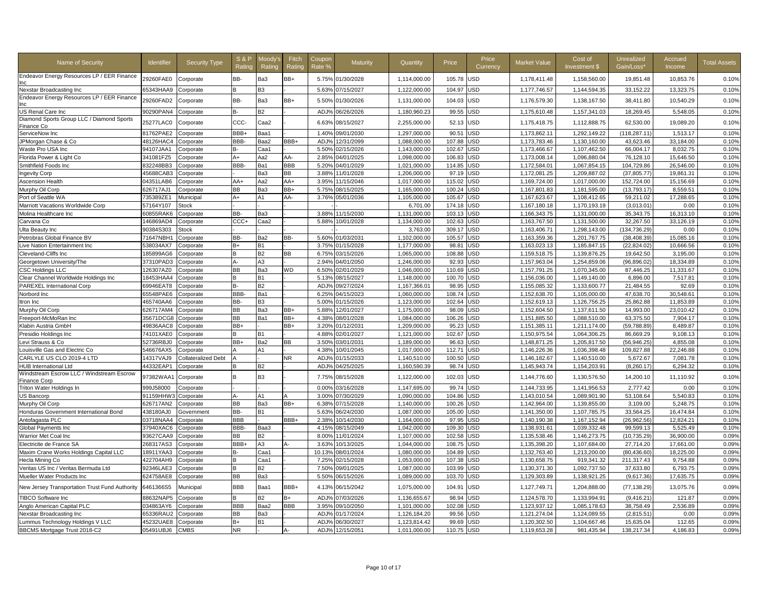| Name of Security | Identifier | Security Type | S & P Rating | Moody's Rating | Fitch Rating | Coupon Rate % | Maturity | Quantity | Price | Price Currency | Market Value | Cost of Investment $ | Unrealized Gain/Loss* | Accrued Income | Total Assets |
|---|---|---|---|---|---|---|---|---|---|---|---|---|---|---|---|
| Endeavor Energy Resources LP / EER Finance Inc | 29260FAE0 | Corporate | BB- | Ba3 | BB+ | 5.75% | 01/30/2028 | 1,114,000.00 | 105.78 | USD | 1,178,411.48 | 1,158,560.00 | 19,851.48 | 10,853.76 | 0.10% |
| Nexstar Broadcasting Inc | 65343HAA9 | Corporate | B | B3 | - | 5.63% | 07/15/2027 | 1,122,000.00 | 104.97 | USD | 1,177,746.57 | 1,144,594.35 | 33,152.22 | 13,323.75 | 0.10% |
| Endeavor Energy Resources LP / EER Finance Inc | 29260FAD2 | Corporate | BB- | Ba3 | BB+ | 5.50% | 01/30/2026 | 1,131,000.00 | 104.03 | USD | 1,176,579.30 | 1,138,167.50 | 38,411.80 | 10,540.29 | 0.10% |
| US Renal Care Inc | 90290PAN4 | Corporate | B- | B2 | - | ADJ% | 06/26/2026 | 1,180,960.23 | 99.55 | USD | 1,175,610.48 | 1,157,341.03 | 18,269.45 | 5,548.05 | 0.10% |
| Diamond Sports Group LLC / Diamond Sports Finance Co | 25277LAC0 | Corporate | CCC- | Caa2 | - | 6.63% | 08/15/2027 | 2,255,000.00 | 52.13 | USD | 1,175,418.75 | 1,112,888.75 | 62,530.00 | 19,089.20 | 0.10% |
| ServiceNow Inc | 81762PAE2 | Corporate | BBB+ | Baa1 | - | 1.40% | 09/01/2030 | 1,297,000.00 | 90.51 | USD | 1,173,862.11 | 1,292,149.22 | (118,287.11) | 1,513.17 | 0.10% |
| JPMorgan Chase & Co | 48126HAC4 | Corporate | BBB- | Baa2 | BBB+ | ADJ% | 12/31/2099 | 1,088,000.00 | 107.88 | USD | 1,173,783.46 | 1,130,160.00 | 43,623.46 | 33,184.00 | 0.10% |
| Waste Pro USA Inc | 94107JAA1 | Corporate | B- | Caa1 | - | 5.50% | 02/15/2026 | 1,143,000.00 | 102.67 | USD | 1,173,466.67 | 1,107,462.50 | 66,004.17 | 8,032.75 | 0.10% |
| Florida Power & Light Co | 341081FZ5 | Corporate | A+ | Aa2 | AA- | 2.85% | 04/01/2025 | 1,098,000.00 | 106.83 | USD | 1,173,008.14 | 1,096,880.04 | 76,128.10 | 15,646.50 | 0.10% |
| Smithfield Foods Inc | 832248BB3 | Corporate | BBB- | Ba1 | BBB | 5.20% | 04/01/2029 | 1,021,000.00 | 114.85 | USD | 1,172,584.01 | 1,067,854.15 | 104,729.86 | 26,546.00 | 0.10% |
| Ingevity Corp | 45688CAB3 | Corporate | - | Ba3 | BB | 3.88% | 11/01/2028 | 1,206,000.00 | 97.19 | USD | 1,172,081.25 | 1,209,887.02 | (37,805.77) | 19,861.31 | 0.10% |
| Ascension Health | 04351LAB6 | Corporate | AA+ | Aa2 | AA+ | 3.95% | 11/15/2046 | 1,017,000.00 | 115.02 | USD | 1,169,724.00 | 1,017,000.00 | 152,724.00 | 15,156.69 | 0.10% |
| Murphy Oil Corp | 626717AJ1 | Corporate | BB | Ba3 | BB+ | 5.75% | 08/15/2025 | 1,165,000.00 | 100.24 | USD | 1,167,801.83 | 1,181,595.00 | (13,793.17) | 8,559.51 | 0.10% |
| Port of Seattle WA | 735389ZE1 | Municipal | A+ | A1 | AA- | 3.76% | 05/01/2036 | 1,105,000.00 | 105.67 | USD | 1,167,623.67 | 1,108,412.65 | 59,211.02 | 17,288.65 | 0.10% |
| Marriott Vacations Worldwide Corp | 57164Y107 | Stock | - | - | - | - | - | 6,701.00 | 174.18 | USD | 1,167,180.18 | 1,170,193.19 | (3,013.01) | 0.00 | 0.10% |
| Molina Healthcare Inc | 60855RAK6 | Corporate | BB- | Ba3 | - | 3.88% | 11/15/2030 | 1,131,000.00 | 103.13 | USD | 1,166,343.75 | 1,131,000.00 | 35,343.75 | 16,313.10 | 0.10% |
| Carvana Co | 146869AD4 | Corporate | CCC+ | Caa2 | - | 5.88% | 10/01/2028 | 1,134,000.00 | 102.63 | USD | 1,163,767.50 | 1,131,500.00 | 32,267.50 | 33,126.19 | 0.10% |
| Ulta Beauty Inc | 90384S303 | Stock | - | - | - | - | - | 3,763.00 | 309.17 | USD | 1,163,406.71 | 1,298,143.00 | (134,736.29) | 0.00 | 0.10% |
| Petrobras Global Finance BV | 71647NBH1 | Corporate | BB- | Ba2 | BB- | 5.60% | 01/03/2031 | 1,102,000.00 | 105.57 | USD | 1,163,359.36 | 1,201,767.75 | (38,408.39) | 15,085.16 | 0.10% |
| Live Nation Entertainment Inc | 538034AX7 | Corporate | B+ | B1 | - | 3.75% | 01/15/2028 | 1,177,000.00 | 98.81 | USD | 1,163,023.13 | 1,185,847.15 | (22,824.02) | 10,666.56 | 0.10% |
| Cleveland-Cliffs Inc | 185899AG6 | Corporate | B | B2 | BB | 6.75% | 03/15/2026 | 1,065,000.00 | 108.88 | USD | 1,159,518.75 | 1,139,876.25 | 19,642.50 | 3,195.00 | 0.10% |
| Georgetown University/The | 37310PAD3 | Corporate | A- | A3 | - | 2.94% | 04/01/2050 | 1,246,000.00 | 92.93 | USD | 1,157,963.04 | 1,254,859.06 | (96,896.02) | 18,334.89 | 0.10% |
| CSC Holdings LLC | 126307AZ0 | Corporate | BB | Ba3 | WD | 6.50% | 02/01/2029 | 1,046,000.00 | 110.69 | USD | 1,157,791.25 | 1,070,345.00 | 87,446.25 | 11,331.67 | 0.10% |
| Clear Channel Worldwide Holdings Inc | 18453HAA4 | Corporate | B | B1 | - | 5.13% | 08/15/2027 | 1,148,000.00 | 100.70 | USD | 1,156,036.00 | 1,149,140.00 | 6,896.00 | 7,517.81 | 0.10% |
| PAREXEL International Corp | 69946EAT8 | Corporate | B- | B2 | - | ADJ% | 09/27/2024 | 1,167,366.01 | 98.95 | USD | 1,155,085.32 | 1,133,600.77 | 21,484.55 | 92.69 | 0.10% |
| Norbord Inc | 65548PAE6 | Corporate | BBB- | Ba1 | - | 6.25% | 04/15/2023 | 1,060,000.00 | 108.74 | USD | 1,152,638.70 | 1,105,000.00 | 47,638.70 | 30,548.61 | 0.10% |
| Itron Inc | 465740AA6 | Corporate | BB- | B3 | - | 5.00% | 01/15/2026 | 1,123,000.00 | 102.64 | USD | 1,152,619.13 | 1,126,756.25 | 25,862.88 | 11,853.89 | 0.10% |
| Murphy Oil Corp | 626717AM4 | Corporate | BB | Ba3 | BB+ | 5.88% | 12/01/2027 | 1,175,000.00 | 98.09 | USD | 1,152,604.50 | 1,137,611.50 | 14,993.00 | 23,010.42 | 0.10% |
| Freeport-McMoRan Inc | 35671DCG8 | Corporate | BB | Ba1 | BB+ | 4.38% | 08/01/2028 | 1,084,000.00 | 106.26 | USD | 1,151,885.50 | 1,088,510.00 | 63,375.50 | 7,904.17 | 0.10% |
| Klabin Austria GmbH | 49836AAC8 | Corporate | BB+ | - | BB+ | 3.20% | 01/12/2031 | 1,209,000.00 | 95.23 | USD | 1,151,385.11 | 1,211,174.00 | (59,788.89) | 8,489.87 | 0.10% |
| Presidio Holdings Inc | 74101XAE0 | Corporate | B | B1 | - | 4.88% | 02/01/2027 | 1,121,000.00 | 102.67 | USD | 1,150,975.54 | 1,064,306.25 | 86,669.29 | 9,108.13 | 0.10% |
| Levi Strauss & Co | 52736RBJ0 | Corporate | BB+ | Ba2 | BB | 3.50% | 03/01/2031 | 1,189,000.00 | 96.63 | USD | 1,148,871.25 | 1,205,817.50 | (56,946.25) | 4,855.08 | 0.10% |
| Louisville Gas and Electric Co | 546676AX5 | Corporate | A | A1 | - | 4.38% | 10/01/2045 | 1,017,000.00 | 112.71 | USD | 1,146,226.36 | 1,036,398.48 | 109,827.88 | 22,246.88 | 0.10% |
| CARLYLE US CLO 2019-4 LTD | 14317VAJ9 | Collateralized Debt | A | - | NR | ADJ% | 01/15/2033 | 1,140,510.00 | 100.50 | USD | 1,146,182.67 | 1,140,510.00 | 5,672.67 | 7,081.78 | 0.10% |
| HUB International Ltd | 44332EAP1 | Corporate | B | B2 | - | ADJ% | 04/25/2025 | 1,160,590.39 | 98.74 | USD | 1,145,943.74 | 1,154,203.91 | (8,260.17) | 6,294.32 | 0.10% |
| Windstream Escrow LLC / Windstream Escrow Finance Corp | 97382WAA1 | Corporate | B | B3 | - | 7.75% | 08/15/2028 | 1,122,000.00 | 102.03 | USD | 1,144,776.60 | 1,130,576.50 | 14,200.10 | 11,110.92 | 0.10% |
| Triton Water Holdings In | 999J58000 | Corporate | - | - | - | 0.00% | 03/16/2028 | 1,147,695.00 | 99.74 | USD | 1,144,733.95 | 1,141,956.53 | 2,777.42 | 0.00 | 0.10% |
| US Bancorp | 91159HHW3 | Corporate | A- | A1 | A | 3.00% | 07/30/2029 | 1,090,000.00 | 104.86 | USD | 1,143,010.54 | 1,089,901.90 | 53,108.64 | 5,540.83 | 0.10% |
| Murphy Oil Corp | 626717AN2 | Corporate | BB | Ba3 | BB+ | 6.38% | 07/15/2028 | 1,140,000.00 | 100.26 | USD | 1,142,964.00 | 1,139,855.00 | 3,109.00 | 5,248.75 | 0.10% |
| Honduras Government International Bond | 438180AJ0 | Government | BB- | B1 | - | 5.63% | 06/24/2030 | 1,087,000.00 | 105.00 | USD | 1,141,350.00 | 1,107,785.75 | 33,564.25 | 16,474.84 | 0.10% |
| Antofagasta PLC | 03718NAA4 | Corporate | BBB | - | BBB+ | 2.38% | 10/14/2030 | 1,164,000.00 | 97.95 | USD | 1,140,190.38 | 1,167,152.94 | (26,962.56) | 12,824.21 | 0.10% |
| Global Payments Inc | 37940XAC6 | Corporate | BBB- | Baa3 | - | 4.15% | 08/15/2049 | 1,042,000.00 | 109.30 | USD | 1,138,931.61 | 1,039,332.48 | 99,599.13 | 5,525.49 | 0.10% |
| Warrior Met Coal Inc | 93627CAA9 | Corporate | BB | B2 | - | 8.00% | 11/01/2024 | 1,107,000.00 | 102.58 | USD | 1,135,538.46 | 1,146,273.75 | (10,735.29) | 36,900.00 | 0.09% |
| Electricite de France SA | 268317AS3 | Corporate | BBB+ | A3 | A- | 3.63% | 10/13/2025 | 1,044,000.00 | 108.75 | USD | 1,135,398.20 | 1,107,684.00 | 27,714.20 | 17,661.00 | 0.09% |
| Maxim Crane Works Holdings Capital LLC | 18911YAA3 | Corporate | B- | Caa1 | - | 10.13% | 08/01/2024 | 1,080,000.00 | 104.89 | USD | 1,132,763.40 | 1,213,200.00 | (80,436.60) | 18,225.00 | 0.09% |
| Hecla Mining Co | 422704AH9 | Corporate | B | Caa1 | - | 7.25% | 02/15/2028 | 1,053,000.00 | 107.38 | USD | 1,130,658.75 | 919,341.32 | 211,317.43 | 9,754.88 | 0.09% |
| Veritas US Inc / Veritas Bermuda Ltd | 92346LAE3 | Corporate | B | B2 | - | 7.50% | 09/01/2025 | 1,087,000.00 | 103.99 | USD | 1,130,371.30 | 1,092,737.50 | 37,633.80 | 6,793.75 | 0.09% |
| Mueller Water Products Inc | 624758AE8 | Corporate | BB | Ba3 | - | 5.50% | 06/15/2026 | 1,089,000.00 | 103.70 | USD | 1,129,303.89 | 1,138,921.25 | (9,617.36) | 17,635.75 | 0.09% |
| New Jersey Transportation Trust Fund Authority | 6461366S5 | Municipal | BBB | Baa1 | BBB+ | 4.13% | 06/15/2042 | 1,075,000.00 | 104.91 | USD | 1,127,749.71 | 1,204,888.00 | (77,138.29) | 13,075.76 | 0.09% |
| TIBCO Software Inc | 88632NAP5 | Corporate | B | B2 | B+ | ADJ% | 07/03/2026 | 1,136,655.67 | 98.94 | USD | 1,124,578.70 | 1,133,994.91 | (9,416.21) | 121.87 | 0.09% |
| Anglo American Capital PLC | 034863AY6 | Corporate | BBB | Baa2 | BBB | 3.95% | 09/10/2050 | 1,101,000.00 | 102.08 | USD | 1,123,937.12 | 1,085,178.63 | 38,758.49 | 2,536.89 | 0.09% |
| Nexstar Broadcasting Inc | 65336RAU2 | Corporate | BB | Ba3 | - | ADJ% | 01/17/2024 | 1,126,184.20 | 99.56 | USD | 1,121,274.04 | 1,124,089.55 | (2,815.51) | 0.00 | 0.09% |
| Lummus Technology Holdings V LLC | 45232UAE8 | Corporate | B+ | B1 | - | ADJ% | 06/30/2027 | 1,123,814.42 | 99.69 | USD | 1,120,302.50 | 1,104,667.46 | 15,635.04 | 112.65 | 0.09% |
| BBCMS Mortgage Trust 2018-C2 | 05491UBJ6 | CMBS | NR | - | A- | ADJ% | 12/15/2051 | 1,011,000.00 | 110.75 | USD | 1,119,653.28 | 981,435.94 | 138,217.34 | 4,186.83 | 0.09% |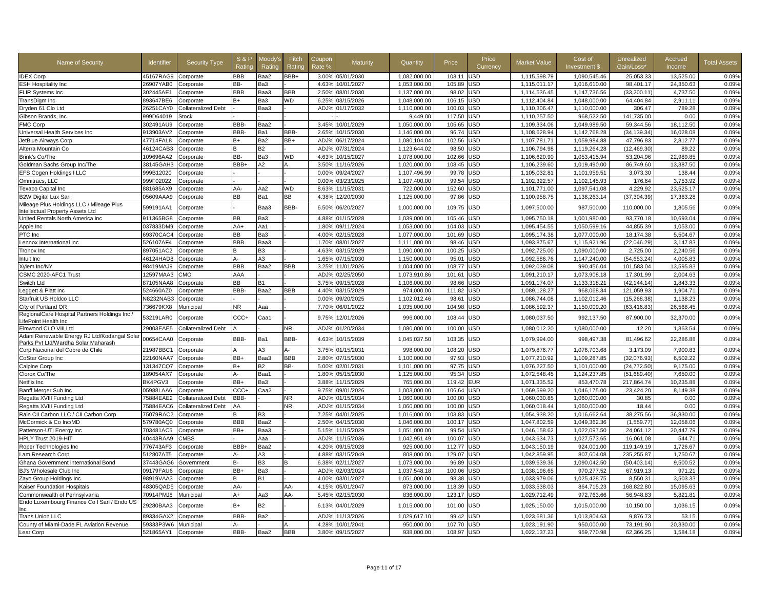| Name of Security | Identifier | Security Type | S & P Rating | Moody's Rating | Fitch Rating | Coupon Rate % | Maturity | Quantity | Price | Price Currency | Market Value | Cost of Investment $ | Unrealized Gain/Loss* | Accrued Income | Total Assets |
|---|---|---|---|---|---|---|---|---|---|---|---|---|---|---|---|
| IDEX Corp | 45167RAG9 | Corporate | BBB | Baa2 | BBB+ | 3.00% | 05/01/2030 | 1,082,000.00 | 103.11 | USD | 1,115,598.79 | 1,090,545.46 | 25,053.33 | 13,525.00 | 0.09% |
| ESH Hospitality Inc | 26907YAB0 | Corporate | BB- | Ba3 | | 4.63% | 10/01/2027 | 1,053,000.00 | 105.89 | USD | 1,115,011.17 | 1,016,610.00 | 98,401.17 | 24,350.63 | 0.09% |
| FLIR Systems Inc | 302445AE1 | Corporate | BBB | Baa3 | BBB | 2.50% | 08/01/2030 | 1,137,000.00 | 98.02 | USD | 1,114,536.45 | 1,147,736.56 | (33,200.11) | 4,737.50 | 0.09% |
| TransDigm Inc | 893647BE6 | Corporate | B+ | Ba3 | WD | 6.25% | 03/15/2026 | 1,048,000.00 | 106.15 | USD | 1,112,404.84 | 1,048,000.00 | 64,404.84 | 2,911.11 | 0.09% |
| Dryden 61 Clo Ltd | 26251CAY0 | Collateralized Debt | | Baa3 | | ADJ% | 01/17/2032 | 1,110,000.00 | 100.03 | USD | 1,110,306.47 | 1,110,000.00 | 306.47 | 789.28 | 0.09% |
| Gibson Brands, Inc | 999D64019 | Stock | | | | | | 9,449.00 | 117.50 | USD | 1,110,257.50 | 968,522.50 | 141,735.00 | 0.00 | 0.09% |
| FMC Corp | 302491AU9 | Corporate | BBB- | Baa2 | | 3.45% | 10/01/2029 | 1,050,000.00 | 105.65 | USD | 1,109,334.06 | 1,049,989.50 | 59,344.56 | 18,112.50 | 0.09% |
| Universal Health Services Inc | 913903AV2 | Corporate | BBB- | Ba1 | BBB- | 2.65% | 10/15/2030 | 1,146,000.00 | 96.74 | USD | 1,108,628.94 | 1,142,768.28 | (34,139.34) | 16,028.08 | 0.09% |
| JetBlue Airways Corp | 47714FAL8 | Corporate | B+ | Ba2 | BB+ | ADJ% | 06/17/2024 | 1,080,104.04 | 102.56 | USD | 1,107,781.71 | 1,059,984.88 | 47,796.83 | 2,812.77 | 0.09% |
| Alterra Mountain Co | 46124CAB3 | Corporate | B | B2 | | ADJ% | 07/31/2024 | 1,123,644.02 | 98.50 | USD | 1,106,794.98 | 1,119,264.28 | (12,469.30) | 89.22 | 0.09% |
| Brink's Co/The | 109696AA2 | Corporate | BB- | Ba3 | WD | 4.63% | 10/15/2027 | 1,078,000.00 | 102.66 | USD | 1,106,620.90 | 1,053,415.94 | 53,204.96 | 22,989.85 | 0.09% |
| Goldman Sachs Group Inc/The | 38145GAH3 | Corporate | BBB+ | A2 | A | 3.50% | 11/16/2026 | 1,020,000.00 | 108.45 | USD | 1,106,239.60 | 1,019,490.00 | 86,749.60 | 13,387.50 | 0.09% |
| EFS Cogen Holdings I LLC | 999B12020 | Corporate | | | | 0.00% | 09/24/2027 | 1,107,496.99 | 99.78 | USD | 1,105,032.81 | 1,101,959.51 | 3,073.30 | 138.44 | 0.09% |
| Omnitracs, LLC | 999F02022 | Corporate | | | | 0.00% | 03/23/2025 | 1,107,400.00 | 99.54 | USD | 1,102,322.57 | 1,102,145.93 | 176.64 | 3,753.92 | 0.09% |
| Texaco Capital Inc | 881685AX9 | Corporate | AA- | Aa2 | WD | 8.63% | 11/15/2031 | 722,000.00 | 152.60 | USD | 1,101,771.00 | 1,097,541.08 | 4,229.92 | 23,525.17 | 0.09% |
| B2W Digital Lux Sarl | 05609AAA9 | Corporate | BB | Ba1 | BB | 4.38% | 12/20/2030 | 1,125,000.00 | 97.86 | USD | 1,100,958.75 | 1,138,263.14 | (37,304.39) | 17,363.28 | 0.09% |
| Mileage Plus Holdings LLC / Mileage Plus Intellectual Property Assets Ltd | 599191AA1 | Corporate | | Baa3 | BBB- | 6.50% | 06/20/2027 | 1,000,000.00 | 109.75 | USD | 1,097,500.00 | 987,500.00 | 110,000.00 | 1,805.56 | 0.09% |
| United Rentals North America Inc | 911365BG8 | Corporate | BB | Ba3 | | 4.88% | 01/15/2028 | 1,039,000.00 | 105.46 | USD | 1,095,750.18 | 1,001,980.00 | 93,770.18 | 10,693.04 | 0.09% |
| Apple Inc | 037833DM9 | Corporate | AA+ | Aa1 | | 1.80% | 09/11/2024 | 1,053,000.00 | 104.03 | USD | 1,095,454.55 | 1,050,599.16 | 44,855.39 | 1,053.00 | 0.09% |
| PTC Inc | 69370CAC4 | Corporate | BB | Ba3 | | 4.00% | 02/15/2028 | 1,077,000.00 | 101.69 | USD | 1,095,174.38 | 1,077,000.00 | 18,174.38 | 5,504.67 | 0.09% |
| Lennox International Inc | 526107AF4 | Corporate | BBB | Baa3 | | 1.70% | 08/01/2027 | 1,111,000.00 | 98.46 | USD | 1,093,875.67 | 1,115,921.96 | (22,046.29) | 3,147.83 | 0.09% |
| Tronox Inc | 897051AC2 | Corporate | B | B3 | | 4.63% | 03/15/2029 | 1,090,000.00 | 100.25 | USD | 1,092,725.00 | 1,090,000.00 | 2,725.00 | 2,240.56 | 0.09% |
| Intuit Inc | 46124HAD8 | Corporate | A- | A3 | | 1.65% | 07/15/2030 | 1,150,000.00 | 95.01 | USD | 1,092,586.76 | 1,147,240.00 | (54,653.24) | 4,005.83 | 0.09% |
| Xylem Inc/NY | 98419MAJ9 | Corporate | BBB | Baa2 | BBB | 3.25% | 11/01/2026 | 1,004,000.00 | 108.77 | USD | 1,092,039.08 | 990,456.04 | 101,583.04 | 13,595.83 | 0.09% |
| CSMC 2020-AFC1 Trust | 12597MAA3 | CMO | AAA | | | ADJ% | 02/25/2050 | 1,073,910.86 | 101.61 | USD | 1,091,210.17 | 1,073,908.18 | 17,301.99 | 2,004.63 | 0.09% |
| Switch Ltd | 87105NAA8 | Corporate | BB | B1 | | 3.75% | 09/15/2028 | 1,106,000.00 | 98.66 | USD | 1,091,174.07 | 1,133,318.21 | (42,144.14) | 1,843.33 | 0.09% |
| Leggett & Platt Inc | 524660AZ0 | Corporate | BBB- | Baa2 | BBB | 4.40% | 03/15/2029 | 974,000.00 | 111.82 | USD | 1,089,128.27 | 968,068.34 | 121,059.93 | 1,904.71 | 0.09% |
| Starfruit US Holdco LLC | N8232NAB3 | Corporate | | | | 0.00% | 09/20/2025 | 1,102,012.46 | 98.61 | USD | 1,086,744.08 | 1,102,012.46 | (15,268.38) | 1,138.23 | 0.09% |
| City of Portland OR | 736679KX8 | Municipal | NR | Aaa | | 7.70% | 06/01/2022 | 1,035,000.00 | 104.98 | USD | 1,086,592.37 | 1,150,009.20 | (63,416.83) | 26,568.45 | 0.09% |
| RegionalCare Hospital Partners Holdings Inc / LifePoint Health Inc | 53219LAR0 | Corporate | CCC+ | Caa1 | | 9.75% | 12/01/2026 | 996,000.00 | 108.44 | USD | 1,080,037.50 | 992,137.50 | 87,900.00 | 32,370.00 | 0.09% |
| Elmwood CLO VIII Ltd | 29003EAE5 | Collateralized Debt | A | | NR | ADJ% | 01/20/2034 | 1,080,000.00 | 100.00 | USD | 1,080,012.20 | 1,080,000.00 | 12.20 | 1,363.54 | 0.09% |
| Adani Renewable Energy RJ Ltd/Kodangal Solar Parks Pvt Ltd/Wardha Solar Maharash | 00654CAA0 | Corporate | BBB- | Ba1 | BBB- | 4.63% | 10/15/2039 | 1,045,037.50 | 103.35 | USD | 1,079,994.00 | 998,497.38 | 81,496.62 | 22,286.88 | 0.09% |
| Corp Nacional del Cobre de Chile | 21987BBC1 | Corporate | A | A3 | A- | 3.75% | 01/15/2031 | 998,000.00 | 108.20 | USD | 1,079,876.77 | 1,076,703.68 | 3,173.09 | 7,900.83 | 0.09% |
| CoStar Group Inc | 22160NAA7 | Corporate | BB+ | Baa3 | BBB | 2.80% | 07/15/2030 | 1,100,000.00 | 97.93 | USD | 1,077,210.92 | 1,109,287.85 | (32,076.93) | 6,502.22 | 0.09% |
| Calpine Corp | 131347CQ7 | Corporate | B+ | B2 | BB- | 5.00% | 02/01/2031 | 1,101,000.00 | 97.75 | USD | 1,076,227.50 | 1,101,000.00 | (24,772.50) | 9,175.00 | 0.09% |
| Clorox Co/The | 189054AX7 | Corporate | A- | Baa1 | | 1.80% | 05/15/2030 | 1,125,000.00 | 95.34 | USD | 1,072,548.45 | 1,124,237.85 | (51,689.40) | 7,650.00 | 0.09% |
| Netflix Inc | BK4PGV3 | Corporate | BB+ | Ba3 | | 3.88% | 11/15/2029 | 765,000.00 | 119.42 | EUR | 1,071,335.52 | 853,470.78 | 217,864.74 | 10,235.88 | 0.09% |
| Banff Merger Sub Inc | 05988LAA6 | Corporate | CCC+ | Caa2 | | 9.75% | 09/01/2026 | 1,003,000.00 | 106.64 | USD | 1,069,599.20 | 1,046,175.00 | 23,424.20 | 8,149.38 | 0.09% |
| Regatta XVIII Funding Ltd | 75884EAE2 | Collateralized Debt | BBB- | | NR | ADJ% | 01/15/2034 | 1,060,000.00 | 100.00 | USD | 1,060,030.85 | 1,060,000.00 | 30.85 | 0.00 | 0.09% |
| Regatta XVIII Funding Ltd | 75884EAC6 | Collateralized Debt | AA | | NR | ADJ% | 01/15/2034 | 1,060,000.00 | 100.00 | USD | 1,060,018.44 | 1,060,000.00 | 18.44 | 0.00 | 0.09% |
| Rain CII Carbon LLC / CII Carbon Corp | 75079RAC2 | Corporate | B | B3 | | 7.25% | 04/01/2025 | 1,016,000.00 | 103.83 | USD | 1,054,938.20 | 1,016,662.64 | 38,275.56 | 36,830.00 | 0.09% |
| McCormick & Co Inc/MD | 579780AQ0 | Corporate | BBB | Baa2 | | 2.50% | 04/15/2030 | 1,046,000.00 | 100.17 | USD | 1,047,802.59 | 1,049,362.36 | (1,559.77) | 12,058.06 | 0.09% |
| Patterson-UTI Energy Inc | 703481AC5 | Corporate | BB+ | Baa3 | | 5.15% | 11/15/2029 | 1,051,000.00 | 99.54 | USD | 1,046,158.62 | 1,022,097.50 | 24,061.12 | 20,447.79 | 0.09% |
| HPLY Trust 2019-HIT | 40443RAA9 | CMBS | | Aaa | | ADJ% | 11/15/2036 | 1,042,951.49 | 100.07 | USD | 1,043,634.73 | 1,027,573.65 | 16,061.08 | 544.71 | 0.09% |
| Roper Technologies Inc | 776743AF3 | Corporate | BBB+ | Baa2 | | 4.20% | 09/15/2028 | 925,000.00 | 112.77 | USD | 1,043,150.19 | 924,001.00 | 119,149.19 | 1,726.67 | 0.09% |
| Lam Research Corp | 512807AT5 | Corporate | A- | A3 | | 4.88% | 03/15/2049 | 808,000.00 | 129.07 | USD | 1,042,859.95 | 807,604.08 | 235,255.87 | 1,750.67 | 0.09% |
| Ghana Government International Bond | 37443GAG6 | Government | B- | B3 | B | 6.38% | 02/11/2027 | 1,073,000.00 | 96.89 | USD | 1,039,639.36 | 1,090,042.50 | (50,403.14) | 9,500.52 | 0.09% |
| BJ's Wholesale Club Inc | 09179FAU6 | Corporate | BB+ | Ba3 | | ADJ% | 02/03/2024 | 1,037,548.18 | 100.06 | USD | 1,038,196.65 | 970,277.52 | 67,919.13 | 971.21 | 0.09% |
| Zayo Group Holdings Inc | 98919VAA3 | Corporate | B | B1 | | 4.00% | 03/01/2027 | 1,051,000.00 | 98.38 | USD | 1,033,979.06 | 1,025,428.75 | 8,550.31 | 3,503.33 | 0.09% |
| Kaiser Foundation Hospitals | 48305QAD5 | Corporate | AA- | | AA- | 4.15% | 05/01/2047 | 873,000.00 | 118.39 | USD | 1,033,538.03 | 864,715.23 | 168,822.80 | 15,095.63 | 0.09% |
| Commonwealth of Pennsylvania | 70914PMJ8 | Municipal | A+ | Aa3 | AA- | 5.45% | 02/15/2030 | 836,000.00 | 123.17 | USD | 1,029,712.49 | 972,763.66 | 56,948.83 | 5,821.81 | 0.09% |
| Endo Luxembourg Finance Co I Sarl / Endo US Inc | 29280BAA3 | Corporate | B+ | B2 | | 6.13% | 04/01/2029 | 1,015,000.00 | 101.00 | USD | 1,025,150.00 | 1,015,000.00 | 10,150.00 | 1,036.15 | 0.09% |
| Trans Union LLC | 89334GAX2 | Corporate | BBB- | Ba2 | | ADJ% | 11/13/2026 | 1,029,617.10 | 99.42 | USD | 1,023,681.36 | 1,013,804.63 | 9,876.73 | 53.15 | 0.09% |
| County of Miami-Dade FL Aviation Revenue | 59333P3W6 | Municipal | A- | | A | 4.28% | 10/01/2041 | 950,000.00 | 107.70 | USD | 1,023,191.90 | 950,000.00 | 73,191.90 | 20,330.00 | 0.09% |
| Lear Corp | 521865AY1 | Corporate | BBB- | Baa2 | BBB | 3.80% | 09/15/2027 | 938,000.00 | 108.97 | USD | 1,022,137.23 | 959,770.98 | 62,366.25 | 1,584.18 | 0.09% |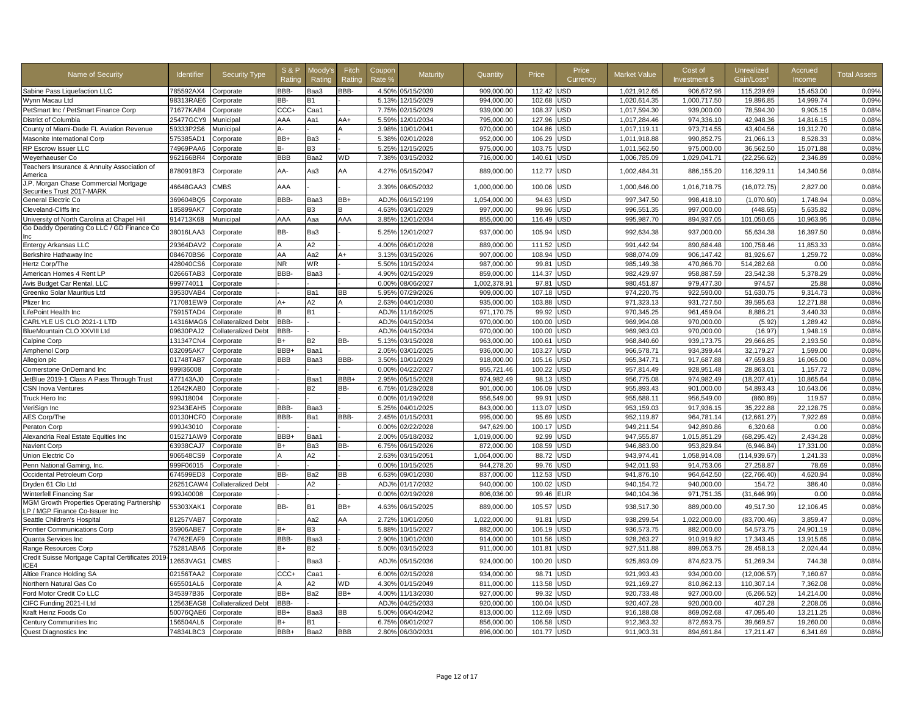| Name of Security | Identifier | Security Type | S & P Rating | Moody's Rating | Fitch Rating | Coupon Rate % | Maturity | Quantity | Price | Price Currency | Market Value | Cost of Investment $ | Unrealized Gain/Loss* | Accrued Income | Total Assets |
|---|---|---|---|---|---|---|---|---|---|---|---|---|---|---|---|
| Sabine Pass Liquefaction LLC | 785592AX4 | Corporate | BBB- | Baa3 | BBB- | 4.50% | 05/15/2030 | 909,000.00 | 112.42 | USD | 1,021,912.65 | 906,672.96 | 115,239.69 | 15,453.00 | 0.09% |
| Wynn Macau Ltd | 98313RAE6 | Corporate | BB- | B1 | - | 5.13% | 12/15/2029 | 994,000.00 | 102.68 | USD | 1,020,614.35 | 1,000,717.50 | 19,896.85 | 14,999.74 | 0.09% |
| PetSmart Inc / PetSmart Finance Corp | 71677KAB4 | Corporate | CCC+ | Caa1 | - | 7.75% | 02/15/2029 | 939,000.00 | 108.37 | USD | 1,017,594.30 | 939,000.00 | 78,594.30 | 9,905.15 | 0.08% |
| District of Columbia | 25477GCY9 | Municipal | AAA | Aa1 | AA+ | 5.59% | 12/01/2034 | 795,000.00 | 127.96 | USD | 1,017,284.46 | 974,336.10 | 42,948.36 | 14,816.15 | 0.08% |
| County of Miami-Dade FL Aviation Revenue | 59333P2S6 | Municipal | A- | - | A | 3.98% | 10/01/2041 | 970,000.00 | 104.86 | USD | 1,017,119.11 | 973,714.55 | 43,404.56 | 19,312.70 | 0.08% |
| Masonite International Corp | 575385AD1 | Corporate | BB+ | Ba3 | - | 5.38% | 02/01/2028 | 952,000.00 | 106.29 | USD | 1,011,918.88 | 990,852.75 | 21,066.13 | 8,528.33 | 0.08% |
| RP Escrow Issuer LLC | 74969PAA6 | Corporate | B- | B3 | - | 5.25% | 12/15/2025 | 975,000.00 | 103.75 | USD | 1,011,562.50 | 975,000.00 | 36,562.50 | 15,071.88 | 0.08% |
| Weyerhaeuser Co | 962166BR4 | Corporate | BBB | Baa2 | WD | 7.38% | 03/15/2032 | 716,000.00 | 140.61 | USD | 1,006,785.09 | 1,029,041.71 | (22,256.62) | 2,346.89 | 0.08% |
| Teachers Insurance & Annuity Association of America | 878091BF3 | Corporate | AA- | Aa3 | AA | 4.27% | 05/15/2047 | 889,000.00 | 112.77 | USD | 1,002,484.31 | 886,155.20 | 116,329.11 | 14,340.56 | 0.08% |
| J.P. Morgan Chase Commercial Mortgage Securities Trust 2017-MARK | 46648GAA3 | CMBS | AAA | - | - | 3.39% | 06/05/2032 | 1,000,000.00 | 100.06 | USD | 1,000,646.00 | 1,016,718.75 | (16,072.75) | 2,827.00 | 0.08% |
| General Electric Co | 369604BQ5 | Corporate | BBB- | Baa3 | BB+ | ADJ% | 06/15/2199 | 1,054,000.00 | 94.63 | USD | 997,347.50 | 998,418.10 | (1,070.60) | 1,748.94 | 0.08% |
| Cleveland-Cliffs Inc | 185899AK7 | Corporate | - | B3 | B | 4.63% | 03/01/2029 | 997,000.00 | 99.96 | USD | 996,551.35 | 997,000.00 | (448.65) | 5,635.82 | 0.08% |
| University of North Carolina at Chapel Hill | 914713K68 | Municipal | AAA | Aaa | AAA | 3.85% | 12/01/2034 | 855,000.00 | 116.49 | USD | 995,987.70 | 894,937.05 | 101,050.65 | 10,963.95 | 0.08% |
| Go Daddy Operating Co LLC / GD Finance Co Inc | 38016LAA3 | Corporate | BB- | Ba3 | - | 5.25% | 12/01/2027 | 937,000.00 | 105.94 | USD | 992,634.38 | 937,000.00 | 55,634.38 | 16,397.50 | 0.08% |
| Entergy Arkansas LLC | 29364DAV2 | Corporate | A | A2 | - | 4.00% | 06/01/2028 | 889,000.00 | 111.52 | USD | 991,442.94 | 890,684.48 | 100,758.46 | 11,853.33 | 0.08% |
| Berkshire Hathaway Inc | 084670BS6 | Corporate | AA | Aa2 | A+ | 3.13% | 03/15/2026 | 907,000.00 | 108.94 | USD | 988,074.09 | 906,147.42 | 81,926.67 | 1,259.72 | 0.08% |
| Hertz Corp/The | 428040CS6 | Corporate | NR | WR | - | 5.50% | 10/15/2024 | 987,000.00 | 99.81 | USD | 985,149.38 | 470,866.70 | 514,282.68 | 0.00 | 0.08% |
| American Homes 4 Rent LP | 02666TAB3 | Corporate | BBB- | Baa3 | - | 4.90% | 02/15/2029 | 859,000.00 | 114.37 | USD | 982,429.97 | 958,887.59 | 23,542.38 | 5,378.29 | 0.08% |
| Avis Budget Car Rental, LLC | 999774011 | Corporate | - | - | - | 0.00% | 08/06/2027 | 1,002,378.91 | 97.81 | USD | 980,451.87 | 979,477.30 | 974.57 | 25.88 | 0.08% |
| Greenko Solar Mauritius Ltd | 39530VAB4 | Corporate | - | Ba1 | BB | 5.95% | 07/29/2026 | 909,000.00 | 107.18 | USD | 974,220.75 | 922,590.00 | 51,630.75 | 9,314.73 | 0.08% |
| Pfizer Inc | 717081EW9 | Corporate | A+ | A2 | A | 2.63% | 04/01/2030 | 935,000.00 | 103.88 | USD | 971,323.13 | 931,727.50 | 39,595.63 | 12,271.88 | 0.08% |
| LifePoint Health Inc | 75915TAD4 | Corporate | B | B1 | - | ADJ% | 11/16/2025 | 971,170.75 | 99.92 | USD | 970,345.25 | 961,459.04 | 8,886.21 | 3,440.33 | 0.08% |
| CARLYLE US CLO 2021-1 LTD | 14316MAG6 | Collateralized Debt | BBB- | - | - | ADJ% | 04/15/2034 | 970,000.00 | 100.00 | USD | 969,994.08 | 970,000.00 | (5.92) | 1,289.42 | 0.08% |
| BlueMountain CLO XXVIII Ltd | 09630PAJ2 | Collateralized Debt | BBB- | - | - | ADJ% | 04/15/2034 | 970,000.00 | 100.00 | USD | 969,983.03 | 970,000.00 | (16.97) | 1,948.19 | 0.08% |
| Calpine Corp | 131347CN4 | Corporate | B+ | B2 | BB- | 5.13% | 03/15/2028 | 963,000.00 | 100.61 | USD | 968,840.60 | 939,173.75 | 29,666.85 | 2,193.50 | 0.08% |
| Amphenol Corp | 032095AK7 | Corporate | BBB+ | Baa1 | - | 2.05% | 03/01/2025 | 936,000.00 | 103.27 | USD | 966,578.71 | 934,399.44 | 32,179.27 | 1,599.00 | 0.08% |
| Allegion plc | 01748TAB7 | Corporate | BBB | Baa3 | BBB- | 3.50% | 10/01/2029 | 918,000.00 | 105.16 | USD | 965,347.71 | 917,687.88 | 47,659.83 | 16,065.00 | 0.08% |
| Cornerstone OnDemand Inc | 999I36008 | Corporate | - | - | - | 0.00% | 04/22/2027 | 955,721.46 | 100.22 | USD | 957,814.49 | 928,951.48 | 28,863.01 | 1,157.72 | 0.08% |
| JetBlue 2019-1 Class A Pass Through Trust | 477143AJ0 | Corporate | - | Baa1 | BBB+ | 2.95% | 05/15/2028 | 974,982.49 | 98.13 | USD | 956,775.08 | 974,982.49 | (18,207.41) | 10,865.64 | 0.08% |
| CSN Inova Ventures | 12642KAB0 | Corporate | - | B2 | BB- | 6.75% | 01/28/2028 | 901,000.00 | 106.09 | USD | 955,893.43 | 901,000.00 | 54,893.43 | 10,643.06 | 0.08% |
| Truck Hero Inc | 999J18004 | Corporate | - | - | - | 0.00% | 01/19/2028 | 956,549.00 | 99.91 | USD | 955,688.11 | 956,549.00 | (860.89) | 119.57 | 0.08% |
| VeriSign Inc | 92343EAH5 | Corporate | BBB- | Baa3 | - | 5.25% | 04/01/2025 | 843,000.00 | 113.07 | USD | 953,159.03 | 917,936.15 | 35,222.88 | 22,128.75 | 0.08% |
| AES Corp/The | 00130HCF0 | Corporate | BBB- | Ba1 | BBB- | 2.45% | 01/15/2031 | 995,000.00 | 95.69 | USD | 952,119.87 | 964,781.14 | (12,661.27) | 7,922.69 | 0.08% |
| Peraton Corp | 999J43010 | Corporate | - | - | - | 0.00% | 02/22/2028 | 947,629.00 | 100.17 | USD | 949,211.54 | 942,890.86 | 6,320.68 | 0.00 | 0.08% |
| Alexandria Real Estate Equities Inc | 015271AW9 | Corporate | BBB+ | Baa1 | - | 2.00% | 05/18/2032 | 1,019,000.00 | 92.99 | USD | 947,555.87 | 1,015,851.29 | (68,295.42) | 2,434.28 | 0.08% |
| Navient Corp | 63938CAJ7 | Corporate | B+ | Ba3 | BB- | 6.75% | 06/15/2026 | 872,000.00 | 108.59 | USD | 946,883.00 | 953,829.84 | (6,946.84) | 17,331.00 | 0.08% |
| Union Electric Co | 906548CS9 | Corporate | A | A2 | - | 2.63% | 03/15/2051 | 1,064,000.00 | 88.72 | USD | 943,974.41 | 1,058,914.08 | (114,939.67) | 1,241.33 | 0.08% |
| Penn National Gaming, Inc. | 999F06015 | Corporate | - | - | - | 0.00% | 10/15/2025 | 944,278.20 | 99.76 | USD | 942,011.93 | 914,753.06 | 27,258.87 | 78.69 | 0.08% |
| Occidental Petroleum Corp | 674599ED3 | Corporate | BB- | Ba2 | BB | 6.63% | 09/01/2030 | 837,000.00 | 112.53 | USD | 941,876.10 | 964,642.50 | (22,766.40) | 4,620.94 | 0.08% |
| Dryden 61 Clo Ltd | 26251CAW4 | Collateralized Debt | - | A2 | - | ADJ% | 01/17/2032 | 940,000.00 | 100.02 | USD | 940,154.72 | 940,000.00 | 154.72 | 386.40 | 0.08% |
| Winterfell Financing Sar | 999J40008 | Corporate | - | - | - | 0.00% | 02/19/2028 | 806,036.00 | 99.46 | EUR | 940,104.36 | 971,751.35 | (31,646.99) | 0.00 | 0.08% |
| MGM Growth Properties Operating Partnership LP / MGP Finance Co-Issuer Inc | 55303XAK1 | Corporate | BB- | B1 | BB+ | 4.63% | 06/15/2025 | 889,000.00 | 105.57 | USD | 938,517.30 | 889,000.00 | 49,517.30 | 12,106.45 | 0.08% |
| Seattle Children's Hospital | 81257VAB7 | Corporate | - | Aa2 | AA | 2.72% | 10/01/2050 | 1,022,000.00 | 91.81 | USD | 938,299.54 | 1,022,000.00 | (83,700.46) | 3,859.47 | 0.08% |
| Frontier Communications Corp | 35906ABE7 | Corporate | B+ | B3 | - | 5.88% | 10/15/2027 | 882,000.00 | 106.19 | USD | 936,573.75 | 882,000.00 | 54,573.75 | 24,901.19 | 0.08% |
| Quanta Services Inc | 74762EAF9 | Corporate | BBB- | Baa3 | - | 2.90% | 10/01/2030 | 914,000.00 | 101.56 | USD | 928,263.27 | 910,919.82 | 17,343.45 | 13,915.65 | 0.08% |
| Range Resources Corp | 75281ABA6 | Corporate | B+ | B2 | - | 5.00% | 03/15/2023 | 911,000.00 | 101.81 | USD | 927,511.88 | 899,053.75 | 28,458.13 | 2,024.44 | 0.08% |
| Credit Suisse Mortgage Capital Certificates 2019-ICE4 | 12653VAG1 | CMBS | - | Baa3 | - | ADJ% | 05/15/2036 | 924,000.00 | 100.20 | USD | 925,893.09 | 874,623.75 | 51,269.34 | 744.38 | 0.08% |
| Altice France Holding SA | 02156TAA2 | Corporate | CCC+ | Caa1 | - | 6.00% | 02/15/2028 | 934,000.00 | 98.71 | USD | 921,993.43 | 934,000.00 | (12,006.57) | 7,160.67 | 0.08% |
| Northern Natural Gas Co | 665501AL6 | Corporate | A | A2 | WD | 4.30% | 01/15/2049 | 811,000.00 | 113.58 | USD | 921,169.27 | 810,862.13 | 110,307.14 | 7,362.08 | 0.08% |
| Ford Motor Credit Co LLC | 345397B36 | Corporate | BB+ | Ba2 | BB+ | 4.00% | 11/13/2030 | 927,000.00 | 99.32 | USD | 920,733.48 | 927,000.00 | (6,266.52) | 14,214.00 | 0.08% |
| CIFC Funding 2021-I Ltd | 12563EAG8 | Collateralized Debt | BBB- | - | - | ADJ% | 04/25/2033 | 920,000.00 | 100.04 | USD | 920,407.28 | 920,000.00 | 407.28 | 2,208.05 | 0.08% |
| Kraft Heinz Foods Co | 50076QAE6 | Corporate | BB+ | Baa3 | BB | 5.00% | 06/04/2042 | 813,000.00 | 112.69 | USD | 916,188.08 | 869,092.68 | 47,095.40 | 13,211.25 | 0.08% |
| Century Communities Inc | 156504AL6 | Corporate | B+ | B1 | - | 6.75% | 06/01/2027 | 856,000.00 | 106.58 | USD | 912,363.32 | 872,693.75 | 39,669.57 | 19,260.00 | 0.08% |
| Quest Diagnostics Inc | 74834LBC3 | Corporate | BBB+ | Baa2 | BBB | 2.80% | 06/30/2031 | 896,000.00 | 101.77 | USD | 911,903.31 | 894,691.84 | 17,211.47 | 6,341.69 | 0.08% |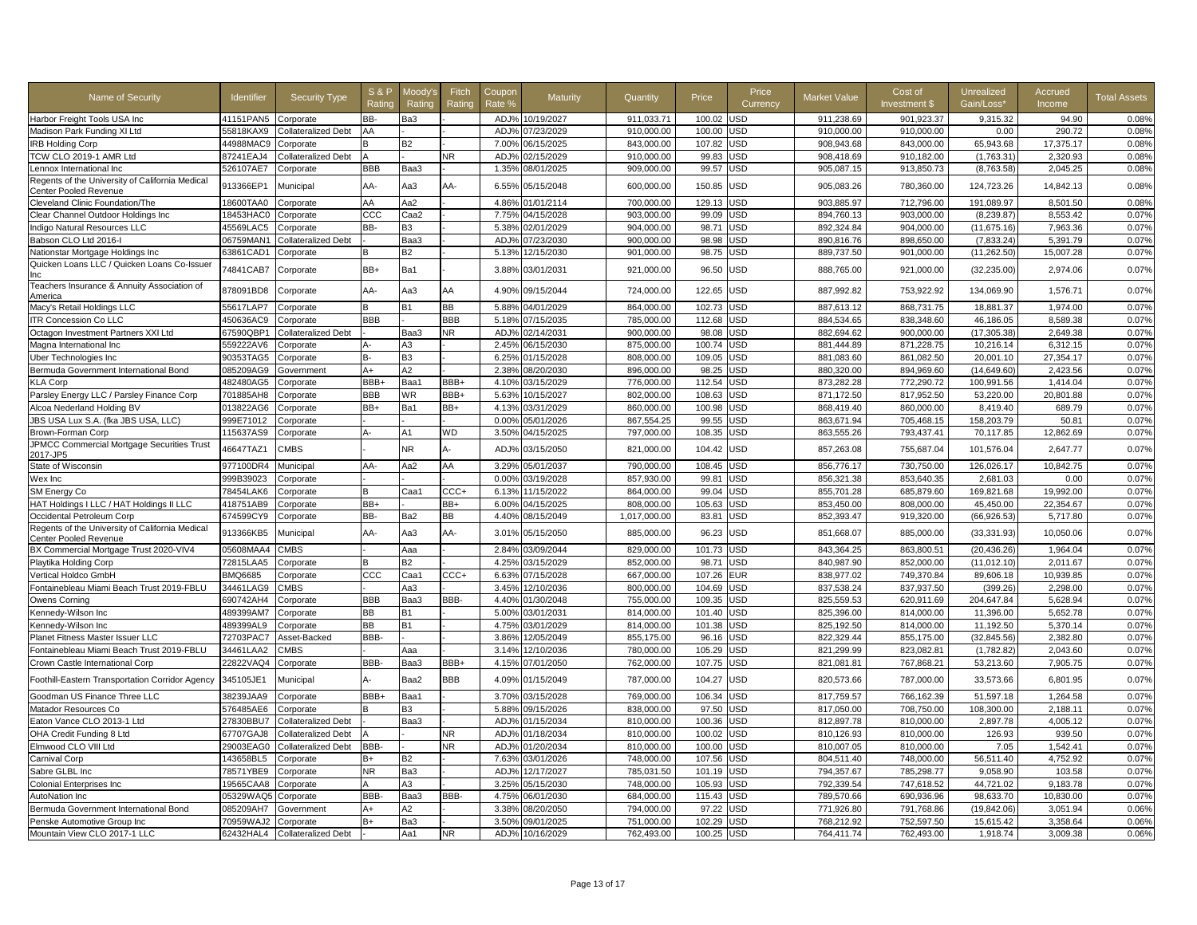| Name of Security | Identifier | Security Type | S & P Rating | Moody's Rating | Fitch Rating | Coupon Rate % | Maturity | Quantity | Price | Price Currency | Market Value | Cost of Investment $ | Unrealized Gain/Loss* | Accrued Income | Total Assets |
|---|---|---|---|---|---|---|---|---|---|---|---|---|---|---|---|
| Harbor Freight Tools USA Inc | 41151PAN5 | Corporate | BB- | Ba3 | | ADJ% | 10/19/2027 | 911,033.71 | 100.02 | USD | 911,238.69 | 901,923.37 | 9,315.32 | 94.90 | 0.08% |
| Madison Park Funding XI Ltd | 55818KAX9 | Collateralized Debt | AA | - | - | ADJ% | 07/23/2029 | 910,000.00 | 100.00 | USD | 910,000.00 | 910,000.00 | 0.00 | 290.72 | 0.08% |
| IRB Holding Corp | 44988MAC9 | Corporate | B | B2 | - | 7.00% | 06/15/2025 | 843,000.00 | 107.82 | USD | 908,943.68 | 843,000.00 | 65,943.68 | 17,375.17 | 0.08% |
| TCW CLO 2019-1 AMR Ltd | 87241EAJ4 | Collateralized Debt | A | - | NR | ADJ% | 02/15/2029 | 910,000.00 | 99.83 | USD | 908,418.69 | 910,182.00 | (1,763.31) | 2,320.93 | 0.08% |
| Lennox International Inc | 526107AE7 | Corporate | BBB | Baa3 | - | 1.35% | 08/01/2025 | 909,000.00 | 99.57 | USD | 905,087.15 | 913,850.73 | (8,763.58) | 2,045.25 | 0.08% |
| Regents of the University of California Medical Center Pooled Revenue | 913366EP1 | Municipal | AA- | Aa3 | AA- | 6.55% | 05/15/2048 | 600,000.00 | 150.85 | USD | 905,083.26 | 780,360.00 | 124,723.26 | 14,842.13 | 0.08% |
| Cleveland Clinic Foundation/The | 18600TAA0 | Corporate | AA | Aa2 | - | 4.86% | 01/01/2114 | 700,000.00 | 129.13 | USD | 903,885.97 | 712,796.00 | 191,089.97 | 8,501.50 | 0.08% |
| Clear Channel Outdoor Holdings Inc | 18453HAC0 | Corporate | CCC | Caa2 | - | 7.75% | 04/15/2028 | 903,000.00 | 99.09 | USD | 894,760.13 | 903,000.00 | (8,239.87) | 8,553.42 | 0.07% |
| Indigo Natural Resources LLC | 45569LAC5 | Corporate | BB- | B3 | - | 5.38% | 02/01/2029 | 904,000.00 | 98.71 | USD | 892,324.84 | 904,000.00 | (11,675.16) | 7,963.36 | 0.07% |
| Babson CLO Ltd 2016-I | 06759MAN1 | Collateralized Debt | - | Baa3 | - | ADJ% | 07/23/2030 | 900,000.00 | 98.98 | USD | 890,816.76 | 898,650.00 | (7,833.24) | 5,391.79 | 0.07% |
| Nationstar Mortgage Holdings Inc | 63861CAD1 | Corporate | B | B2 | - | 5.13% | 12/15/2030 | 901,000.00 | 98.75 | USD | 889,737.50 | 901,000.00 | (11,262.50) | 15,007.28 | 0.07% |
| Quicken Loans LLC / Quicken Loans Co-Issuer Inc | 74841CAB7 | Corporate | BB+ | Ba1 | - | 3.88% | 03/01/2031 | 921,000.00 | 96.50 | USD | 888,765.00 | 921,000.00 | (32,235.00) | 2,974.06 | 0.07% |
| Teachers Insurance & Annuity Association of America | 878091BD8 | Corporate | AA- | Aa3 | AA | 4.90% | 09/15/2044 | 724,000.00 | 122.65 | USD | 887,992.82 | 753,922.92 | 134,069.90 | 1,576.71 | 0.07% |
| Macy's Retail Holdings LLC | 55617LAP7 | Corporate | B | B1 | BB | 5.88% | 04/01/2029 | 864,000.00 | 102.73 | USD | 887,613.12 | 868,731.75 | 18,881.37 | 1,974.00 | 0.07% |
| ITR Concession Co LLC | 450636AC9 | Corporate | BBB | - | BBB | 5.18% | 07/15/2035 | 785,000.00 | 112.68 | USD | 884,534.65 | 838,348.60 | 46,186.05 | 8,589.38 | 0.07% |
| Octagon Investment Partners XXI Ltd | 67590QBP1 | Collateralized Debt | - | Baa3 | NR | ADJ% | 02/14/2031 | 900,000.00 | 98.08 | USD | 882,694.62 | 900,000.00 | (17,305.38) | 2,649.38 | 0.07% |
| Magna International Inc | 559222AV6 | Corporate | A- | A3 | - | 2.45% | 06/15/2030 | 875,000.00 | 100.74 | USD | 881,444.89 | 871,228.75 | 10,216.14 | 6,312.15 | 0.07% |
| Uber Technologies Inc | 90353TAG5 | Corporate | B- | B3 | - | 6.25% | 01/15/2028 | 808,000.00 | 109.05 | USD | 881,083.60 | 861,082.50 | 20,001.10 | 27,354.17 | 0.07% |
| Bermuda Government International Bond | 085209AG9 | Government | A+ | A2 | - | 2.38% | 08/20/2030 | 896,000.00 | 98.25 | USD | 880,320.00 | 894,969.60 | (14,649.60) | 2,423.56 | 0.07% |
| KLA Corp | 482480AG5 | Corporate | BBB+ | Baa1 | BBB+ | 4.10% | 03/15/2029 | 776,000.00 | 112.54 | USD | 873,282.28 | 772,290.72 | 100,991.56 | 1,414.04 | 0.07% |
| Parsley Energy LLC / Parsley Finance Corp | 701885AH8 | Corporate | BBB | WR | BBB+ | 5.63% | 10/15/2027 | 802,000.00 | 108.63 | USD | 871,172.50 | 817,952.50 | 53,220.00 | 20,801.88 | 0.07% |
| Alcoa Nederland Holding BV | 013822AG6 | Corporate | BB+ | Ba1 | BB+ | 4.13% | 03/31/2029 | 860,000.00 | 100.98 | USD | 868,419.40 | 860,000.00 | 8,419.40 | 689.79 | 0.07% |
| JBS USA Lux S.A. (fka JBS USA, LLC) | 999E71012 | Corporate | - | - | - | 0.00% | 05/01/2026 | 867,554.25 | 99.55 | USD | 863,671.94 | 705,468.15 | 158,203.79 | 50.81 | 0.07% |
| Brown-Forman Corp | 115637AS9 | Corporate | A- | A1 | WD | 3.50% | 04/15/2025 | 797,000.00 | 108.35 | USD | 863,555.26 | 793,437.41 | 70,117.85 | 12,862.69 | 0.07% |
| JPMCC Commercial Mortgage Securities Trust 2017-JP5 | 46647TAZ1 | CMBS | - | NR | A- | ADJ% | 03/15/2050 | 821,000.00 | 104.42 | USD | 857,263.08 | 755,687.04 | 101,576.04 | 2,647.77 | 0.07% |
| State of Wisconsin | 977100DR4 | Municipal | AA- | Aa2 | AA | 3.29% | 05/01/2037 | 790,000.00 | 108.45 | USD | 856,776.17 | 730,750.00 | 126,026.17 | 10,842.75 | 0.07% |
| Wex Inc | 999B39023 | Corporate | - | - | - | 0.00% | 03/19/2028 | 857,930.00 | 99.81 | USD | 856,321.38 | 853,640.35 | 2,681.03 | 0.00 | 0.07% |
| SM Energy Co | 78454LAK6 | Corporate | B | Caa1 | CCC+ | 6.13% | 11/15/2022 | 864,000.00 | 99.04 | USD | 855,701.28 | 685,879.60 | 169,821.68 | 19,992.00 | 0.07% |
| HAT Holdings I LLC / HAT Holdings II LLC | 418751AB9 | Corporate | BB+ | - | BB+ | 6.00% | 04/15/2025 | 808,000.00 | 105.63 | USD | 853,450.00 | 808,000.00 | 45,450.00 | 22,354.67 | 0.07% |
| Occidental Petroleum Corp | 674599CY9 | Corporate | BB- | Ba2 | BB | 4.40% | 08/15/2049 | 1,017,000.00 | 83.81 | USD | 852,393.47 | 919,320.00 | (66,926.53) | 5,717.80 | 0.07% |
| Regents of the University of California Medical Center Pooled Revenue | 913366KB5 | Municipal | AA- | Aa3 | AA- | 3.01% | 05/15/2050 | 885,000.00 | 96.23 | USD | 851,668.07 | 885,000.00 | (33,331.93) | 10,050.06 | 0.07% |
| BX Commercial Mortgage Trust 2020-VIV4 | 05608MAA4 | CMBS | - | Aaa | - | 2.84% | 03/09/2044 | 829,000.00 | 101.73 | USD | 843,364.25 | 863,800.51 | (20,436.26) | 1,964.04 | 0.07% |
| Playtika Holding Corp | 72815LAA5 | Corporate | B | B2 | - | 4.25% | 03/15/2029 | 852,000.00 | 98.71 | USD | 840,987.90 | 852,000.00 | (11,012.10) | 2,011.67 | 0.07% |
| Vertical Holdco GmbH | BMQ6685 | Corporate | CCC | Caa1 | CCC+ | 6.63% | 07/15/2028 | 667,000.00 | 107.26 | EUR | 838,977.02 | 749,370.84 | 89,606.18 | 10,939.85 | 0.07% |
| Fontainebleau Miami Beach Trust 2019-FBLU | 34461LAG9 | CMBS | - | Aa3 | - | 3.45% | 12/10/2036 | 800,000.00 | 104.69 | USD | 837,538.24 | 837,937.50 | (399.26) | 2,298.00 | 0.07% |
| Owens Corning | 690742AH4 | Corporate | BBB | Baa3 | BBB- | 4.40% | 01/30/2048 | 755,000.00 | 109.35 | USD | 825,559.53 | 620,911.69 | 204,647.84 | 5,628.94 | 0.07% |
| Kennedy-Wilson Inc | 489399AM7 | Corporate | BB | B1 | - | 5.00% | 03/01/2031 | 814,000.00 | 101.40 | USD | 825,396.00 | 814,000.00 | 11,396.00 | 5,652.78 | 0.07% |
| Kennedy-Wilson Inc | 489399AL9 | Corporate | BB | B1 | - | 4.75% | 03/01/2029 | 814,000.00 | 101.38 | USD | 825,192.50 | 814,000.00 | 11,192.50 | 5,370.14 | 0.07% |
| Planet Fitness Master Issuer LLC | 72703PAC7 | Asset-Backed | BBB- | - | - | 3.86% | 12/05/2049 | 855,175.00 | 96.16 | USD | 822,329.44 | 855,175.00 | (32,845.56) | 2,382.80 | 0.07% |
| Fontainebleau Miami Beach Trust 2019-FBLU | 34461LAA2 | CMBS | - | Aaa | - | 3.14% | 12/10/2036 | 780,000.00 | 105.29 | USD | 821,299.99 | 823,082.81 | (1,782.82) | 2,043.60 | 0.07% |
| Crown Castle International Corp | 22822VAQ4 | Corporate | BBB- | Baa3 | BBB+ | 4.15% | 07/01/2050 | 762,000.00 | 107.75 | USD | 821,081.81 | 767,868.21 | 53,213.60 | 7,905.75 | 0.07% |
| Foothill-Eastern Transportation Corridor Agency | 345105JE1 | Municipal | A- | Baa2 | BBB | 4.09% | 01/15/2049 | 787,000.00 | 104.27 | USD | 820,573.66 | 787,000.00 | 33,573.66 | 6,801.95 | 0.07% |
| Goodman US Finance Three LLC | 38239JAA9 | Corporate | BBB+ | Baa1 | - | 3.70% | 03/15/2028 | 769,000.00 | 106.34 | USD | 817,759.57 | 766,162.39 | 51,597.18 | 1,264.58 | 0.07% |
| Matador Resources Co | 576485AE6 | Corporate | B | B3 | - | 5.88% | 09/15/2026 | 838,000.00 | 97.50 | USD | 817,050.00 | 708,750.00 | 108,300.00 | 2,188.11 | 0.07% |
| Eaton Vance CLO 2013-1 Ltd | 27830BBU7 | Collateralized Debt | - | Baa3 | - | ADJ% | 01/15/2034 | 810,000.00 | 100.36 | USD | 812,897.78 | 810,000.00 | 2,897.78 | 4,005.12 | 0.07% |
| OHA Credit Funding 8 Ltd | 67707GAJ8 | Collateralized Debt | A | - | NR | ADJ% | 01/18/2034 | 810,000.00 | 100.02 | USD | 810,126.93 | 810,000.00 | 126.93 | 939.50 | 0.07% |
| Elmwood CLO VIII Ltd | 29003EAG0 | Collateralized Debt | BBB- | - | NR | ADJ% | 01/20/2034 | 810,000.00 | 100.00 | USD | 810,007.05 | 810,000.00 | 7.05 | 1,542.41 | 0.07% |
| Carnival Corp | 143658BL5 | Corporate | B+ | B2 | - | 7.63% | 03/01/2026 | 748,000.00 | 107.56 | USD | 804,511.40 | 748,000.00 | 56,511.40 | 4,752.92 | 0.07% |
| Sabre GLBL Inc | 78571YBE9 | Corporate | NR | Ba3 | - | ADJ% | 12/17/2027 | 785,031.50 | 101.19 | USD | 794,357.67 | 785,298.77 | 9,058.90 | 103.58 | 0.07% |
| Colonial Enterprises Inc | 19565CAA8 | Corporate | A | A3 | - | 3.25% | 05/15/2030 | 748,000.00 | 105.93 | USD | 792,339.54 | 747,618.52 | 44,721.02 | 9,183.78 | 0.07% |
| AutoNation Inc | 05329WAQ5 | Corporate | BBB- | Baa3 | BBB- | 4.75% | 06/01/2030 | 684,000.00 | 115.43 | USD | 789,570.66 | 690,936.96 | 98,633.70 | 10,830.00 | 0.07% |
| Bermuda Government International Bond | 085209AH7 | Government | A+ | A2 | - | 3.38% | 08/20/2050 | 794,000.00 | 97.22 | USD | 771,926.80 | 791,768.86 | (19,842.06) | 3,051.94 | 0.06% |
| Penske Automotive Group Inc | 70959WAJ2 | Corporate | B+ | Ba3 | - | 3.50% | 09/01/2025 | 751,000.00 | 102.29 | USD | 768,212.92 | 752,597.50 | 15,615.42 | 3,358.64 | 0.06% |
| Mountain View CLO 2017-1 LLC | 62432HAL4 | Collateralized Debt | - | Aa1 | NR | ADJ% | 10/16/2029 | 762,493.00 | 100.25 | USD | 764,411.74 | 762,493.00 | 1,918.74 | 3,009.38 | 0.06% |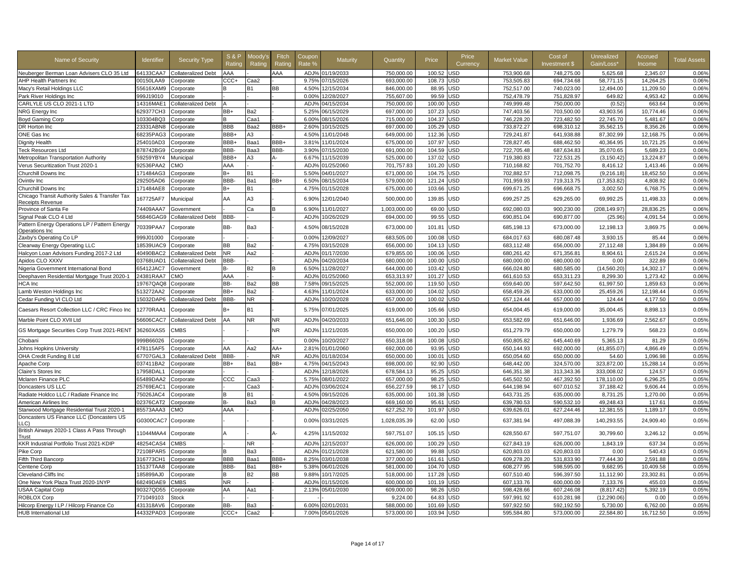| Name of Security | Identifier | Security Type | S & P Rating | Moody's Rating | Fitch Rating | Coupon Rate % | Maturity | Quantity | Price | Price Currency | Market Value | Cost of Investment $ | Unrealized Gain/Loss* | Accrued Income | Total Assets |
|---|---|---|---|---|---|---|---|---|---|---|---|---|---|---|---|
| Neuberger Berman Loan Advisers CLO 35 Ltd | 64133CAA7 | Collateralized Debt | AAA | - | AAA | ADJ% | 01/19/2033 | 750,000.00 | 100.52 | USD | 753,900.68 | 748,275.00 | 5,625.68 | 2,345.07 | 0.06% |
| AHP Health Partners Inc | 00150LAA9 | Corporate | CCC+ | Caa2 | - | 9.75% | 07/15/2026 | 693,000.00 | 108.73 | USD | 753,505.83 | 694,734.68 | 58,771.15 | 14,264.25 | 0.06% |
| Macy's Retail Holdings LLC | 55616XAM9 | Corporate | B | B1 | BB | 4.50% | 12/15/2034 | 846,000.00 | 88.95 | USD | 752,517.00 | 740,023.00 | 12,494.00 | 11,209.50 | 0.06% |
| Park River Holdings Inc | 999J19010 | Corporate | - | - | - | 0.00% | 12/28/2027 | 755,607.00 | 99.59 | USD | 752,478.79 | 751,828.97 | 649.82 | 4,953.42 | 0.06% |
| CARLYLE US CLO 2021-1 LTD | 14316MAE1 | Collateralized Debt | A | - | - | ADJ% | 04/15/2034 | 750,000.00 | 100.00 | USD | 749,999.48 | 750,000.00 | (0.52) | 663.64 | 0.06% |
| NRG Energy Inc | 629377CH3 | Corporate | BB+ | Ba2 | - | 5.25% | 06/15/2029 | 697,000.00 | 107.23 | USD | 747,403.56 | 703,500.00 | 43,903.56 | 10,774.46 | 0.06% |
| Boyd Gaming Corp | 103304BQ3 | Corporate | B | Caa1 | - | 6.00% | 08/15/2026 | 715,000.00 | 104.37 | USD | 746,228.20 | 723,482.50 | 22,745.70 | 5,481.67 | 0.06% |
| DR Horton Inc | 23331ABN8 | Corporate | BBB | Baa2 | BBB+ | 2.60% | 10/15/2025 | 697,000.00 | 105.29 | USD | 733,872.27 | 698,310.12 | 35,562.15 | 8,356.26 | 0.06% |
| ONE Gas Inc | 68235PAG3 | Corporate | BBB+ | A3 | - | 4.50% | 11/01/2048 | 649,000.00 | 112.36 | USD | 729,241.87 | 641,938.88 | 87,302.99 | 12,168.75 | 0.06% |
| Dignity Health | 254010AD3 | Corporate | BBB+ | Baa1 | BBB+ | 3.81% | 11/01/2024 | 675,000.00 | 107.97 | USD | 728,827.45 | 688,462.50 | 40,364.95 | 10,721.25 | 0.06% |
| Teck Resources Ltd | 878742BG9 | Corporate | BBB- | Baa3 | BBB- | 3.90% | 07/15/2030 | 691,000.00 | 104.59 | USD | 722,705.48 | 687,634.83 | 35,070.65 | 5,689.23 | 0.06% |
| Metropolitan Transportation Authority | 59259YBY4 | Municipal | BBB+ | A3 | A- | 6.67% | 11/15/2039 | 525,000.00 | 137.02 | USD | 719,380.83 | 722,531.25 | (3,150.42) | 13,224.87 | 0.06% |
| Verus Securitization Trust 2020-1 | 92536PAA2 | CMO | AAA | - | - | ADJ% | 01/25/2060 | 701,757.83 | 101.20 | USD | 710,168.82 | 701,752.70 | 8,416.12 | 1,413.46 | 0.06% |
| Churchill Downs Inc | 171484AG3 | Corporate | B+ | B1 | - | 5.50% | 04/01/2027 | 671,000.00 | 104.75 | USD | 702,882.57 | 712,098.75 | (9,216.18) | 18,452.50 | 0.06% |
| Ovintiv Inc | 292505AD6 | Corporate | BBB- | Ba1 | BB+ | 6.50% | 08/15/2034 | 579,000.00 | 121.24 | USD | 701,959.93 | 719,313.75 | (17,353.82) | 4,808.92 | 0.06% |
| Churchill Downs Inc | 171484AE8 | Corporate | B+ | B1 | - | 4.75% | 01/15/2028 | 675,000.00 | 103.66 | USD | 699,671.25 | 696,668.75 | 3,002.50 | 6,768.75 | 0.06% |
| Chicago Transit Authority Sales & Transfer Tax Receipts Revenue | 167725AF7 | Municipal | AA | A3 | - | 6.90% | 12/01/2040 | 500,000.00 | 139.85 | USD | 699,257.25 | 629,265.00 | 69,992.25 | 11,498.33 | 0.06% |
| Province of Santa Fe | 74409AAA7 | Government | - | Ca | B | 6.90% | 11/01/2027 | 1,003,000.00 | 69.00 | USD | 692,080.03 | 900,230.00 | (208,149.97) | 28,836.25 | 0.06% |
| Signal Peak CLO 4 Ltd | 56846GAG9 | Collateralized Debt | BBB- | - | - | ADJ% | 10/26/2029 | 694,000.00 | 99.55 | USD | 690,851.04 | 690,877.00 | (25.96) | 4,091.54 | 0.06% |
| Pattern Energy Operations LP / Pattern Energy Operations Inc | 70339PAA7 | Corporate | BB- | Ba3 | - | 4.50% | 08/15/2028 | 673,000.00 | 101.81 | USD | 685,198.13 | 673,000.00 | 12,198.13 | 3,869.75 | 0.06% |
| Zaxby's Operating Co LP | 999J01000 | Corporate | - | - | - | 0.00% | 12/09/2027 | 683,505.00 | 100.08 | USD | 684,017.63 | 680,087.48 | 3,930.15 | 85.44 | 0.06% |
| Clearway Energy Operating LLC | 18539UAC9 | Corporate | BB | Ba2 | - | 4.75% | 03/15/2028 | 656,000.00 | 104.13 | USD | 683,112.48 | 656,000.00 | 27,112.48 | 1,384.89 | 0.06% |
| Halcyon Loan Advisors Funding 2017-2 Ltd | 40490BAC2 | Collateralized Debt | NR | Aa2 | - | ADJ% | 01/17/2030 | 679,855.00 | 100.06 | USD | 680,261.42 | 671,356.81 | 8,904.61 | 2,615.24 | 0.06% |
| Apidos CLO XXXV | 03768UAD1 | Collateralized Debt | BBB- | - | - | ADJ% | 04/20/2034 | 680,000.00 | 100.00 | USD | 680,000.00 | 680,000.00 | 0.00 | 322.89 | 0.06% |
| Nigeria Government International Bond | 65412JAC7 | Government | B- | B2 | B | 6.50% | 11/28/2027 | 644,000.00 | 103.42 | USD | 666,024.80 | 680,585.00 | (14,560.20) | 14,302.17 | 0.06% |
| Deephaven Residential Mortgage Trust 2020-1 | 24381RAA7 | CMO | AAA | - | - | ADJ% | 01/25/2060 | 653,313.97 | 101.27 | USD | 661,610.53 | 653,311.23 | 8,299.30 | 1,273.42 | 0.06% |
| HCA Inc | 19767QAQ8 | Corporate | BB- | Ba2 | BB | 7.58% | 09/15/2025 | 552,000.00 | 119.50 | USD | 659,640.00 | 597,642.50 | 61,997.50 | 1,859.63 | 0.06% |
| Lamb Weston Holdings Inc | 513272AA2 | Corporate | BB+ | Ba2 | - | 4.63% | 11/01/2024 | 633,000.00 | 104.02 | USD | 658,459.26 | 633,000.00 | 25,459.26 | 12,198.44 | 0.05% |
| Cedar Funding VI CLO Ltd | 15032DAP6 | Collateralized Debt | BBB- | NR | - | ADJ% | 10/20/2028 | 657,000.00 | 100.02 | USD | 657,124.44 | 657,000.00 | 124.44 | 4,177.50 | 0.05% |
| Caesars Resort Collection LLC / CRC Finco Inc | 12770RAA1 | Corporate | B+ | B1 | - | 5.75% | 07/01/2025 | 619,000.00 | 105.66 | USD | 654,004.45 | 619,000.00 | 35,004.45 | 8,898.13 | 0.05% |
| Marble Point CLO XVII Ltd | 56606CAC7 | Collateralized Debt | AA | NR | NR | ADJ% | 04/20/2033 | 651,646.00 | 100.30 | USD | 653,582.69 | 651,646.00 | 1,936.69 | 2,562.67 | 0.05% |
| GS Mortgage Securities Corp Trust 2021-RENT | 36260XAS5 | CMBS | - | - | NR | ADJ% | 11/21/2035 | 650,000.00 | 100.20 | USD | 651,279.79 | 650,000.00 | 1,279.79 | 568.23 | 0.05% |
| Chobani | 999B66026 | Corporate | - | - | - | 0.00% | 10/20/2027 | 650,318.08 | 100.08 | USD | 650,805.82 | 645,440.69 | 5,365.13 | 81.29 | 0.05% |
| Johns Hopkins University | 478115AF5 | Corporate | AA | Aa2 | AA+ | 2.81% | 01/01/2060 | 692,000.00 | 93.95 | USD | 650,144.93 | 692,000.00 | (41,855.07) | 4,866.49 | 0.05% |
| OHA Credit Funding 8 Ltd | 67707GAL3 | Collateralized Debt | BBB- | - | NR | ADJ% | 01/18/2034 | 650,000.00 | 100.01 | USD | 650,054.60 | 650,000.00 | 54.60 | 1,096.98 | 0.05% |
| Apache Corp | 037411BA2 | Corporate | BB+ | Ba1 | BB+ | 4.75% | 04/15/2043 | 698,000.00 | 92.90 | USD | 648,442.00 | 324,570.00 | 323,872.00 | 15,288.14 | 0.05% |
| Claire's Stores Inc | 17958DAL1 | Corporate | - | - | - | ADJ% | 12/18/2026 | 678,584.13 | 95.25 | USD | 646,351.38 | 313,343.36 | 333,008.02 | 124.57 | 0.05% |
| Mclaren Finance PLC | 65489DAA2 | Corporate | CCC | Caa3 | - | 5.75% | 08/01/2022 | 657,000.00 | 98.25 | USD | 645,502.50 | 467,392.50 | 178,110.00 | 6,296.25 | 0.05% |
| Doncasters US LLC | 25769EAC1 | Corporate | - | Caa3 | - | ADJ% | 03/06/2024 | 656,227.59 | 98.17 | USD | 644,198.94 | 607,010.52 | 37,188.42 | 9,606.44 | 0.05% |
| Radiate Holdco LLC / Radiate Finance Inc | 75026JAC4 | Corporate | B | B1 | - | 4.50% | 09/15/2026 | 635,000.00 | 101.38 | USD | 643,731.25 | 635,000.00 | 8,731.25 | 1,270.00 | 0.05% |
| American Airlines Inc | 02376CAT2 | Corporate | B- | Ba3 | B | ADJ% | 04/28/2023 | 669,160.00 | 95.61 | USD | 639,780.53 | 590,532.10 | 49,248.43 | 117.61 | 0.05% |
| Starwood Mortgage Residential Trust 2020-1 | 85573AAA3 | CMO | AAA | - | - | ADJ% | 02/25/2050 | 627,252.70 | 101.97 | USD | 639,626.01 | 627,244.46 | 12,381.55 | 1,189.17 | 0.05% |
| Doncasters US Finance LLC (Doncasters US LLC) | G0300CAC7 | Corporate | - | - | - | 0.00% | 03/31/2025 | 1,028,035.39 | 62.00 | USD | 637,381.94 | 497,088.39 | 140,293.55 | 24,909.40 | 0.05% |
| British Airways 2020-1 Class A Pass Through Trust | 11044MAA4 | Corporate | A | - | A- | 4.25% | 11/15/2032 | 597,751.07 | 105.15 | USD | 628,550.67 | 597,751.07 | 30,799.60 | 3,246.12 | 0.05% |
| KKR Industrial Portfolio Trust 2021-KDIP | 48254CAS4 | CMBS | - | NR | - | ADJ% | 12/15/2037 | 626,000.00 | 100.29 | USD | 627,843.19 | 626,000.00 | 1,843.19 | 637.34 | 0.05% |
| Pike Corp | 72108PAR5 | Corporate | B | Ba3 | - | ADJ% | 01/21/2028 | 621,580.00 | 99.88 | USD | 620,803.03 | 620,803.03 | 0.00 | 540.43 | 0.05% |
| Fifth Third Bancorp | 316773CH1 | Corporate | BBB | Baa1 | BBB+ | 8.25% | 03/01/2038 | 377,000.00 | 161.61 | USD | 609,278.20 | 531,833.90 | 77,444.30 | 2,591.88 | 0.05% |
| Centene Corp | 15137TAA8 | Corporate | BBB- | Ba1 | BB+ | 5.38% | 06/01/2026 | 581,000.00 | 104.70 | USD | 608,277.95 | 598,595.00 | 9,682.95 | 10,409.58 | 0.05% |
| Cleveland-Cliffs Inc | 185899AJ0 | Corporate | B | B2 | BB | 9.88% | 10/17/2025 | 518,000.00 | 117.28 | USD | 607,510.40 | 596,397.50 | 11,112.90 | 23,302.81 | 0.05% |
| One New York Plaza Trust 2020-1NYP | 68249DAE9 | CMBS | NR | - | - | ADJ% | 01/15/2026 | 600,000.00 | 101.19 | USD | 607,133.76 | 600,000.00 | 7,133.76 | 455.03 | 0.05% |
| USAA Capital Corp | 90327QD55 | Corporate | AA | Aa1 | - | 2.13% | 05/01/2030 | 609,000.00 | 98.26 | USD | 598,428.66 | 607,246.08 | (8,817.42) | 5,392.19 | 0.05% |
| ROBLOX Corp | 771049103 | Stock | - | - | - | - | - | 9,224.00 | 64.83 | USD | 597,991.92 | 610,281.98 | (12,290.06) | 0.00 | 0.05% |
| Hilcorp Energy I LP / Hilcorp Finance Co | 431318AV6 | Corporate | BB- | Ba3 | - | 6.00% | 02/01/2031 | 588,000.00 | 101.69 | USD | 597,922.50 | 592,192.50 | 5,730.00 | 6,762.00 | 0.05% |
| HUB International Ltd | 44332PAD3 | Corporate | CCC+ | Caa2 | - | 7.00% | 05/01/2026 | 573,000.00 | 103.94 | USD | 595,584.80 | 573,000.00 | 22,584.80 | 16,712.50 | 0.05% |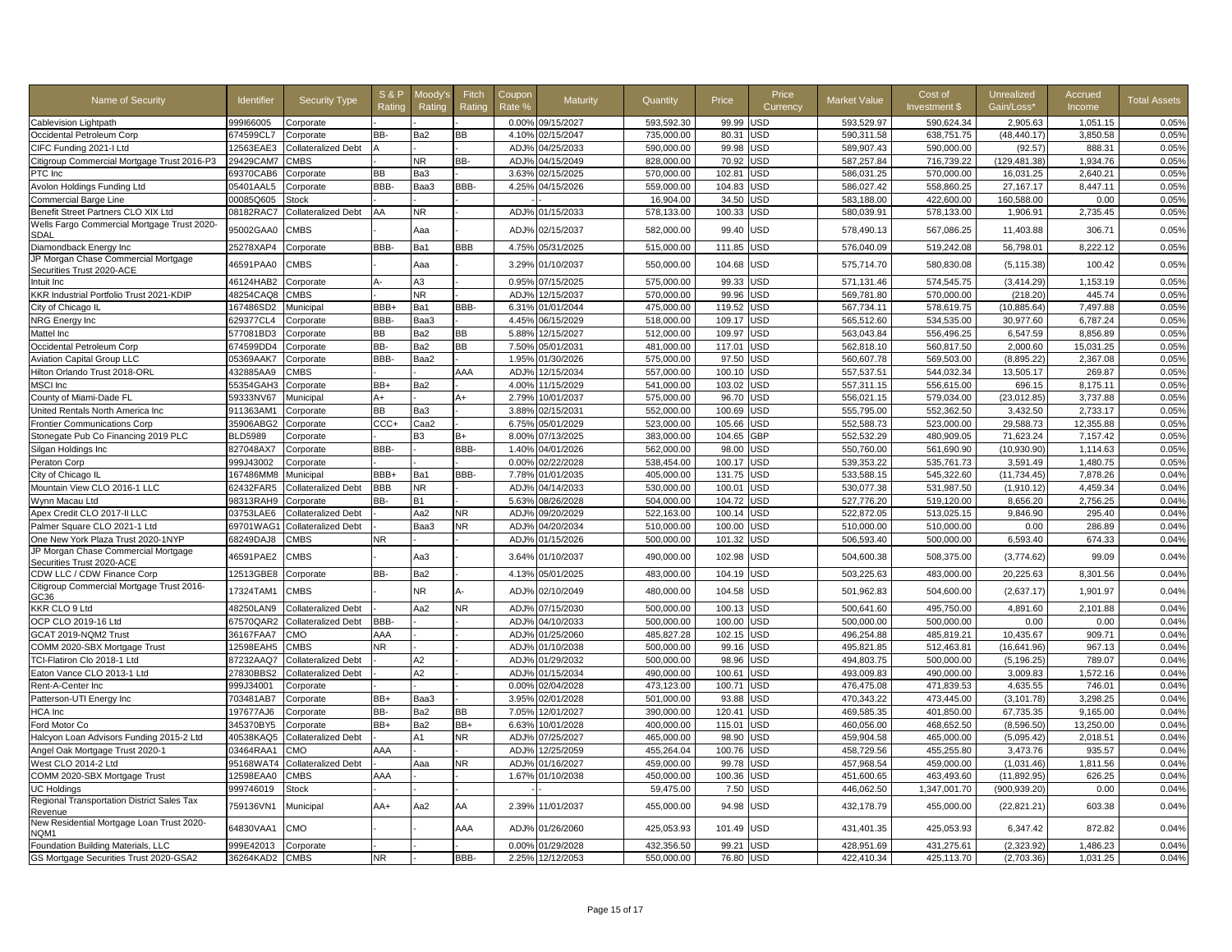| Name of Security | Identifier | Security Type | S & P Rating | Moody's Rating | Fitch Rating | Coupon Rate % | Maturity | Quantity | Price | Price Currency | Market Value | Cost of Investment $ | Unrealized Gain/Loss* | Accrued Income | Total Assets |
|---|---|---|---|---|---|---|---|---|---|---|---|---|---|---|---|
| Cablevision Lightpath | 999I66005 | Corporate | - | - | - | 0.00% | 09/15/2027 | 593,592.30 | 99.99 | USD | 593,529.97 | 590,624.34 | 2,905.63 | 1,051.15 | 0.05% |
| Occidental Petroleum Corp | 674599CL7 | Corporate | BB- | Ba2 | BB | 4.10% | 02/15/2047 | 735,000.00 | 80.31 | USD | 590,311.58 | 638,751.75 | (48,440.17) | 3,850.58 | 0.05% |
| CIFC Funding 2021-I Ltd | 12563EAE3 | Collateralized Debt | A | - | - | ADJ% | 04/25/2033 | 590,000.00 | 99.98 | USD | 589,907.43 | 590,000.00 | (92.57) | 888.31 | 0.05% |
| Citigroup Commercial Mortgage Trust 2016-P3 | 29429CAM7 | CMBS | - | NR | BB- | ADJ% | 04/15/2049 | 828,000.00 | 70.92 | USD | 587,257.84 | 716,739.22 | (129,481.38) | 1,934.76 | 0.05% |
| PTC Inc | 69370CAB6 | Corporate | BB | Ba3 | - | 3.63% | 02/15/2025 | 570,000.00 | 102.81 | USD | 586,031.25 | 570,000.00 | 16,031.25 | 2,640.21 | 0.05% |
| Avolon Holdings Funding Ltd | 05401AAL5 | Corporate | BBB- | Baa3 | BBB- | 4.25% | 04/15/2026 | 559,000.00 | 104.83 | USD | 586,027.42 | 558,860.25 | 27,167.17 | 8,447.11 | 0.05% |
| Commercial Barge Line | 00085Q605 | Stock | - | - | - | - | - | 16,904.00 | 34.50 | USD | 583,188.00 | 422,600.00 | 160,588.00 | 0.00 | 0.05% |
| Benefit Street Partners CLO XIX Ltd | 08182RAC7 | Collateralized Debt | AA | NR | - | ADJ% | 01/15/2033 | 578,133.00 | 100.33 | USD | 580,039.91 | 578,133.00 | 1,906.91 | 2,735.45 | 0.05% |
| Wells Fargo Commercial Mortgage Trust 2020-SDAL | 95002GAA0 | CMBS | - | Aaa | - | ADJ% | 02/15/2037 | 582,000.00 | 99.40 | USD | 578,490.13 | 567,086.25 | 11,403.88 | 306.71 | 0.05% |
| Diamondback Energy Inc | 25278XAP4 | Corporate | BBB- | Ba1 | BBB | 4.75% | 05/31/2025 | 515,000.00 | 111.85 | USD | 576,040.09 | 519,242.08 | 56,798.01 | 8,222.12 | 0.05% |
| JP Morgan Chase Commercial Mortgage Securities Trust 2020-ACE | 46591PAA0 | CMBS | - | Aaa | - | 3.29% | 01/10/2037 | 550,000.00 | 104.68 | USD | 575,714.70 | 580,830.08 | (5,115.38) | 100.42 | 0.05% |
| Intuit Inc | 46124HAB2 | Corporate | A- | A3 | - | 0.95% | 07/15/2025 | 575,000.00 | 99.33 | USD | 571,131.46 | 574,545.75 | (3,414.29) | 1,153.19 | 0.05% |
| KKR Industrial Portfolio Trust 2021-KDIP | 48254CAQ8 | CMBS | - | NR | - | ADJ% | 12/15/2037 | 570,000.00 | 99.96 | USD | 569,781.80 | 570,000.00 | (218.20) | 445.74 | 0.05% |
| City of Chicago IL | 167486SD2 | Municipal | BBB+ | Ba1 | BBB- | 6.31% | 01/01/2044 | 475,000.00 | 119.52 | USD | 567,734.11 | 578,619.75 | (10,885.64) | 7,497.88 | 0.05% |
| NRG Energy Inc | 629377CL4 | Corporate | BBB- | Baa3 | - | 4.45% | 06/15/2029 | 518,000.00 | 109.17 | USD | 565,512.60 | 534,535.00 | 30,977.60 | 6,787.24 | 0.05% |
| Mattel Inc | 577081BD3 | Corporate | BB | Ba2 | BB | 5.88% | 12/15/2027 | 512,000.00 | 109.97 | USD | 563,043.84 | 556,496.25 | 6,547.59 | 8,856.89 | 0.05% |
| Occidental Petroleum Corp | 674599DD4 | Corporate | BB- | Ba2 | BB | 7.50% | 05/01/2031 | 481,000.00 | 117.01 | USD | 562,818.10 | 560,817.50 | 2,000.60 | 15,031.25 | 0.05% |
| Aviation Capital Group LLC | 05369AAK7 | Corporate | BBB- | Baa2 | - | 1.95% | 01/30/2026 | 575,000.00 | 97.50 | USD | 560,607.78 | 569,503.00 | (8,895.22) | 2,367.08 | 0.05% |
| Hilton Orlando Trust 2018-ORL | 432885AA9 | CMBS | - | - | AAA | ADJ% | 12/15/2034 | 557,000.00 | 100.10 | USD | 557,537.51 | 544,032.34 | 13,505.17 | 269.87 | 0.05% |
| MSCI Inc | 55354GAH3 | Corporate | BB+ | Ba2 | - | 4.00% | 11/15/2029 | 541,000.00 | 103.02 | USD | 557,311.15 | 556,615.00 | 696.15 | 8,175.11 | 0.05% |
| County of Miami-Dade FL | 59333NV67 | Municipal | A+ | - | A+ | 2.79% | 10/01/2037 | 575,000.00 | 96.70 | USD | 556,021.15 | 579,034.00 | (23,012.85) | 3,737.88 | 0.05% |
| United Rentals North America Inc | 911363AM1 | Corporate | BB | Ba3 | - | 3.88% | 02/15/2031 | 552,000.00 | 100.69 | USD | 555,795.00 | 552,362.50 | 3,432.50 | 2,733.17 | 0.05% |
| Frontier Communications Corp | 35906ABG2 | Corporate | CCC+ | Caa2 | - | 6.75% | 05/01/2029 | 523,000.00 | 105.66 | USD | 552,588.73 | 523,000.00 | 29,588.73 | 12,355.88 | 0.05% |
| Stonegate Pub Co Financing 2019 PLC | BLD5989 | Corporate | - | B3 | B+ | 8.00% | 07/13/2025 | 383,000.00 | 104.65 | GBP | 552,532.29 | 480,909.05 | 71,623.24 | 7,157.42 | 0.05% |
| Silgan Holdings Inc | 827048AX7 | Corporate | BBB- | - | BBB- | 1.40% | 04/01/2026 | 562,000.00 | 98.00 | USD | 550,760.00 | 561,690.90 | (10,930.90) | 1,114.63 | 0.05% |
| Peraton Corp | 999J43002 | Corporate | - | - | - | 0.00% | 02/22/2028 | 538,454.00 | 100.17 | USD | 539,353.22 | 535,761.73 | 3,591.49 | 1,480.75 | 0.05% |
| City of Chicago IL | 167486MM8 | Municipal | BBB+ | Ba1 | BBB- | 7.78% | 01/01/2035 | 405,000.00 | 131.75 | USD | 533,588.15 | 545,322.60 | (11,734.45) | 7,878.26 | 0.04% |
| Mountain View CLO 2016-1 LLC | 62432FAR5 | Collateralized Debt | BBB | NR | - | ADJ% | 04/14/2033 | 530,000.00 | 100.01 | USD | 530,077.38 | 531,987.50 | (1,910.12) | 4,459.34 | 0.04% |
| Wynn Macau Ltd | 98313RAH9 | Corporate | BB- | B1 | - | 5.63% | 08/26/2028 | 504,000.00 | 104.72 | USD | 527,776.20 | 519,120.00 | 8,656.20 | 2,756.25 | 0.04% |
| Apex Credit CLO 2017-II LLC | 03753LAE6 | Collateralized Debt | - | Aa2 | NR | ADJ% | 09/20/2029 | 522,163.00 | 100.14 | USD | 522,872.05 | 513,025.15 | 9,846.90 | 295.40 | 0.04% |
| Palmer Square CLO 2021-1 Ltd | 69701WAG1 | Collateralized Debt | - | Baa3 | NR | ADJ% | 04/20/2034 | 510,000.00 | 100.00 | USD | 510,000.00 | 510,000.00 | 0.00 | 286.89 | 0.04% |
| One New York Plaza Trust 2020-1NYP | 68249DAJ8 | CMBS | NR | - | - | ADJ% | 01/15/2026 | 500,000.00 | 101.32 | USD | 506,593.40 | 500,000.00 | 6,593.40 | 674.33 | 0.04% |
| JP Morgan Chase Commercial Mortgage Securities Trust 2020-ACE | 46591PAE2 | CMBS | - | Aa3 | - | 3.64% | 01/10/2037 | 490,000.00 | 102.98 | USD | 504,600.38 | 508,375.00 | (3,774.62) | 99.09 | 0.04% |
| CDW LLC / CDW Finance Corp | 12513GBE8 | Corporate | BB- | Ba2 | - | 4.13% | 05/01/2025 | 483,000.00 | 104.19 | USD | 503,225.63 | 483,000.00 | 20,225.63 | 8,301.56 | 0.04% |
| Citigroup Commercial Mortgage Trust 2016-GC36 | 17324TAM1 | CMBS | - | NR | A- | ADJ% | 02/10/2049 | 480,000.00 | 104.58 | USD | 501,962.83 | 504,600.00 | (2,637.17) | 1,901.97 | 0.04% |
| KKR CLO 9 Ltd | 48250LAN9 | Collateralized Debt | - | Aa2 | NR | ADJ% | 07/15/2030 | 500,000.00 | 100.13 | USD | 500,641.60 | 495,750.00 | 4,891.60 | 2,101.88 | 0.04% |
| OCP CLO 2019-16 Ltd | 67570QAR2 | Collateralized Debt | BBB- | - | - | ADJ% | 04/10/2033 | 500,000.00 | 100.00 | USD | 500,000.00 | 500,000.00 | 0.00 | 0.00 | 0.04% |
| GCAT 2019-NQM2 Trust | 36167FAA7 | CMO | AAA | - | - | ADJ% | 01/25/2060 | 485,827.28 | 102.15 | USD | 496,254.88 | 485,819.21 | 10,435.67 | 909.71 | 0.04% |
| COMM 2020-SBX Mortgage Trust | 12598EAH5 | CMBS | NR | - | - | ADJ% | 01/10/2038 | 500,000.00 | 99.16 | USD | 495,821.85 | 512,463.81 | (16,641.96) | 967.13 | 0.04% |
| TCI-Flatiron Clo 2018-1 Ltd | 87232AAQ7 | Collateralized Debt | - | A2 | - | ADJ% | 01/29/2032 | 500,000.00 | 98.96 | USD | 494,803.75 | 500,000.00 | (5,196.25) | 789.07 | 0.04% |
| Eaton Vance CLO 2013-1 Ltd | 27830BBS2 | Collateralized Debt | - | A2 | - | ADJ% | 01/15/2034 | 490,000.00 | 100.61 | USD | 493,009.83 | 490,000.00 | 3,009.83 | 1,572.16 | 0.04% |
| Rent-A-Center Inc | 999J34001 | Corporate | - | - | - | 0.00% | 02/04/2028 | 473,123.00 | 100.71 | USD | 476,475.08 | 471,839.53 | 4,635.55 | 746.01 | 0.04% |
| Patterson-UTI Energy Inc | 703481AB7 | Corporate | BB+ | Baa3 | - | 3.95% | 02/01/2028 | 501,000.00 | 93.88 | USD | 470,343.22 | 473,445.00 | (3,101.78) | 3,298.25 | 0.04% |
| HCA Inc | 197677AJ6 | Corporate | BB- | Ba2 | BB | 7.05% | 12/01/2027 | 390,000.00 | 120.41 | USD | 469,585.35 | 401,850.00 | 67,735.35 | 9,165.00 | 0.04% |
| Ford Motor Co | 345370BY5 | Corporate | BB+ | Ba2 | BB+ | 6.63% | 10/01/2028 | 400,000.00 | 115.01 | USD | 460,056.00 | 468,652.50 | (8,596.50) | 13,250.00 | 0.04% |
| Halcyon Loan Advisors Funding 2015-2 Ltd | 40538KAQ5 | Collateralized Debt | - | A1 | NR | ADJ% | 07/25/2027 | 465,000.00 | 98.90 | USD | 459,904.58 | 465,000.00 | (5,095.42) | 2,018.51 | 0.04% |
| Angel Oak Mortgage Trust 2020-1 | 03464RAA1 | CMO | AAA | - | - | ADJ% | 12/25/2059 | 455,264.04 | 100.76 | USD | 458,729.56 | 455,255.80 | 3,473.76 | 935.57 | 0.04% |
| West CLO 2014-2 Ltd | 95168WAT4 | Collateralized Debt | - | Aaa | NR | ADJ% | 01/16/2027 | 459,000.00 | 99.78 | USD | 457,968.54 | 459,000.00 | (1,031.46) | 1,811.56 | 0.04% |
| COMM 2020-SBX Mortgage Trust | 12598EAA0 | CMBS | AAA | - | - | 1.67% | 01/10/2038 | 450,000.00 | 100.36 | USD | 451,600.65 | 463,493.60 | (11,892.95) | 626.25 | 0.04% |
| UC Holdings | 999746019 | Stock | - | - | - | - | - | 59,475.00 | 7.50 | USD | 446,062.50 | 1,347,001.70 | (900,939.20) | 0.00 | 0.04% |
| Regional Transportation District Sales Tax Revenue | 759136VN1 | Municipal | AA+ | Aa2 | AA | 2.39% | 11/01/2037 | 455,000.00 | 94.98 | USD | 432,178.79 | 455,000.00 | (22,821.21) | 603.38 | 0.04% |
| New Residential Mortgage Loan Trust 2020-NQM1 | 64830VAA1 | CMO | - | - | AAA | ADJ% | 01/26/2060 | 425,053.93 | 101.49 | USD | 431,401.35 | 425,053.93 | 6,347.42 | 872.82 | 0.04% |
| Foundation Building Materials, LLC | 999E42013 | Corporate | - | - | - | 0.00% | 01/29/2028 | 432,356.50 | 99.21 | USD | 428,951.69 | 431,275.61 | (2,323.92) | 1,486.23 | 0.04% |
| GS Mortgage Securities Trust 2020-GSA2 | 36264KAD2 | CMBS | NR | - | BBB- | 2.25% | 12/12/2053 | 550,000.00 | 76.80 | USD | 422,410.34 | 425,113.70 | (2,703.36) | 1,031.25 | 0.04% |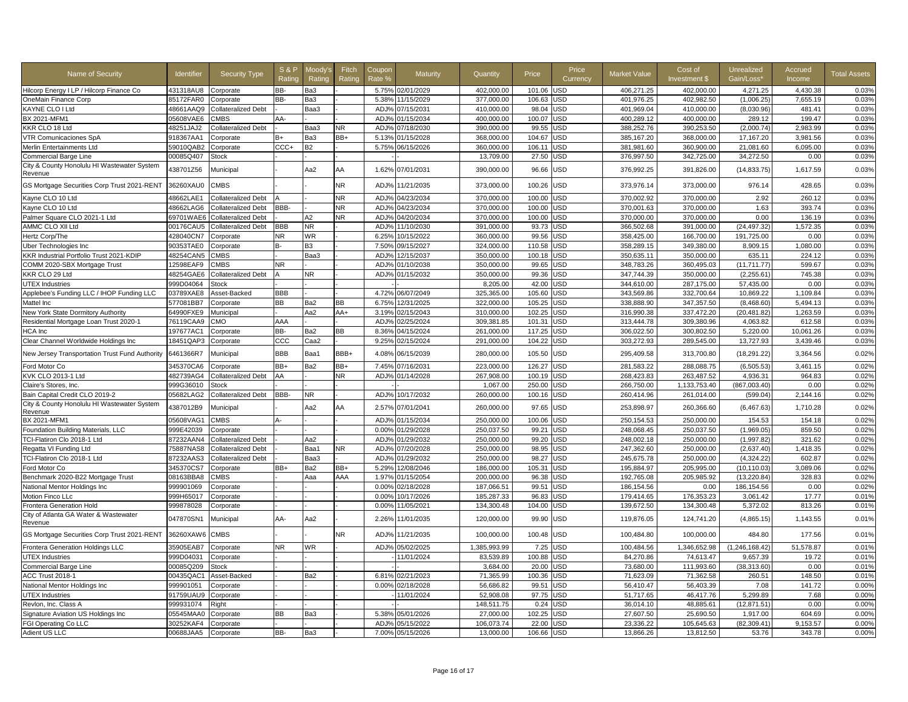| Name of Security | Identifier | Security Type | S & P Rating | Moody's Rating | Fitch Rating | Coupon Rate % | Maturity | Quantity | Price | Price Currency | Market Value | Cost of Investment $ | Unrealized Gain/Loss* | Accrued Income | Total Assets |
|---|---|---|---|---|---|---|---|---|---|---|---|---|---|---|---|
| Hilcorp Energy I LP / Hilcorp Finance Co | 431318AU8 | Corporate | BB- | Ba3 | - | 5.75% | 02/01/2029 | 402,000.00 | 101.06 | USD | 406,271.25 | 402,000.00 | 4,271.25 | 4,430.38 | 0.03% |
| OneMain Finance Corp | 85172FAR0 | Corporate | BB- | Ba3 | - | 5.38% | 11/15/2029 | 377,000.00 | 106.63 | USD | 401,976.25 | 402,982.50 | (1,006.25) | 7,655.19 | 0.03% |
| KAYNE CLO I Ltd | 48661AAQ9 | Collateralized Debt | - | Baa3 | - | ADJ% | 07/15/2031 | 410,000.00 | 98.04 | USD | 401,969.04 | 410,000.00 | (8,030.96) | 481.41 | 0.03% |
| BX 2021-MFM1 | 05608VAE6 | CMBS | AA- | - | - | ADJ% | 01/15/2034 | 400,000.00 | 100.07 | USD | 400,289.12 | 400,000.00 | 289.12 | 199.47 | 0.03% |
| KKR CLO 18 Ltd | 48251JAJ2 | Collateralized Debt | - | Baa3 | NR | ADJ% | 07/18/2030 | 390,000.00 | 99.55 | USD | 388,252.76 | 390,253.50 | (2,000.74) | 2,983.99 | 0.03% |
| VTR Comunicaciones SpA | 918367AA1 | Corporate | B+ | Ba3 | BB+ | 5.13% | 01/15/2028 | 368,000.00 | 104.67 | USD | 385,167.20 | 368,000.00 | 17,167.20 | 3,981.56 | 0.03% |
| Merlin Entertainments Ltd | 59010QAB2 | Corporate | CCC+ | B2 | - | 5.75% | 06/15/2026 | 360,000.00 | 106.11 | USD | 381,981.60 | 360,900.00 | 21,081.60 | 6,095.00 | 0.03% |
| Commercial Barge Line | 00085Q407 | Stock | - | - | - | | - | 13,709.00 | 27.50 | USD | 376,997.50 | 342,725.00 | 34,272.50 | 0.00 | 0.03% |
| City & County Honolulu HI Wastewater System Revenue | 438701Z56 | Municipal | - | Aa2 | AA | 1.62% | 07/01/2031 | 390,000.00 | 96.66 | USD | 376,992.25 | 391,826.00 | (14,833.75) | 1,617.59 | 0.03% |
| GS Mortgage Securities Corp Trust 2021-RENT | 36260XAU0 | CMBS | - | - | NR | ADJ% | 11/21/2035 | 373,000.00 | 100.26 | USD | 373,976.14 | 373,000.00 | 976.14 | 428.65 | 0.03% |
| Kayne CLO 10 Ltd | 48662LAE1 | Collateralized Debt | A | - | NR | ADJ% | 04/23/2034 | 370,000.00 | 100.00 | USD | 370,002.92 | 370,000.00 | 2.92 | 260.12 | 0.03% |
| Kayne CLO 10 Ltd | 48662LAG6 | Collateralized Debt | BBB- | - | NR | ADJ% | 04/23/2034 | 370,000.00 | 100.00 | USD | 370,001.63 | 370,000.00 | 1.63 | 393.74 | 0.03% |
| Palmer Square CLO 2021-1 Ltd | 69701WAE6 | Collateralized Debt | - | A2 | NR | ADJ% | 04/20/2034 | 370,000.00 | 100.00 | USD | 370,000.00 | 370,000.00 | 0.00 | 136.19 | 0.03% |
| AMMC CLO XII Ltd | 00176CAU5 | Collateralized Debt | BBB | NR | - | ADJ% | 11/10/2030 | 391,000.00 | 93.73 | USD | 366,502.68 | 391,000.00 | (24,497.32) | 1,572.35 | 0.03% |
| Hertz Corp/The | 428040CN7 | Corporate | NR | WR | - | 6.25% | 10/15/2022 | 360,000.00 | 99.56 | USD | 358,425.00 | 166,700.00 | 191,725.00 | 0.00 | 0.03% |
| Uber Technologies Inc | 90353TAE0 | Corporate | B- | B3 | - | 7.50% | 09/15/2027 | 324,000.00 | 110.58 | USD | 358,289.15 | 349,380.00 | 8,909.15 | 1,080.00 | 0.03% |
| KKR Industrial Portfolio Trust 2021-KDIP | 48254CAN5 | CMBS | - | Baa3 | - | ADJ% | 12/15/2037 | 350,000.00 | 100.18 | USD | 350,635.11 | 350,000.00 | 635.11 | 224.12 | 0.03% |
| COMM 2020-SBX Mortgage Trust | 12598EAF9 | CMBS | NR | - | - | ADJ% | 01/10/2038 | 350,000.00 | 99.65 | USD | 348,783.26 | 360,495.03 | (11,711.77) | 599.67 | 0.03% |
| KKR CLO 29 Ltd | 48254GAE6 | Collateralized Debt | A | NR | - | ADJ% | 01/15/2032 | 350,000.00 | 99.36 | USD | 347,744.39 | 350,000.00 | (2,255.61) | 745.38 | 0.03% |
| UTEX Industries | 999D04064 | Stock | - | - | - | | - | 8,205.00 | 42.00 | USD | 344,610.00 | 287,175.00 | 57,435.00 | 0.00 | 0.03% |
| Applebee's Funding LLC / IHOP Funding LLC | 03789XAE8 | Asset-Backed | BBB | - | - | 4.72% | 06/07/2049 | 325,365.00 | 105.60 | USD | 343,569.86 | 332,700.64 | 10,869.22 | 1,109.84 | 0.03% |
| Mattel Inc | 577081BB7 | Corporate | BB | Ba2 | BB | 6.75% | 12/31/2025 | 322,000.00 | 105.25 | USD | 338,888.90 | 347,357.50 | (8,468.60) | 5,494.13 | 0.03% |
| New York State Dormitory Authority | 64990FXE9 | Municipal | - | Aa2 | AA+ | 3.19% | 02/15/2043 | 310,000.00 | 102.25 | USD | 316,990.38 | 337,472.20 | (20,481.82) | 1,263.59 | 0.03% |
| Residential Mortgage Loan Trust 2020-1 | 76119CAA9 | CMO | AAA | - | - | ADJ% | 02/25/2024 | 309,381.85 | 101.31 | USD | 313,444.78 | 309,380.96 | 4,063.82 | 612.58 | 0.03% |
| HCA Inc | 197677AC1 | Corporate | BB- | Ba2 | BB | 8.36% | 04/15/2024 | 261,000.00 | 117.25 | USD | 306,022.50 | 300,802.50 | 5,220.00 | 10,061.26 | 0.03% |
| Clear Channel Worldwide Holdings Inc | 18451QAP3 | Corporate | CCC | Caa2 | - | 9.25% | 02/15/2024 | 291,000.00 | 104.22 | USD | 303,272.93 | 289,545.00 | 13,727.93 | 3,439.46 | 0.03% |
| New Jersey Transportation Trust Fund Authority | 6461366R7 | Municipal | BBB | Baa1 | BBB+ | 4.08% | 06/15/2039 | 280,000.00 | 105.50 | USD | 295,409.58 | 313,700.80 | (18,291.22) | 3,364.56 | 0.02% |
| Ford Motor Co | 345370CA6 | Corporate | BB+ | Ba2 | BB+ | 7.45% | 07/16/2031 | 223,000.00 | 126.27 | USD | 281,583.22 | 288,088.75 | (6,505.53) | 3,461.15 | 0.02% |
| KVK CLO 2013-1 Ltd | 482739AG4 | Collateralized Debt | AA | - | NR | ADJ% | 01/14/2028 | 267,908.00 | 100.19 | USD | 268,423.83 | 263,487.52 | 4,936.31 | 964.83 | 0.02% |
| Claire's Stores, Inc. | 999G36010 | Stock | - | - | - | | - | 1,067.00 | 250.00 | USD | 266,750.00 | 1,133,753.40 | (867,003.40) | 0.00 | 0.02% |
| Bain Capital Credit CLO 2019-2 | 05682LAG2 | Collateralized Debt | BBB- | NR | - | ADJ% | 10/17/2032 | 260,000.00 | 100.16 | USD | 260,414.96 | 261,014.00 | (599.04) | 2,144.16 | 0.02% |
| City & County Honolulu HI Wastewater System Revenue | 4387012B9 | Municipal | - | Aa2 | AA | 2.57% | 07/01/2041 | 260,000.00 | 97.65 | USD | 253,898.97 | 260,366.60 | (6,467.63) | 1,710.28 | 0.02% |
| BX 2021-MFM1 | 05608VAG1 | CMBS | A- | - | - | ADJ% | 01/15/2034 | 250,000.00 | 100.06 | USD | 250,154.53 | 250,000.00 | 154.53 | 154.18 | 0.02% |
| Foundation Building Materials, LLC | 999E42039 | Corporate | - | - | - | 0.00% | 01/29/2028 | 250,037.50 | 99.21 | USD | 248,068.45 | 250,037.50 | (1,969.05) | 859.50 | 0.02% |
| TCI-Flatiron Clo 2018-1 Ltd | 87232AAN4 | Collateralized Debt | - | Aa2 | - | ADJ% | 01/29/2032 | 250,000.00 | 99.20 | USD | 248,002.18 | 250,000.00 | (1,997.82) | 321.62 | 0.02% |
| Regatta VI Funding Ltd | 75887NAS8 | Collateralized Debt | - | Baa1 | NR | ADJ% | 07/20/2028 | 250,000.00 | 98.95 | USD | 247,362.60 | 250,000.00 | (2,637.40) | 1,418.35 | 0.02% |
| TCI-Flatiron Clo 2018-1 Ltd | 87232AAS3 | Collateralized Debt | - | Baa3 | - | ADJ% | 01/29/2032 | 250,000.00 | 98.27 | USD | 245,675.78 | 250,000.00 | (4,324.22) | 602.87 | 0.02% |
| Ford Motor Co | 345370CS7 | Corporate | BB+ | Ba2 | BB+ | 5.29% | 12/08/2046 | 186,000.00 | 105.31 | USD | 195,884.97 | 205,995.00 | (10,110.03) | 3,089.06 | 0.02% |
| Benchmark 2020-B22 Mortgage Trust | 08163BBA8 | CMBS | - | Aaa | AAA | 1.97% | 01/15/2054 | 200,000.00 | 96.38 | USD | 192,765.08 | 205,985.92 | (13,220.84) | 328.83 | 0.02% |
| National Mentor Holdings Inc | 999901069 | Corporate | - | - | - | 0.00% | 02/18/2028 | 187,066.51 | 99.51 | USD | 186,154.56 | 0.00 | 186,154.56 | 0.00 | 0.02% |
| Motion Finco LLc | 999H65017 | Corporate | - | - | - | 0.00% | 10/17/2026 | 185,287.33 | 96.83 | USD | 179,414.65 | 176,353.23 | 3,061.42 | 17.77 | 0.01% |
| Frontera Generation Hold | 999878028 | Corporate | - | - | - | 0.00% | 11/05/2021 | 134,300.48 | 104.00 | USD | 139,672.50 | 134,300.48 | 5,372.02 | 813.26 | 0.01% |
| City of Atlanta GA Water & Wastewater Revenue | 047870SN1 | Municipal | AA- | Aa2 | - | 2.26% | 11/01/2035 | 120,000.00 | 99.90 | USD | 119,876.05 | 124,741.20 | (4,865.15) | 1,143.55 | 0.01% |
| GS Mortgage Securities Corp Trust 2021-RENT | 36260XAW6 | CMBS | - | - | NR | ADJ% | 11/21/2035 | 100,000.00 | 100.48 | USD | 100,484.80 | 100,000.00 | 484.80 | 177.56 | 0.01% |
| Frontera Generation Holdings LLC | 35905EAB7 | Corporate | NR | WR | - | ADJ% | 05/02/2025 | 1,385,993.99 | 7.25 | USD | 100,484.56 | 1,346,652.98 | (1,246,168.42) | 51,578.87 | 0.01% |
| UTEX Industries | 999D04031 | Corporate | - | - | - | - | 11/01/2024 | 83,539.89 | 100.88 | USD | 84,270.86 | 74,613.47 | 9,657.39 | 19.72 | 0.01% |
| Commercial Barge Line | 00085Q209 | Stock | - | - | - | | - | 3,684.00 | 20.00 | USD | 73,680.00 | 111,993.60 | (38,313.60) | 0.00 | 0.01% |
| ACC Trust 2018-1 | 00435QAC1 | Asset-Backed | - | Ba2 | - | 6.81% | 02/21/2023 | 71,365.99 | 100.36 | USD | 71,623.09 | 71,362.58 | 260.51 | 148.50 | 0.01% |
| National Mentor Holdings Inc | 999901051 | Corporate | - | - | - | 0.00% | 02/18/2028 | 56,686.82 | 99.51 | USD | 56,410.47 | 56,403.39 | 7.08 | 141.72 | 0.00% |
| UTEX Industries | 91759UAU9 | Corporate | - | - | - | - | 11/01/2024 | 52,908.08 | 97.75 | USD | 51,717.65 | 46,417.76 | 5,299.89 | 7.68 | 0.00% |
| Revlon, Inc. Class A | 999931074 | Right | - | - | - | | - | 148,511.75 | 0.24 | USD | 36,014.10 | 48,885.61 | (12,871.51) | 0.00 | 0.00% |
| Signature Aviation US Holdings Inc | 05545MAA0 | Corporate | BB | Ba3 | - | 5.38% | 05/01/2026 | 27,000.00 | 102.25 | USD | 27,607.50 | 25,690.50 | 1,917.00 | 604.69 | 0.00% |
| FGI Operating Co LLC | 30252KAF4 | Corporate | - | - | - | ADJ% | 05/15/2022 | 106,073.74 | 22.00 | USD | 23,336.22 | 105,645.63 | (82,309.41) | 9,153.57 | 0.00% |
| Adient US LLC | 00688JAA5 | Corporate | BB- | Ba3 | - | 7.00% | 05/15/2026 | 13,000.00 | 106.66 | USD | 13,866.26 | 13,812.50 | 53.76 | 343.78 | 0.00% |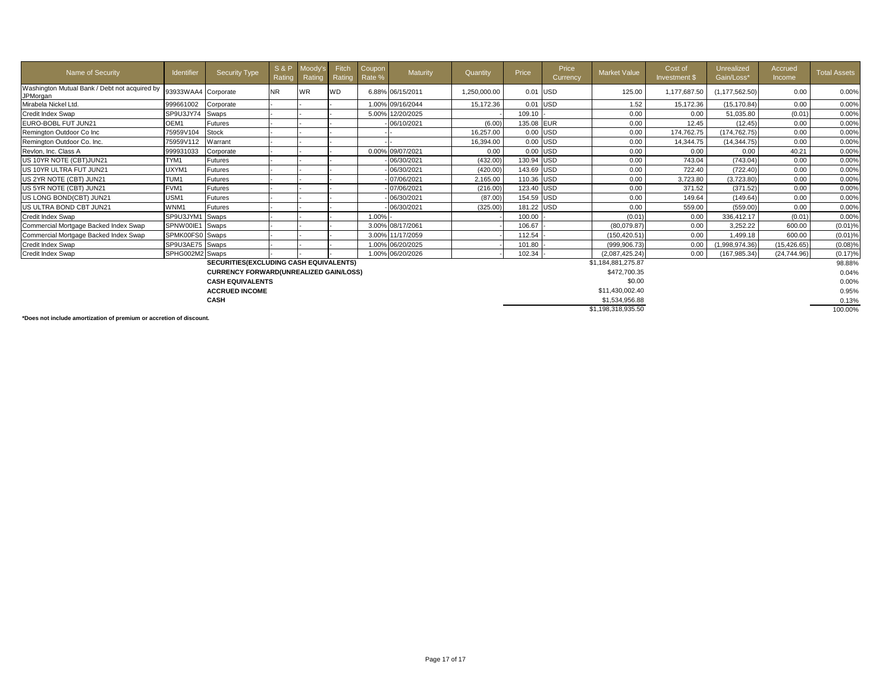| Name of Security | Identifier | Security Type | S & P Rating | Moody's Rating | Fitch Rating | Coupon Rate % | Maturity | Quantity | Price | Price Currency | Market Value | Cost of Investment $ | Unrealized Gain/Loss* | Accrued Income | Total Assets |
|---|---|---|---|---|---|---|---|---|---|---|---|---|---|---|---|
| Washington Mutual Bank / Debt not acquired by JPMorgan | 93933WAA4 | Corporate | NR | WR | WD | 6.88% | 06/15/2011 | 1,250,000.00 | 0.01 | USD | 125.00 | 1,177,687.50 | (1,177,562.50) | 0.00 | 0.00% |
| Mirabela Nickel Ltd. | 999661002 | Corporate | - | - | - | 1.00% | 09/16/2044 | 15,172.36 | 0.01 | USD | 1.52 | 15,172.36 | (15,170.84) | 0.00 | 0.00% |
| Credit Index Swap | SP9U3JY74 | Swaps | - | - | - | 5.00% | 12/20/2025 | - | 109.10 | - | 0.00 | 0.00 | 51,035.80 | (0.01) | 0.00% |
| EURO-BOBL FUT JUN21 | OEM1 | Futures | - | - | - | - | 06/10/2021 | (6.00) | 135.08 | EUR | 0.00 | 12.45 | (12.45) | 0.00 | 0.00% |
| Remington Outdoor Co Inc | 75959V104 | Stock | - | - | - | - | - | 16,257.00 | 0.00 | USD | 0.00 | 174,762.75 | (174,762.75) | 0.00 | 0.00% |
| Remington Outdoor Co. Inc. | 75959V112 | Warrant | - | - | - | - | - | 16,394.00 | 0.00 | USD | 0.00 | 14,344.75 | (14,344.75) | 0.00 | 0.00% |
| Revlon, Inc. Class A | 999931033 | Corporate | - | - | - | 0.00% | 09/07/2021 | 0.00 | 0.00 | USD | 0.00 | 0.00 | 0.00 | 40.21 | 0.00% |
| US 10YR NOTE (CBT)JUN21 | TYM1 | Futures | - | - | - | - | 06/30/2021 | (432.00) | 130.94 | USD | 0.00 | 743.04 | (743.04) | 0.00 | 0.00% |
| US 10YR ULTRA FUT JUN21 | UXYM1 | Futures | - | - | - | - | 06/30/2021 | (420.00) | 143.69 | USD | 0.00 | 722.40 | (722.40) | 0.00 | 0.00% |
| US 2YR NOTE (CBT) JUN21 | TUM1 | Futures | - | - | - | - | 07/06/2021 | 2,165.00 | 110.36 | USD | 0.00 | 3,723.80 | (3,723.80) | 0.00 | 0.00% |
| US 5YR NOTE (CBT) JUN21 | FVM1 | Futures | - | - | - | - | 07/06/2021 | (216.00) | 123.40 | USD | 0.00 | 371.52 | (371.52) | 0.00 | 0.00% |
| US LONG BOND(CBT) JUN21 | USM1 | Futures | - | - | - | - | 06/30/2021 | (87.00) | 154.59 | USD | 0.00 | 149.64 | (149.64) | 0.00 | 0.00% |
| US ULTRA BOND CBT JUN21 | WNM1 | Futures | - | - | - | - | 06/30/2021 | (325.00) | 181.22 | USD | 0.00 | 559.00 | (559.00) | 0.00 | 0.00% |
| Credit Index Swap | SP9U3JYM1 | Swaps | - | - | - | 1.00% | - | - | 100.00 | - | (0.01) | 0.00 | 336,412.17 | (0.01) | 0.00% |
| Commercial Mortgage Backed Index Swap | SPNW00IE1 | Swaps | - | - | - | 3.00% | 08/17/2061 | - | 106.67 | - | (80,079.87) | 0.00 | 3,252.22 | 600.00 | (0.01)% |
| Commercial Mortgage Backed Index Swap | SPMK00FS0 | Swaps | - | - | - | 3.00% | 11/17/2059 | - | 112.54 | - | (150,420.51) | 0.00 | 1,499.18 | 600.00 | (0.01)% |
| Credit Index Swap | SP9U3AE75 | Swaps | - | - | - | 1.00% | 06/20/2025 | - | 101.80 | - | (999,906.73) | 0.00 | (1,998,974.36) | (15,426.65) | (0.08)% |
| Credit Index Swap | SPHG002M2 | Swaps | - | - | - | 1.00% | 06/20/2026 | - | 102.34 | - | (2,087,425.24) | 0.00 | (167,985.34) | (24,744.96) | (0.17)% |
| | | **SECURITIES(EXCLUDING CASH EQUIVALENTS)** | | | | | | | | | $1,184,881,275.87 | | | | 98.88% |
| | | **CURRENCY FORWARD(UNREALIZED GAIN/LOSS)** | | | | | | | | | $472,700.35 | | | | 0.04% |
| | | **CASH EQUIVALENTS** | | | | | | | | | $0.00 | | | | 0.00% |
| | | **ACCRUED INCOME** | | | | | | | | | $11,430,002.40 | | | | 0.95% |
| | | **CASH** | | | | | | | | | $1,534,956.88 | | | | 0.13% |
| | | | | | | | | | | | $1,198,318,935.50 | | | | 100.00% |

**\*Does not include amortization of premium or accretion of discount.**